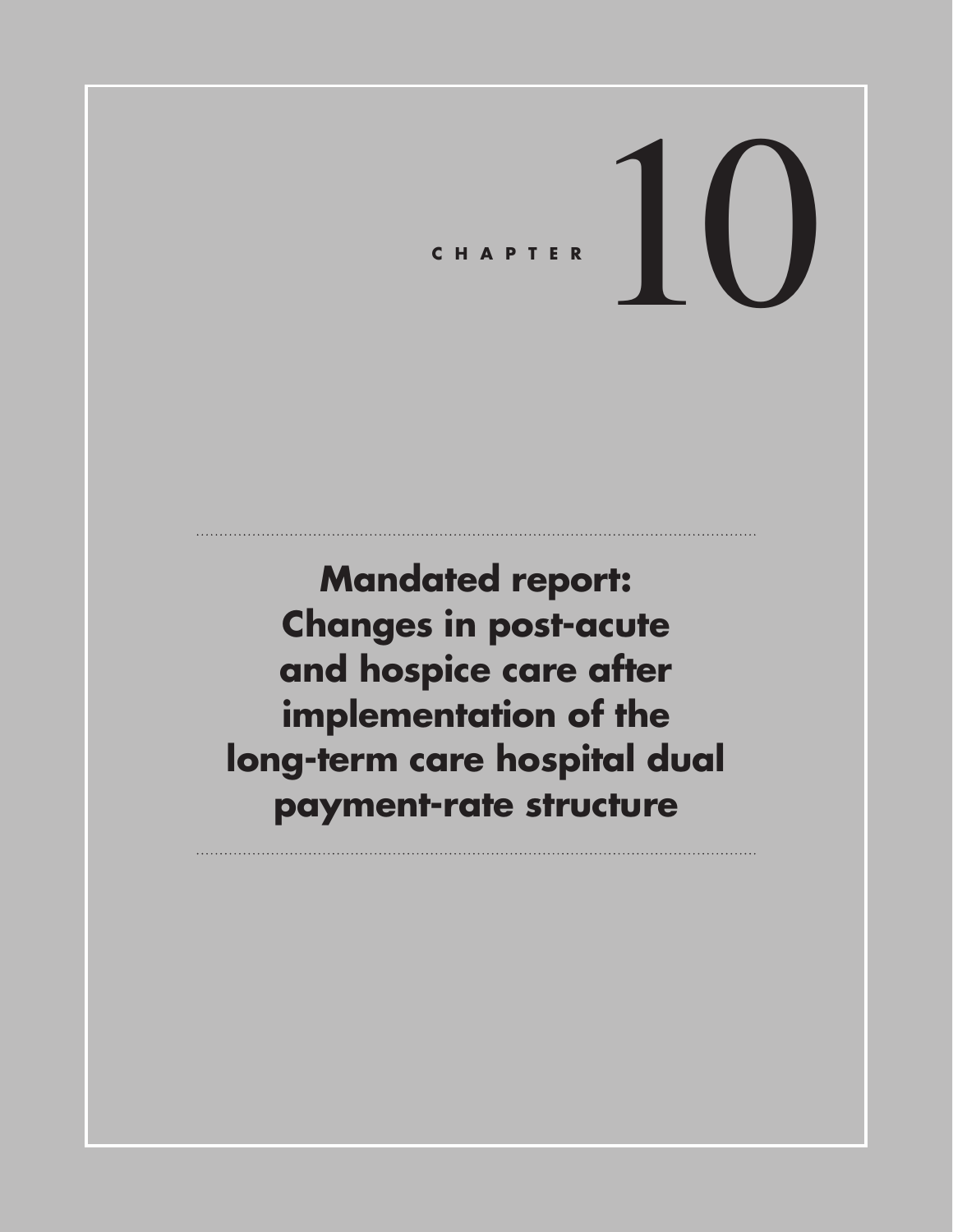CHAPTER 10

# Mandated report: Changes in post-acute and hospice care after implementation of the long-term care hospital dual payment-rate structure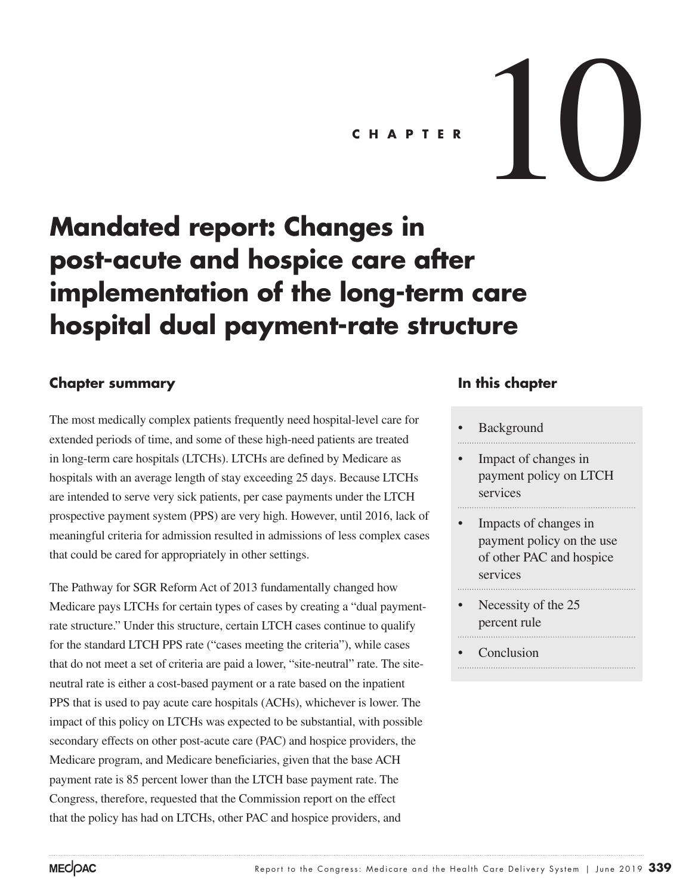# CHAPTER 10

# Mandated report: Changes in post-acute and hospice care after implementation of the long-term care hospital dual payment-rate structure

## Chapter summary

The most medically complex patients frequently need hospital-level care for extended periods of time, and some of these high-need patients are treated in long-term care hospitals (LTCHs). LTCHs are defined by Medicare as hospitals with an average length of stay exceeding 25 days. Because LTCHs are intended to serve very sick patients, per case payments under the LTCH prospective payment system (PPS) are very high. However, until 2016, lack of meaningful criteria for admission resulted in admissions of less complex cases that could be cared for appropriately in other settings.

The Pathway for SGR Reform Act of 2013 fundamentally changed how Medicare pays LTCHs for certain types of cases by creating a "dual payment-rate structure." Under this structure, certain LTCH cases continue to qualify for the standard LTCH PPS rate ("cases meeting the criteria"), while cases that do not meet a set of criteria are paid a lower, "site-neutral" rate. The site-neutral rate is either a cost-based payment or a rate based on the inpatient PPS that is used to pay acute care hospitals (ACHs), whichever is lower. The impact of this policy on LTCHs was expected to be substantial, with possible secondary effects on other post-acute care (PAC) and hospice providers, the Medicare program, and Medicare beneficiaries, given that the base ACH payment rate is 85 percent lower than the LTCH base payment rate. The Congress, therefore, requested that the Commission report on the effect that the policy has had on LTCHs, other PAC and hospice providers, and

## In this chapter

- Background
- Impact of changes in payment policy on LTCH services
- Impacts of changes in payment policy on the use of other PAC and hospice services
- Necessity of the 25 percent rule
- Conclusion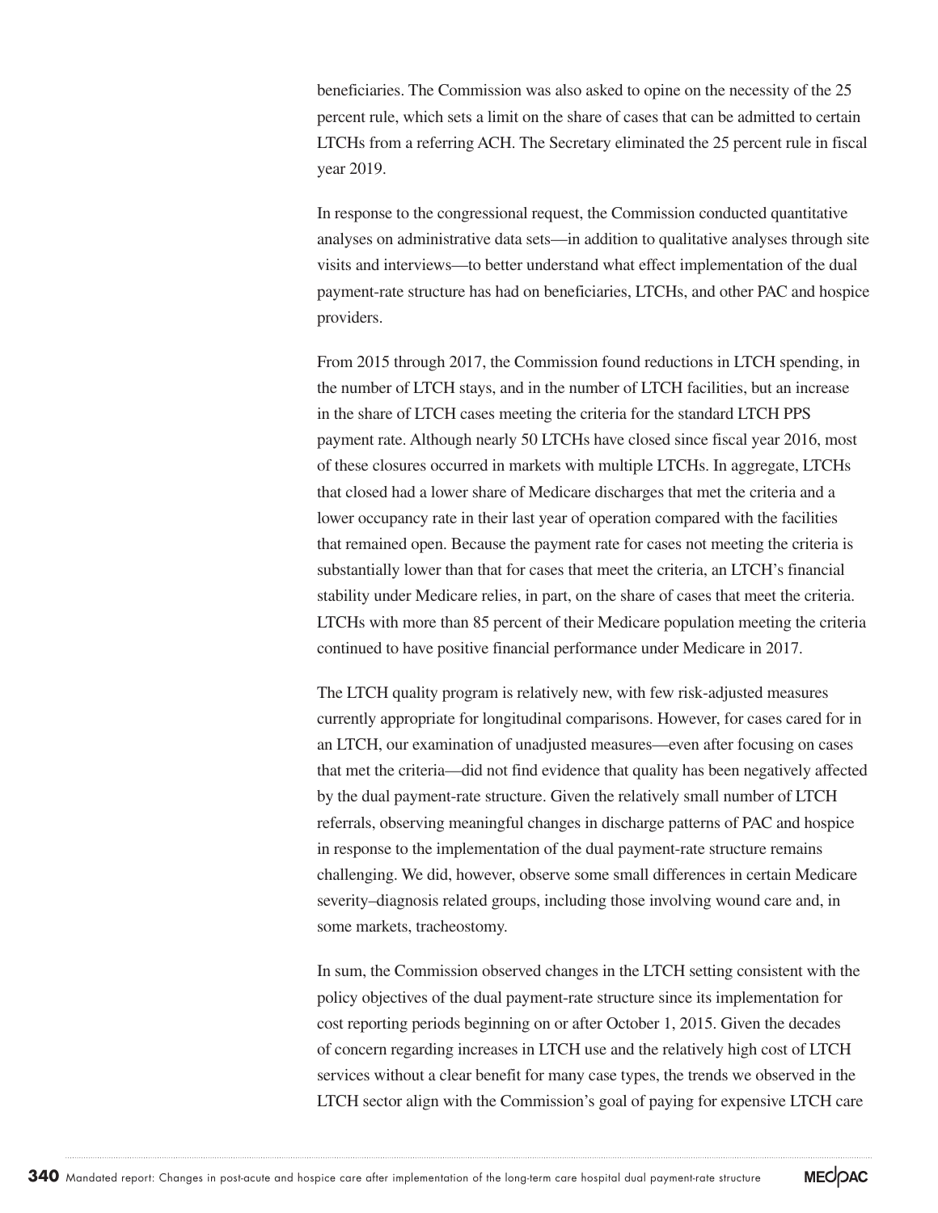beneficiaries. The Commission was also asked to opine on the necessity of the 25 percent rule, which sets a limit on the share of cases that can be admitted to certain LTCHs from a referring ACH. The Secretary eliminated the 25 percent rule in fiscal year 2019.

In response to the congressional request, the Commission conducted quantitative analyses on administrative data sets—in addition to qualitative analyses through site visits and interviews—to better understand what effect implementation of the dual payment-rate structure has had on beneficiaries, LTCHs, and other PAC and hospice providers.

From 2015 through 2017, the Commission found reductions in LTCH spending, in the number of LTCH stays, and in the number of LTCH facilities, but an increase in the share of LTCH cases meeting the criteria for the standard LTCH PPS payment rate. Although nearly 50 LTCHs have closed since fiscal year 2016, most of these closures occurred in markets with multiple LTCHs. In aggregate, LTCHs that closed had a lower share of Medicare discharges that met the criteria and a lower occupancy rate in their last year of operation compared with the facilities that remained open. Because the payment rate for cases not meeting the criteria is substantially lower than that for cases that meet the criteria, an LTCH's financial stability under Medicare relies, in part, on the share of cases that meet the criteria. LTCHs with more than 85 percent of their Medicare population meeting the criteria continued to have positive financial performance under Medicare in 2017.

The LTCH quality program is relatively new, with few risk-adjusted measures currently appropriate for longitudinal comparisons. However, for cases cared for in an LTCH, our examination of unadjusted measures—even after focusing on cases that met the criteria—did not find evidence that quality has been negatively affected by the dual payment-rate structure. Given the relatively small number of LTCH referrals, observing meaningful changes in discharge patterns of PAC and hospice in response to the implementation of the dual payment-rate structure remains challenging. We did, however, observe some small differences in certain Medicare severity–diagnosis related groups, including those involving wound care and, in some markets, tracheostomy.

In sum, the Commission observed changes in the LTCH setting consistent with the policy objectives of the dual payment-rate structure since its implementation for cost reporting periods beginning on or after October 1, 2015. Given the decades of concern regarding increases in LTCH use and the relatively high cost of LTCH services without a clear benefit for many case types, the trends we observed in the LTCH sector align with the Commission's goal of paying for expensive LTCH care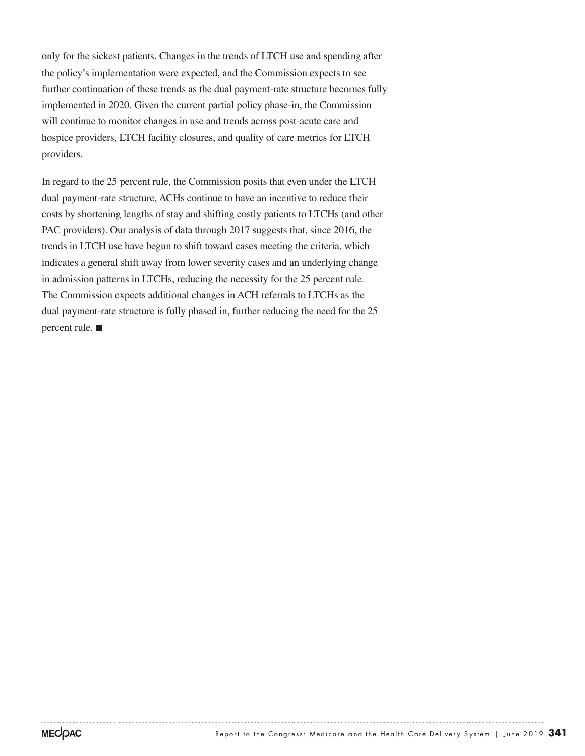only for the sickest patients. Changes in the trends of LTCH use and spending after the policy's implementation were expected, and the Commission expects to see further continuation of these trends as the dual payment-rate structure becomes fully implemented in 2020. Given the current partial policy phase-in, the Commission will continue to monitor changes in use and trends across post-acute care and hospice providers, LTCH facility closures, and quality of care metrics for LTCH providers.

In regard to the 25 percent rule, the Commission posits that even under the LTCH dual payment-rate structure, ACHs continue to have an incentive to reduce their costs by shortening lengths of stay and shifting costly patients to LTCHs (and other PAC providers). Our analysis of data through 2017 suggests that, since 2016, the trends in LTCH use have begun to shift toward cases meeting the criteria, which indicates a general shift away from lower severity cases and an underlying change in admission patterns in LTCHs, reducing the necessity for the 25 percent rule. The Commission expects additional changes in ACH referrals to LTCHs as the dual payment-rate structure is fully phased in, further reducing the need for the 25 percent rule. ■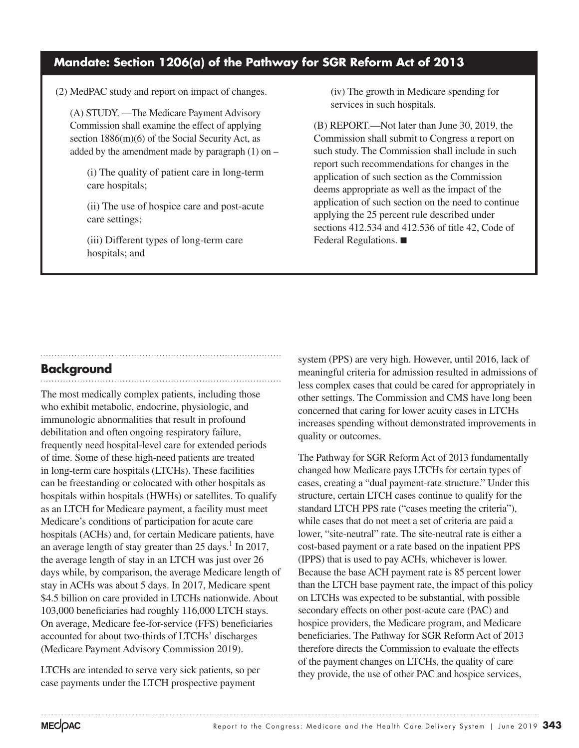## Mandate: Section 1206(a) of the Pathway for SGR Reform Act of 2013

(2) MedPAC study and report on impact of changes.

(A) STUDY. —The Medicare Payment Advisory Commission shall examine the effect of applying section 1886(m)(6) of the Social Security Act, as added by the amendment made by paragraph (1) on –

(i) The quality of patient care in long-term care hospitals;

(ii) The use of hospice care and post-acute care settings;

(iii) Different types of long-term care hospitals; and

(iv) The growth in Medicare spending for services in such hospitals.

(B) REPORT.—Not later than June 30, 2019, the Commission shall submit to Congress a report on such study. The Commission shall include in such report such recommendations for changes in the application of such section as the Commission deems appropriate as well as the impact of the application of such section on the need to continue applying the 25 percent rule described under sections 412.534 and 412.536 of title 42, Code of Federal Regulations. ■

## Background

The most medically complex patients, including those who exhibit metabolic, endocrine, physiologic, and immunologic abnormalities that result in profound debilitation and often ongoing respiratory failure, frequently need hospital-level care for extended periods of time. Some of these high-need patients are treated in long-term care hospitals (LTCHs). These facilities can be freestanding or colocated with other hospitals as hospitals within hospitals (HWHs) or satellites. To qualify as an LTCH for Medicare payment, a facility must meet Medicare's conditions of participation for acute care hospitals (ACHs) and, for certain Medicare patients, have an average length of stay greater than 25 days.[1] In 2017, the average length of stay in an LTCH was just over 26 days while, by comparison, the average Medicare length of stay in ACHs was about 5 days. In 2017, Medicare spent \$4.5 billion on care provided in LTCHs nationwide. About 103,000 beneficiaries had roughly 116,000 LTCH stays. On average, Medicare fee-for-service (FFS) beneficiaries accounted for about two-thirds of LTCHs' discharges (Medicare Payment Advisory Commission 2019).

LTCHs are intended to serve very sick patients, so per case payments under the LTCH prospective payment system (PPS) are very high. However, until 2016, lack of meaningful criteria for admission resulted in admissions of less complex cases that could be cared for appropriately in other settings. The Commission and CMS have long been concerned that caring for lower acuity cases in LTCHs increases spending without demonstrated improvements in quality or outcomes.

The Pathway for SGR Reform Act of 2013 fundamentally changed how Medicare pays LTCHs for certain types of cases, creating a "dual payment-rate structure." Under this structure, certain LTCH cases continue to qualify for the standard LTCH PPS rate ("cases meeting the criteria"), while cases that do not meet a set of criteria are paid a lower, "site-neutral" rate. The site-neutral rate is either a cost-based payment or a rate based on the inpatient PPS (IPPS) that is used to pay ACHs, whichever is lower. Because the base ACH payment rate is 85 percent lower than the LTCH base payment rate, the impact of this policy on LTCHs was expected to be substantial, with possible secondary effects on other post-acute care (PAC) and hospice providers, the Medicare program, and Medicare beneficiaries. The Pathway for SGR Reform Act of 2013 therefore directs the Commission to evaluate the effects of the payment changes on LTCHs, the quality of care they provide, the use of other PAC and hospice services,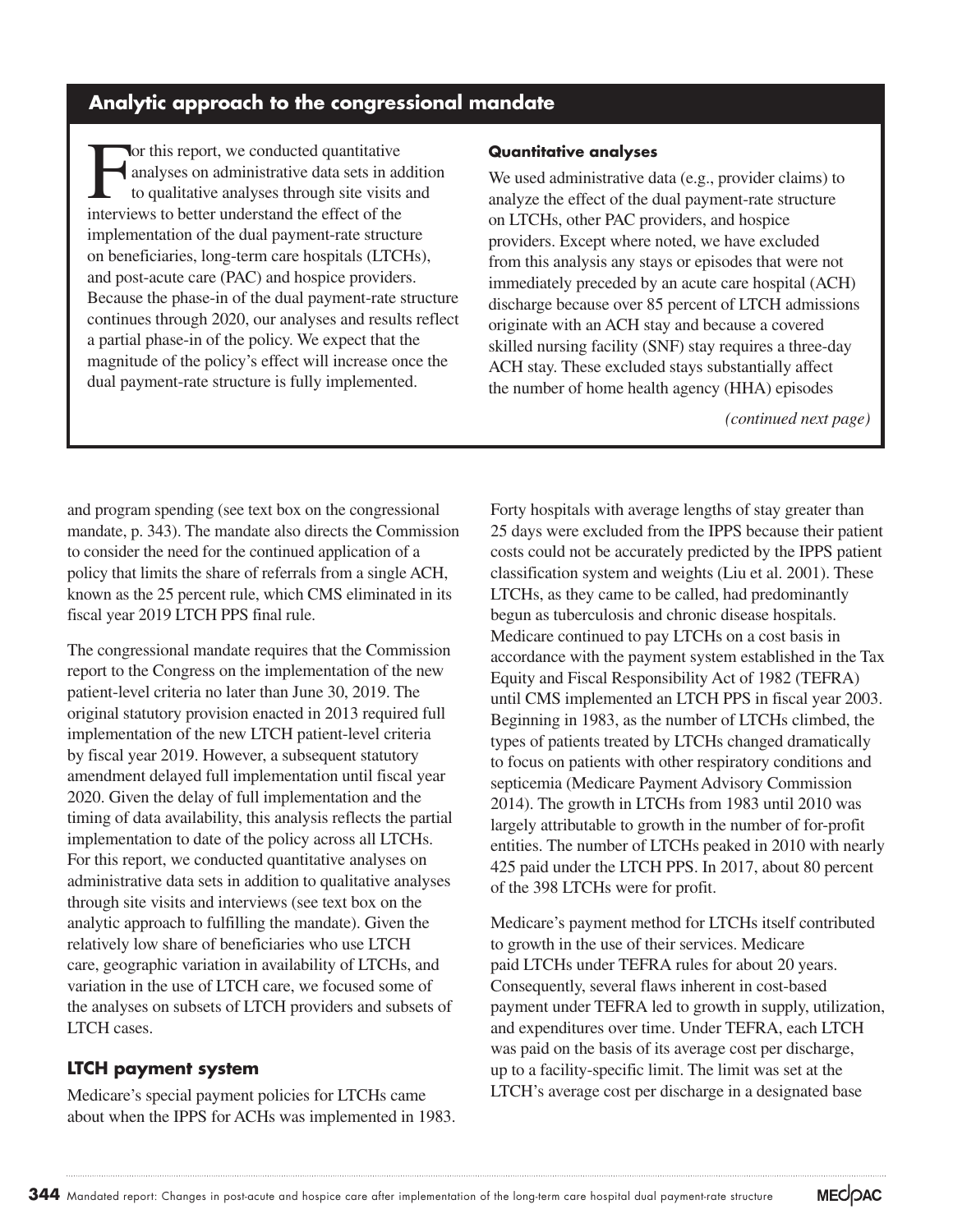## Analytic approach to the congressional mandate

For this report, we conducted quantitative analyses on administrative data sets in addition to qualitative analyses through site visits and interviews to better understand the effect of the implementation of the dual payment-rate structure on beneficiaries, long-term care hospitals (LTCHs), and post-acute care (PAC) and hospice providers. Because the phase-in of the dual payment-rate structure continues through 2020, our analyses and results reflect a partial phase-in of the policy. We expect that the magnitude of the policy's effect will increase once the dual payment-rate structure is fully implemented.

#### Quantitative analyses

We used administrative data (e.g., provider claims) to analyze the effect of the dual payment-rate structure on LTCHs, other PAC providers, and hospice providers. Except where noted, we have excluded from this analysis any stays or episodes that were not immediately preceded by an acute care hospital (ACH) discharge because over 85 percent of LTCH admissions originate with an ACH stay and because a covered skilled nursing facility (SNF) stay requires a three-day ACH stay. These excluded stays substantially affect the number of home health agency (HHA) episodes

*(continued next page)*

and program spending (see text box on the congressional mandate, p. 343). The mandate also directs the Commission to consider the need for the continued application of a policy that limits the share of referrals from a single ACH, known as the 25 percent rule, which CMS eliminated in its fiscal year 2019 LTCH PPS final rule.

The congressional mandate requires that the Commission report to the Congress on the implementation of the new patient-level criteria no later than June 30, 2019. The original statutory provision enacted in 2013 required full implementation of the new LTCH patient-level criteria by fiscal year 2019. However, a subsequent statutory amendment delayed full implementation until fiscal year 2020. Given the delay of full implementation and the timing of data availability, this analysis reflects the partial implementation to date of the policy across all LTCHs. For this report, we conducted quantitative analyses on administrative data sets in addition to qualitative analyses through site visits and interviews (see text box on the analytic approach to fulfilling the mandate). Given the relatively low share of beneficiaries who use LTCH care, geographic variation in availability of LTCHs, and variation in the use of LTCH care, we focused some of the analyses on subsets of LTCH providers and subsets of LTCH cases.

## LTCH payment system

Medicare's special payment policies for LTCHs came about when the IPPS for ACHs was implemented in 1983. Forty hospitals with average lengths of stay greater than 25 days were excluded from the IPPS because their patient costs could not be accurately predicted by the IPPS patient classification system and weights (Liu et al. 2001). These LTCHs, as they came to be called, had predominantly begun as tuberculosis and chronic disease hospitals. Medicare continued to pay LTCHs on a cost basis in accordance with the payment system established in the Tax Equity and Fiscal Responsibility Act of 1982 (TEFRA) until CMS implemented an LTCH PPS in fiscal year 2003. Beginning in 1983, as the number of LTCHs climbed, the types of patients treated by LTCHs changed dramatically to focus on patients with other respiratory conditions and septicemia (Medicare Payment Advisory Commission 2014). The growth in LTCHs from 1983 until 2010 was largely attributable to growth in the number of for-profit entities. The number of LTCHs peaked in 2010 with nearly 425 paid under the LTCH PPS. In 2017, about 80 percent of the 398 LTCHs were for profit.

Medicare's payment method for LTCHs itself contributed to growth in the use of their services. Medicare paid LTCHs under TEFRA rules for about 20 years. Consequently, several flaws inherent in cost-based payment under TEFRA led to growth in supply, utilization, and expenditures over time. Under TEFRA, each LTCH was paid on the basis of its average cost per discharge, up to a facility-specific limit. The limit was set at the LTCH's average cost per discharge in a designated base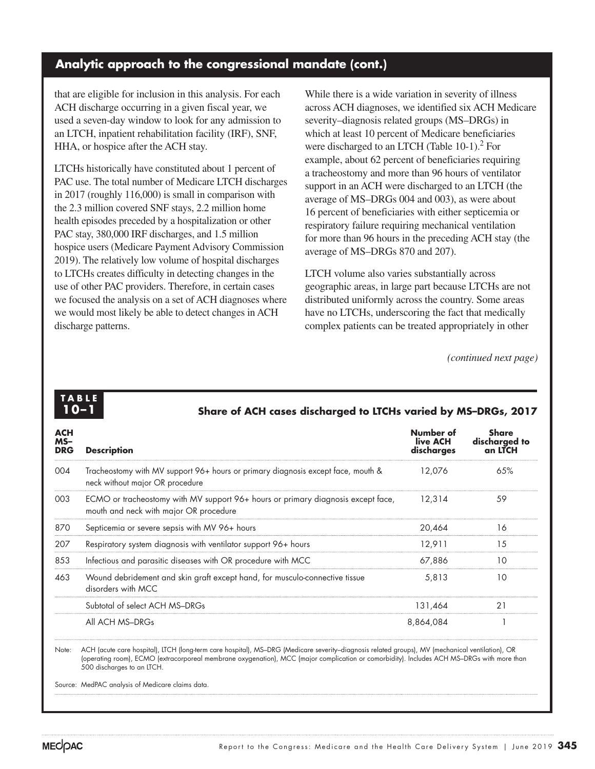## Analytic approach to the congressional mandate (cont.)

that are eligible for inclusion in this analysis. For each ACH discharge occurring in a given fiscal year, we used a seven-day window to look for any admission to an LTCH, inpatient rehabilitation facility (IRF), SNF, HHA, or hospice after the ACH stay.

LTCHs historically have constituted about 1 percent of PAC use. The total number of Medicare LTCH discharges in 2017 (roughly 116,000) is small in comparison with the 2.3 million covered SNF stays, 2.2 million home health episodes preceded by a hospitalization or other PAC stay, 380,000 IRF discharges, and 1.5 million hospice users (Medicare Payment Advisory Commission 2019). The relatively low volume of hospital discharges to LTCHs creates difficulty in detecting changes in the use of other PAC providers. Therefore, in certain cases we focused the analysis on a set of ACH diagnoses where we would most likely be able to detect changes in ACH discharge patterns.

While there is a wide variation in severity of illness across ACH diagnoses, we identified six ACH Medicare severity–diagnosis related groups (MS–DRGs) in which at least 10 percent of Medicare beneficiaries were discharged to an LTCH (Table 10-1).[2] For example, about 62 percent of beneficiaries requiring a tracheostomy and more than 96 hours of ventilator support in an ACH were discharged to an LTCH (the average of MS–DRGs 004 and 003), as were about 16 percent of beneficiaries with either septicemia or respiratory failure requiring mechanical ventilation for more than 96 hours in the preceding ACH stay (the average of MS–DRGs 870 and 207).

LTCH volume also varies substantially across geographic areas, in large part because LTCHs are not distributed uniformly across the country. Some areas have no LTCHs, underscoring the fact that medically complex patients can be treated appropriately in other

*(continued next page)*

**TABLE 10–1**

**Share of ACH cases discharged to LTCHs varied by MS–DRGs, 2017**

| ACH MS–DRG | Description | Number of live ACH discharges | Share discharged to an LTCH |
|---|---|---|---|
| 004 | Tracheostomy with MV support 96+ hours or primary diagnosis except face, mouth & neck without major OR procedure | 12,076 | 65% |
| 003 | ECMO or tracheostomy with MV support 96+ hours or primary diagnosis except face, mouth and neck with major OR procedure | 12,314 | 59 |
| 870 | Septicemia or severe sepsis with MV 96+ hours | 20,464 | 16 |
| 207 | Respiratory system diagnosis with ventilator support 96+ hours | 12,911 | 15 |
| 853 | Infectious and parasitic diseases with OR procedure with MCC | 67,886 | 10 |
| 463 | Wound debridement and skin graft except hand, for musculo-connective tissue disorders with MCC | 5,813 | 10 |
| | Subtotal of select ACH MS–DRGs | 131,464 | 21 |
| | All ACH MS–DRGs | 8,864,084 | 1 |

Note: ACH (acute care hospital), LTCH (long-term care hospital), MS–DRG (Medicare severity–diagnosis related groups), MV (mechanical ventilation), OR (operating room), ECMO (extracorporeal membrane oxygenation), MCC (major complication or comorbidity). Includes ACH MS–DRGs with more than 500 discharges to an LTCH.

Source: MedPAC analysis of Medicare claims data.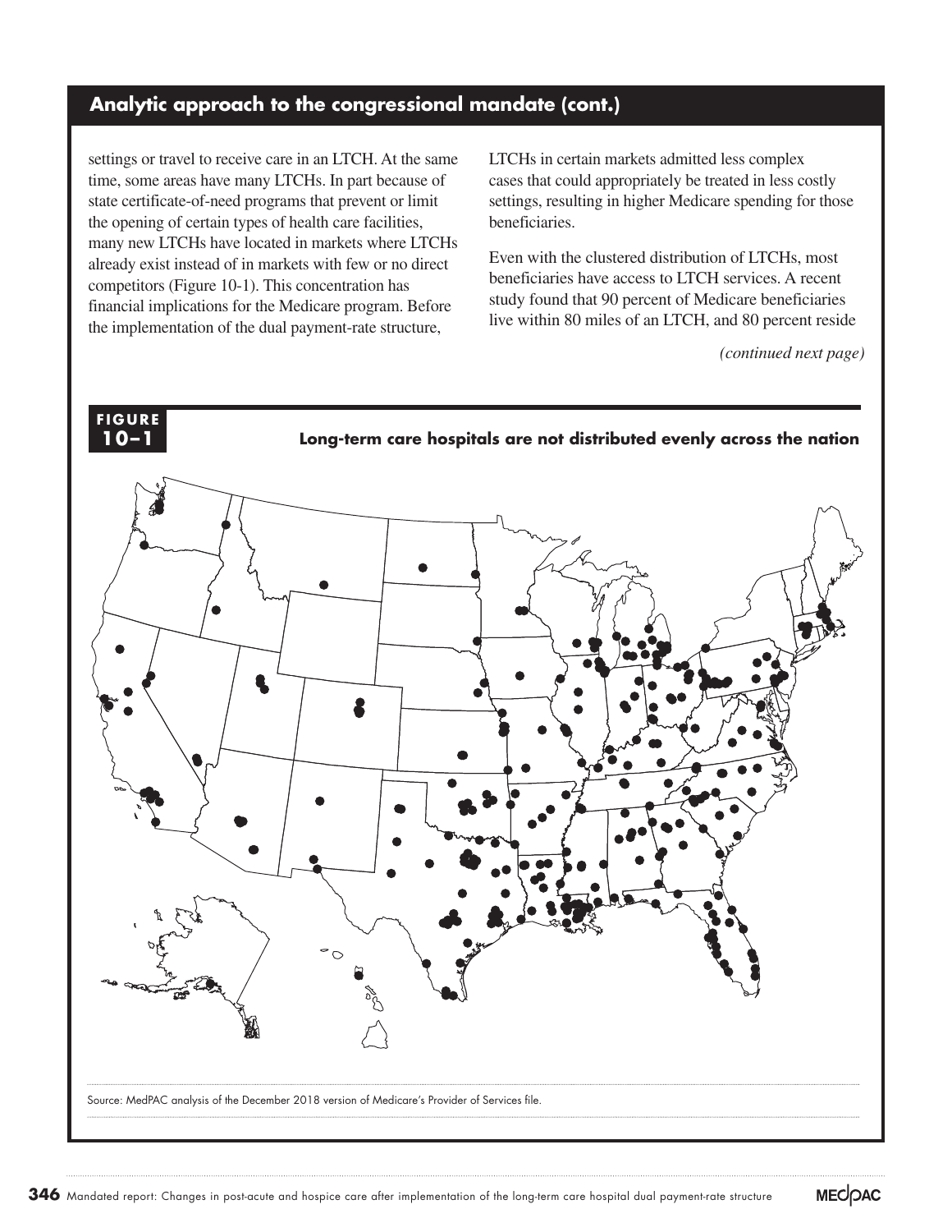## Analytic approach to the congressional mandate (cont.)

settings or travel to receive care in an LTCH. At the same time, some areas have many LTCHs. In part because of state certificate-of-need programs that prevent or limit the opening of certain types of health care facilities, many new LTCHs have located in markets where LTCHs already exist instead of in markets with few or no direct competitors (Figure 10-1). This concentration has financial implications for the Medicare program. Before the implementation of the dual payment-rate structure, LTCHs in certain markets admitted less complex cases that could appropriately be treated in less costly settings, resulting in higher Medicare spending for those beneficiaries.

Even with the clustered distribution of LTCHs, most beneficiaries have access to LTCH services. A recent study found that 90 percent of Medicare beneficiaries live within 80 miles of an LTCH, and 80 percent reside

*(continued next page)*

**FIGURE 10–1** **Long-term care hospitals are not distributed evenly across the nation**

Source: MedPAC analysis of the December 2018 version of Medicare's Provider of Services file.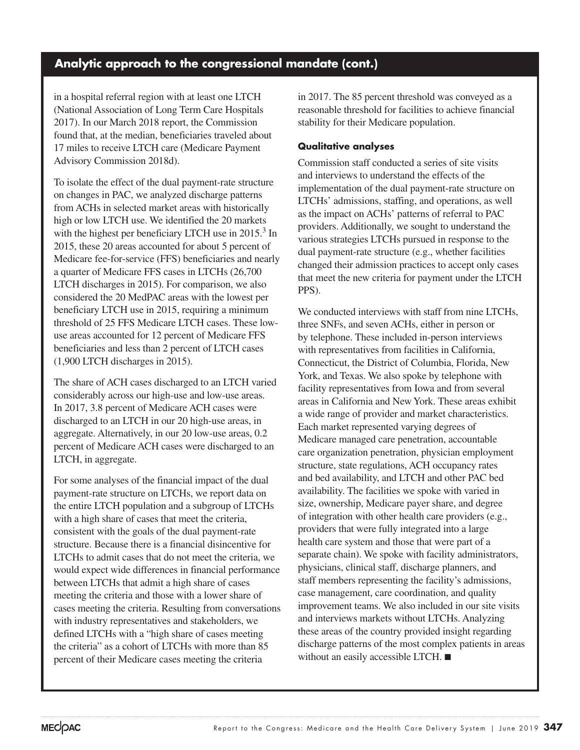## Analytic approach to the congressional mandate (cont.)

in a hospital referral region with at least one LTCH (National Association of Long Term Care Hospitals 2017). In our March 2018 report, the Commission found that, at the median, beneficiaries traveled about 17 miles to receive LTCH care (Medicare Payment Advisory Commission 2018d).

To isolate the effect of the dual payment-rate structure on changes in PAC, we analyzed discharge patterns from ACHs in selected market areas with historically high or low LTCH use. We identified the 20 markets with the highest per beneficiary LTCH use in 2015.[3] In 2015, these 20 areas accounted for about 5 percent of Medicare fee-for-service (FFS) beneficiaries and nearly a quarter of Medicare FFS cases in LTCHs (26,700 LTCH discharges in 2015). For comparison, we also considered the 20 MedPAC areas with the lowest per beneficiary LTCH use in 2015, requiring a minimum threshold of 25 FFS Medicare LTCH cases. These low-use areas accounted for 12 percent of Medicare FFS beneficiaries and less than 2 percent of LTCH cases (1,900 LTCH discharges in 2015).

The share of ACH cases discharged to an LTCH varied considerably across our high-use and low-use areas. In 2017, 3.8 percent of Medicare ACH cases were discharged to an LTCH in our 20 high-use areas, in aggregate. Alternatively, in our 20 low-use areas, 0.2 percent of Medicare ACH cases were discharged to an LTCH, in aggregate.

For some analyses of the financial impact of the dual payment-rate structure on LTCHs, we report data on the entire LTCH population and a subgroup of LTCHs with a high share of cases that meet the criteria, consistent with the goals of the dual payment-rate structure. Because there is a financial disincentive for LTCHs to admit cases that do not meet the criteria, we would expect wide differences in financial performance between LTCHs that admit a high share of cases meeting the criteria and those with a lower share of cases meeting the criteria. Resulting from conversations with industry representatives and stakeholders, we defined LTCHs with a "high share of cases meeting the criteria" as a cohort of LTCHs with more than 85 percent of their Medicare cases meeting the criteria in 2017. The 85 percent threshold was conveyed as a reasonable threshold for facilities to achieve financial stability for their Medicare population.

### Qualitative analyses

Commission staff conducted a series of site visits and interviews to understand the effects of the implementation of the dual payment-rate structure on LTCHs' admissions, staffing, and operations, as well as the impact on ACHs' patterns of referral to PAC providers. Additionally, we sought to understand the various strategies LTCHs pursued in response to the dual payment-rate structure (e.g., whether facilities changed their admission practices to accept only cases that meet the new criteria for payment under the LTCH PPS).

We conducted interviews with staff from nine LTCHs, three SNFs, and seven ACHs, either in person or by telephone. These included in-person interviews with representatives from facilities in California, Connecticut, the District of Columbia, Florida, New York, and Texas. We also spoke by telephone with facility representatives from Iowa and from several areas in California and New York. These areas exhibit a wide range of provider and market characteristics. Each market represented varying degrees of Medicare managed care penetration, accountable care organization penetration, physician employment structure, state regulations, ACH occupancy rates and bed availability, and LTCH and other PAC bed availability. The facilities we spoke with varied in size, ownership, Medicare payer share, and degree of integration with other health care providers (e.g., providers that were fully integrated into a large health care system and those that were part of a separate chain). We spoke with facility administrators, physicians, clinical staff, discharge planners, and staff members representing the facility's admissions, case management, care coordination, and quality improvement teams. We also included in our site visits and interviews markets without LTCHs. Analyzing these areas of the country provided insight regarding discharge patterns of the most complex patients in areas without an easily accessible LTCH. ■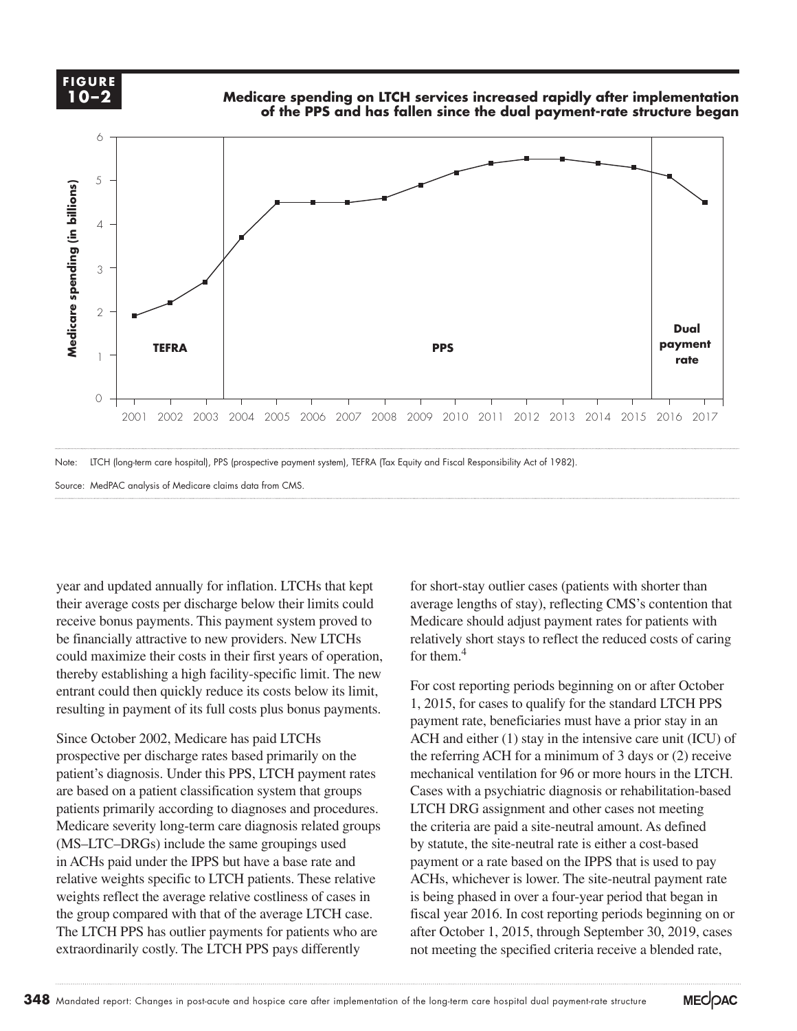**FIGURE 10–2**

**Medicare spending on LTCH services increased rapidly after implementation of the PPS and has fallen since the dual payment-rate structure began**

Note: LTCH (long-term care hospital), PPS (prospective payment system), TEFRA (Tax Equity and Fiscal Responsibility Act of 1982).

Source: MedPAC analysis of Medicare claims data from CMS.

year and updated annually for inflation. LTCHs that kept their average costs per discharge below their limits could receive bonus payments. This payment system proved to be financially attractive to new providers. New LTCHs could maximize their costs in their first years of operation, thereby establishing a high facility-specific limit. The new entrant could then quickly reduce its costs below its limit, resulting in payment of its full costs plus bonus payments.

Since October 2002, Medicare has paid LTCHs prospective per discharge rates based primarily on the patient's diagnosis. Under this PPS, LTCH payment rates are based on a patient classification system that groups patients primarily according to diagnoses and procedures. Medicare severity long-term care diagnosis related groups (MS–LTC–DRGs) include the same groupings used in ACHs paid under the IPPS but have a base rate and relative weights specific to LTCH patients. These relative weights reflect the average relative costliness of cases in the group compared with that of the average LTCH case. The LTCH PPS has outlier payments for patients who are extraordinarily costly. The LTCH PPS pays differently for short-stay outlier cases (patients with shorter than average lengths of stay), reflecting CMS's contention that Medicare should adjust payment rates for patients with relatively short stays to reflect the reduced costs of caring for them.[4]

For cost reporting periods beginning on or after October 1, 2015, for cases to qualify for the standard LTCH PPS payment rate, beneficiaries must have a prior stay in an ACH and either (1) stay in the intensive care unit (ICU) of the referring ACH for a minimum of 3 days or (2) receive mechanical ventilation for 96 or more hours in the LTCH. Cases with a psychiatric diagnosis or rehabilitation-based LTCH DRG assignment and other cases not meeting the criteria are paid a site-neutral amount. As defined by statute, the site-neutral rate is either a cost-based payment or a rate based on the IPPS that is used to pay ACHs, whichever is lower. The site-neutral payment rate is being phased in over a four-year period that began in fiscal year 2016. In cost reporting periods beginning on or after October 1, 2015, through September 30, 2019, cases not meeting the specified criteria receive a blended rate,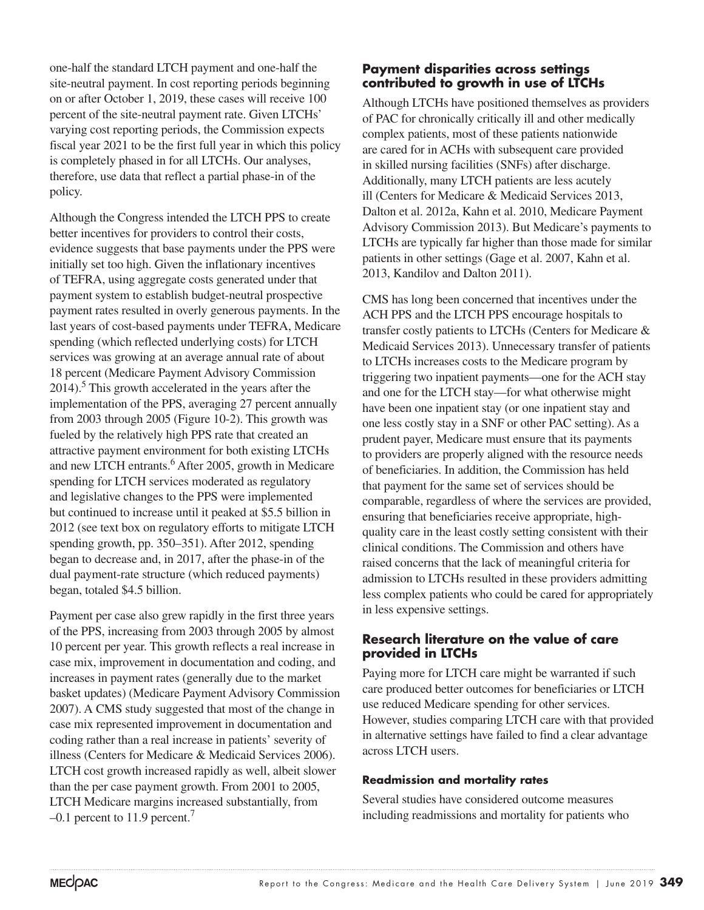one-half the standard LTCH payment and one-half the site-neutral payment. In cost reporting periods beginning on or after October 1, 2019, these cases will receive 100 percent of the site-neutral payment rate. Given LTCHs' varying cost reporting periods, the Commission expects fiscal year 2021 to be the first full year in which this policy is completely phased in for all LTCHs. Our analyses, therefore, use data that reflect a partial phase-in of the policy.

Although the Congress intended the LTCH PPS to create better incentives for providers to control their costs, evidence suggests that base payments under the PPS were initially set too high. Given the inflationary incentives of TEFRA, using aggregate costs generated under that payment system to establish budget-neutral prospective payment rates resulted in overly generous payments. In the last years of cost-based payments under TEFRA, Medicare spending (which reflected underlying costs) for LTCH services was growing at an average annual rate of about 18 percent (Medicare Payment Advisory Commission 2014).[5] This growth accelerated in the years after the implementation of the PPS, averaging 27 percent annually from 2003 through 2005 (Figure 10-2). This growth was fueled by the relatively high PPS rate that created an attractive payment environment for both existing LTCHs and new LTCH entrants.[6] After 2005, growth in Medicare spending for LTCH services moderated as regulatory and legislative changes to the PPS were implemented but continued to increase until it peaked at $5.5 billion in 2012 (see text box on regulatory efforts to mitigate LTCH spending growth, pp. 350–351). After 2012, spending began to decrease and, in 2017, after the phase-in of the dual payment-rate structure (which reduced payments) began, totaled $4.5 billion.

Payment per case also grew rapidly in the first three years of the PPS, increasing from 2003 through 2005 by almost 10 percent per year. This growth reflects a real increase in case mix, improvement in documentation and coding, and increases in payment rates (generally due to the market basket updates) (Medicare Payment Advisory Commission 2007). A CMS study suggested that most of the change in case mix represented improvement in documentation and coding rather than a real increase in patients' severity of illness (Centers for Medicare & Medicaid Services 2006). LTCH cost growth increased rapidly as well, albeit slower than the per case payment growth. From 2001 to 2005, LTCH Medicare margins increased substantially, from –0.1 percent to 11.9 percent.[7]

### Payment disparities across settings contributed to growth in use of LTCHs

Although LTCHs have positioned themselves as providers of PAC for chronically critically ill and other medically complex patients, most of these patients nationwide are cared for in ACHs with subsequent care provided in skilled nursing facilities (SNFs) after discharge. Additionally, many LTCH patients are less acutely ill (Centers for Medicare & Medicaid Services 2013, Dalton et al. 2012a, Kahn et al. 2010, Medicare Payment Advisory Commission 2013). But Medicare's payments to LTCHs are typically far higher than those made for similar patients in other settings (Gage et al. 2007, Kahn et al. 2013, Kandilov and Dalton 2011).

CMS has long been concerned that incentives under the ACH PPS and the LTCH PPS encourage hospitals to transfer costly patients to LTCHs (Centers for Medicare & Medicaid Services 2013). Unnecessary transfer of patients to LTCHs increases costs to the Medicare program by triggering two inpatient payments—one for the ACH stay and one for the LTCH stay—for what otherwise might have been one inpatient stay (or one inpatient stay and one less costly stay in a SNF or other PAC setting). As a prudent payer, Medicare must ensure that its payments to providers are properly aligned with the resource needs of beneficiaries. In addition, the Commission has held that payment for the same set of services should be comparable, regardless of where the services are provided, ensuring that beneficiaries receive appropriate, high-quality care in the least costly setting consistent with their clinical conditions. The Commission and others have raised concerns that the lack of meaningful criteria for admission to LTCHs resulted in these providers admitting less complex patients who could be cared for appropriately in less expensive settings.

### Research literature on the value of care provided in LTCHs

Paying more for LTCH care might be warranted if such care produced better outcomes for beneficiaries or LTCH use reduced Medicare spending for other services. However, studies comparing LTCH care with that provided in alternative settings have failed to find a clear advantage across LTCH users.

#### Readmission and mortality rates

Several studies have considered outcome measures including readmissions and mortality for patients who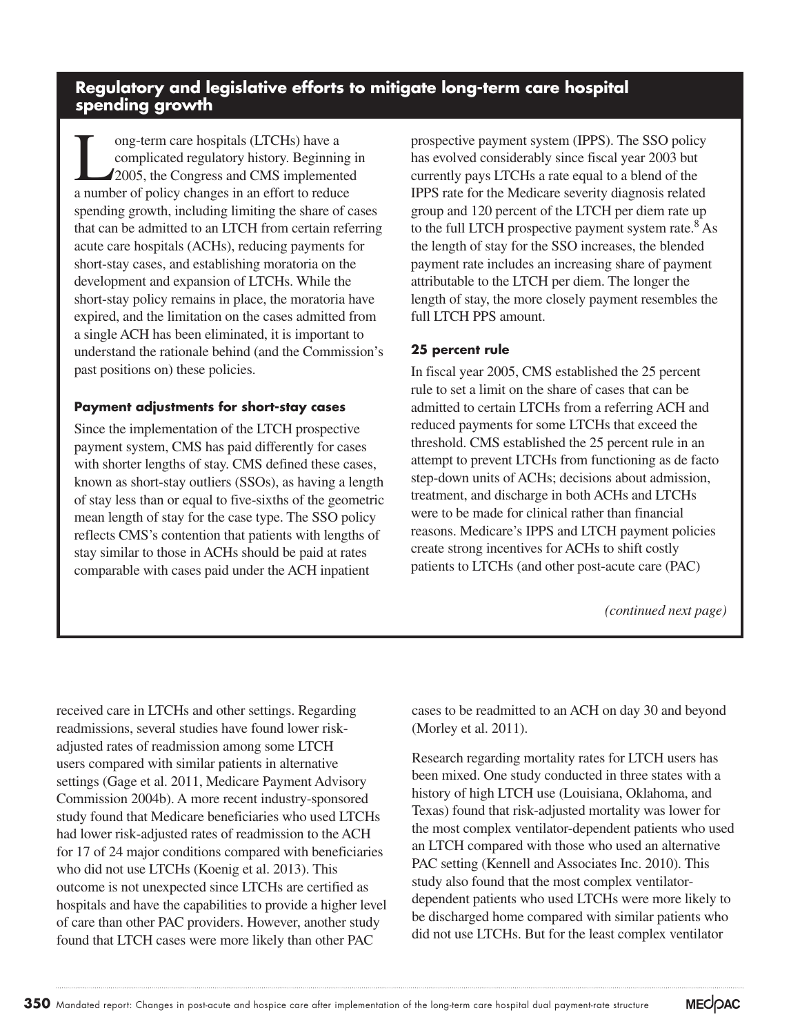## Regulatory and legislative efforts to mitigate long-term care hospital spending growth

Long-term care hospitals (LTCHs) have a complicated regulatory history. Beginning in 2005, the Congress and CMS implemented a number of policy changes in an effort to reduce spending growth, including limiting the share of cases that can be admitted to an LTCH from certain referring acute care hospitals (ACHs), reducing payments for short-stay cases, and establishing moratoria on the development and expansion of LTCHs. While the short-stay policy remains in place, the moratoria have expired, and the limitation on the cases admitted from a single ACH has been eliminated, it is important to understand the rationale behind (and the Commission's past positions on) these policies.

### Payment adjustments for short-stay cases

Since the implementation of the LTCH prospective payment system, CMS has paid differently for cases with shorter lengths of stay. CMS defined these cases, known as short-stay outliers (SSOs), as having a length of stay less than or equal to five-sixths of the geometric mean length of stay for the case type. The SSO policy reflects CMS's contention that patients with lengths of stay similar to those in ACHs should be paid at rates comparable with cases paid under the ACH inpatient prospective payment system (IPPS). The SSO policy has evolved considerably since fiscal year 2003 but currently pays LTCHs a rate equal to a blend of the IPPS rate for the Medicare severity diagnosis related group and 120 percent of the LTCH per diem rate up to the full LTCH prospective payment system rate.[8] As the length of stay for the SSO increases, the blended payment rate includes an increasing share of payment attributable to the LTCH per diem. The longer the length of stay, the more closely payment resembles the full LTCH PPS amount.

### 25 percent rule

In fiscal year 2005, CMS established the 25 percent rule to set a limit on the share of cases that can be admitted to certain LTCHs from a referring ACH and reduced payments for some LTCHs that exceed the threshold. CMS established the 25 percent rule in an attempt to prevent LTCHs from functioning as de facto step-down units of ACHs; decisions about admission, treatment, and discharge in both ACHs and LTCHs were to be made for clinical rather than financial reasons. Medicare's IPPS and LTCH payment policies create strong incentives for ACHs to shift costly patients to LTCHs (and other post-acute care (PAC)

*(continued next page)*

received care in LTCHs and other settings. Regarding readmissions, several studies have found lower risk-adjusted rates of readmission among some LTCH users compared with similar patients in alternative settings (Gage et al. 2011, Medicare Payment Advisory Commission 2004b). A more recent industry-sponsored study found that Medicare beneficiaries who used LTCHs had lower risk-adjusted rates of readmission to the ACH for 17 of 24 major conditions compared with beneficiaries who did not use LTCHs (Koenig et al. 2013). This outcome is not unexpected since LTCHs are certified as hospitals and have the capabilities to provide a higher level of care than other PAC providers. However, another study found that LTCH cases were more likely than other PAC cases to be readmitted to an ACH on day 30 and beyond (Morley et al. 2011).

Research regarding mortality rates for LTCH users has been mixed. One study conducted in three states with a history of high LTCH use (Louisiana, Oklahoma, and Texas) found that risk-adjusted mortality was lower for the most complex ventilator-dependent patients who used an LTCH compared with those who used an alternative PAC setting (Kennell and Associates Inc. 2010). This study also found that the most complex ventilator-dependent patients who used LTCHs were more likely to be discharged home compared with similar patients who did not use LTCHs. But for the least complex ventilator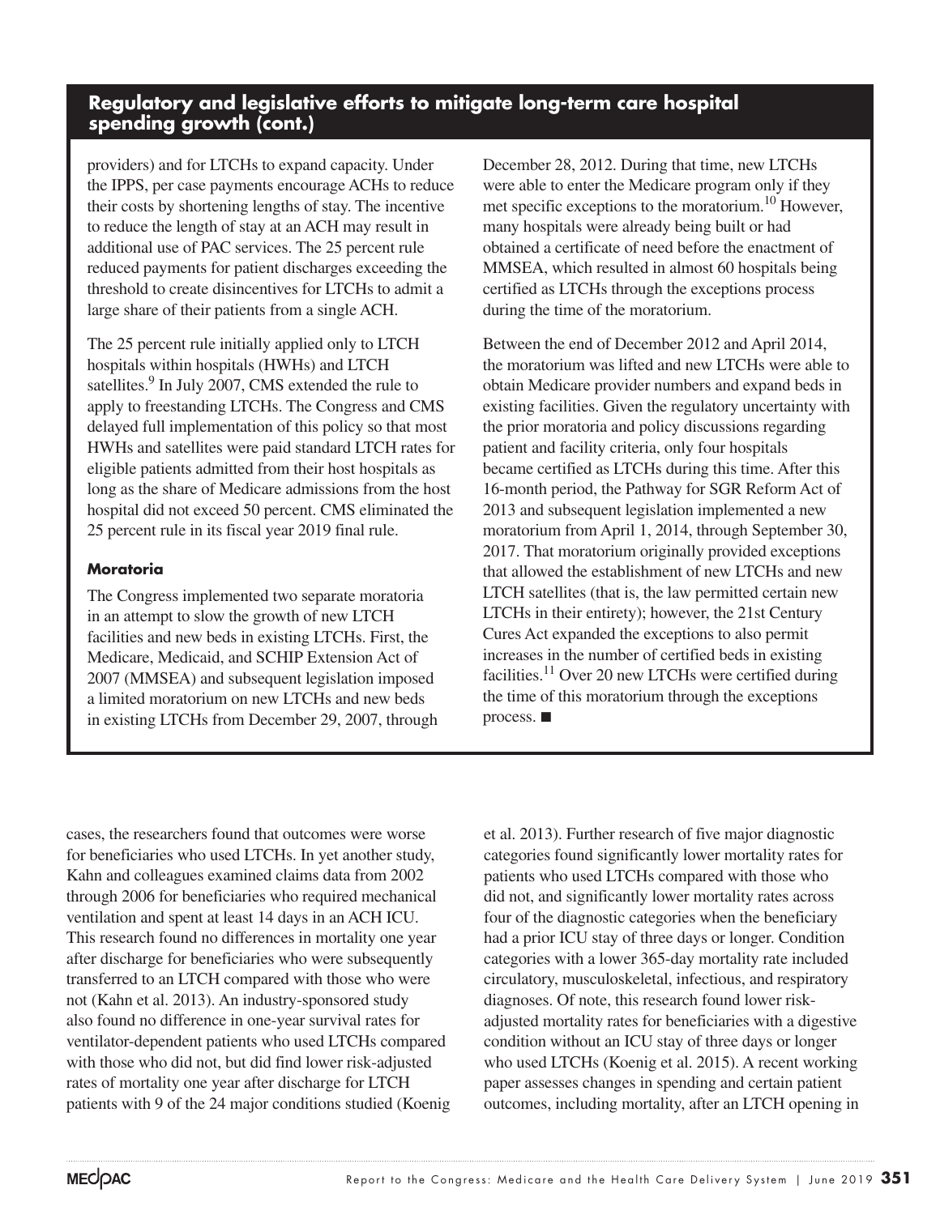## Regulatory and legislative efforts to mitigate long-term care hospital spending growth (cont.)

providers) and for LTCHs to expand capacity. Under the IPPS, per case payments encourage ACHs to reduce their costs by shortening lengths of stay. The incentive to reduce the length of stay at an ACH may result in additional use of PAC services. The 25 percent rule reduced payments for patient discharges exceeding the threshold to create disincentives for LTCHs to admit a large share of their patients from a single ACH.

The 25 percent rule initially applied only to LTCH hospitals within hospitals (HWHs) and LTCH satellites.[9] In July 2007, CMS extended the rule to apply to freestanding LTCHs. The Congress and CMS delayed full implementation of this policy so that most HWHs and satellites were paid standard LTCH rates for eligible patients admitted from their host hospitals as long as the share of Medicare admissions from the host hospital did not exceed 50 percent. CMS eliminated the 25 percent rule in its fiscal year 2019 final rule.

### Moratoria

The Congress implemented two separate moratoria in an attempt to slow the growth of new LTCH facilities and new beds in existing LTCHs. First, the Medicare, Medicaid, and SCHIP Extension Act of 2007 (MMSEA) and subsequent legislation imposed a limited moratorium on new LTCHs and new beds in existing LTCHs from December 29, 2007, through December 28, 2012. During that time, new LTCHs were able to enter the Medicare program only if they met specific exceptions to the moratorium.[10] However, many hospitals were already being built or had obtained a certificate of need before the enactment of MMSEA, which resulted in almost 60 hospitals being certified as LTCHs through the exceptions process during the time of the moratorium.

Between the end of December 2012 and April 2014, the moratorium was lifted and new LTCHs were able to obtain Medicare provider numbers and expand beds in existing facilities. Given the regulatory uncertainty with the prior moratoria and policy discussions regarding patient and facility criteria, only four hospitals became certified as LTCHs during this time. After this 16-month period, the Pathway for SGR Reform Act of 2013 and subsequent legislation implemented a new moratorium from April 1, 2014, through September 30, 2017. That moratorium originally provided exceptions that allowed the establishment of new LTCHs and new LTCH satellites (that is, the law permitted certain new LTCHs in their entirety); however, the 21st Century Cures Act expanded the exceptions to also permit increases in the number of certified beds in existing facilities.[11] Over 20 new LTCHs were certified during the time of this moratorium through the exceptions process. ■

cases, the researchers found that outcomes were worse for beneficiaries who used LTCHs. In yet another study, Kahn and colleagues examined claims data from 2002 through 2006 for beneficiaries who required mechanical ventilation and spent at least 14 days in an ACH ICU. This research found no differences in mortality one year after discharge for beneficiaries who were subsequently transferred to an LTCH compared with those who were not (Kahn et al. 2013). An industry-sponsored study also found no difference in one-year survival rates for ventilator-dependent patients who used LTCHs compared with those who did not, but did find lower risk-adjusted rates of mortality one year after discharge for LTCH patients with 9 of the 24 major conditions studied (Koenig et al. 2013). Further research of five major diagnostic categories found significantly lower mortality rates for patients who used LTCHs compared with those who did not, and significantly lower mortality rates across four of the diagnostic categories when the beneficiary had a prior ICU stay of three days or longer. Condition categories with a lower 365-day mortality rate included circulatory, musculoskeletal, infectious, and respiratory diagnoses. Of note, this research found lower risk-adjusted mortality rates for beneficiaries with a digestive condition without an ICU stay of three days or longer who used LTCHs (Koenig et al. 2015). A recent working paper assesses changes in spending and certain patient outcomes, including mortality, after an LTCH opening in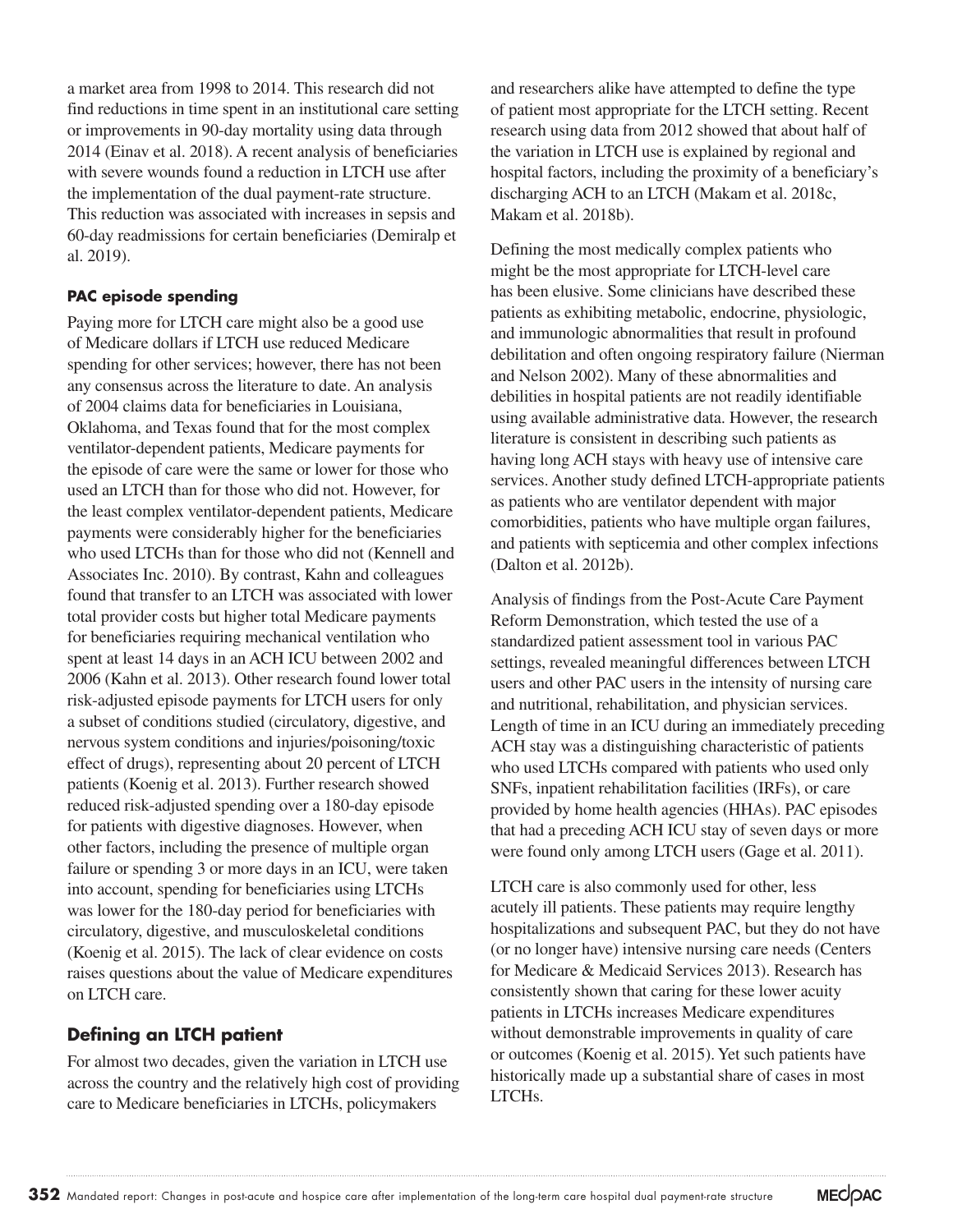a market area from 1998 to 2014. This research did not find reductions in time spent in an institutional care setting or improvements in 90-day mortality using data through 2014 (Einav et al. 2018). A recent analysis of beneficiaries with severe wounds found a reduction in LTCH use after the implementation of the dual payment-rate structure. This reduction was associated with increases in sepsis and 60-day readmissions for certain beneficiaries (Demiralp et al. 2019).

#### PAC episode spending

Paying more for LTCH care might also be a good use of Medicare dollars if LTCH use reduced Medicare spending for other services; however, there has not been any consensus across the literature to date. An analysis of 2004 claims data for beneficiaries in Louisiana, Oklahoma, and Texas found that for the most complex ventilator-dependent patients, Medicare payments for the episode of care were the same or lower for those who used an LTCH than for those who did not. However, for the least complex ventilator-dependent patients, Medicare payments were considerably higher for the beneficiaries who used LTCHs than for those who did not (Kennell and Associates Inc. 2010). By contrast, Kahn and colleagues found that transfer to an LTCH was associated with lower total provider costs but higher total Medicare payments for beneficiaries requiring mechanical ventilation who spent at least 14 days in an ACH ICU between 2002 and 2006 (Kahn et al. 2013). Other research found lower total risk-adjusted episode payments for LTCH users for only a subset of conditions studied (circulatory, digestive, and nervous system conditions and injuries/poisoning/toxic effect of drugs), representing about 20 percent of LTCH patients (Koenig et al. 2013). Further research showed reduced risk-adjusted spending over a 180-day episode for patients with digestive diagnoses. However, when other factors, including the presence of multiple organ failure or spending 3 or more days in an ICU, were taken into account, spending for beneficiaries using LTCHs was lower for the 180-day period for beneficiaries with circulatory, digestive, and musculoskeletal conditions (Koenig et al. 2015). The lack of clear evidence on costs raises questions about the value of Medicare expenditures on LTCH care.

### Defining an LTCH patient

For almost two decades, given the variation in LTCH use across the country and the relatively high cost of providing care to Medicare beneficiaries in LTCHs, policymakers and researchers alike have attempted to define the type of patient most appropriate for the LTCH setting. Recent research using data from 2012 showed that about half of the variation in LTCH use is explained by regional and hospital factors, including the proximity of a beneficiary's discharging ACH to an LTCH (Makam et al. 2018c, Makam et al. 2018b).

Defining the most medically complex patients who might be the most appropriate for LTCH-level care has been elusive. Some clinicians have described these patients as exhibiting metabolic, endocrine, physiologic, and immunologic abnormalities that result in profound debilitation and often ongoing respiratory failure (Nierman and Nelson 2002). Many of these abnormalities and debilities in hospital patients are not readily identifiable using available administrative data. However, the research literature is consistent in describing such patients as having long ACH stays with heavy use of intensive care services. Another study defined LTCH-appropriate patients as patients who are ventilator dependent with major comorbidities, patients who have multiple organ failures, and patients with septicemia and other complex infections (Dalton et al. 2012b).

Analysis of findings from the Post-Acute Care Payment Reform Demonstration, which tested the use of a standardized patient assessment tool in various PAC settings, revealed meaningful differences between LTCH users and other PAC users in the intensity of nursing care and nutritional, rehabilitation, and physician services. Length of time in an ICU during an immediately preceding ACH stay was a distinguishing characteristic of patients who used LTCHs compared with patients who used only SNFs, inpatient rehabilitation facilities (IRFs), or care provided by home health agencies (HHAs). PAC episodes that had a preceding ACH ICU stay of seven days or more were found only among LTCH users (Gage et al. 2011).

LTCH care is also commonly used for other, less acutely ill patients. These patients may require lengthy hospitalizations and subsequent PAC, but they do not have (or no longer have) intensive nursing care needs (Centers for Medicare & Medicaid Services 2013). Research has consistently shown that caring for these lower acuity patients in LTCHs increases Medicare expenditures without demonstrable improvements in quality of care or outcomes (Koenig et al. 2015). Yet such patients have historically made up a substantial share of cases in most LTCHs.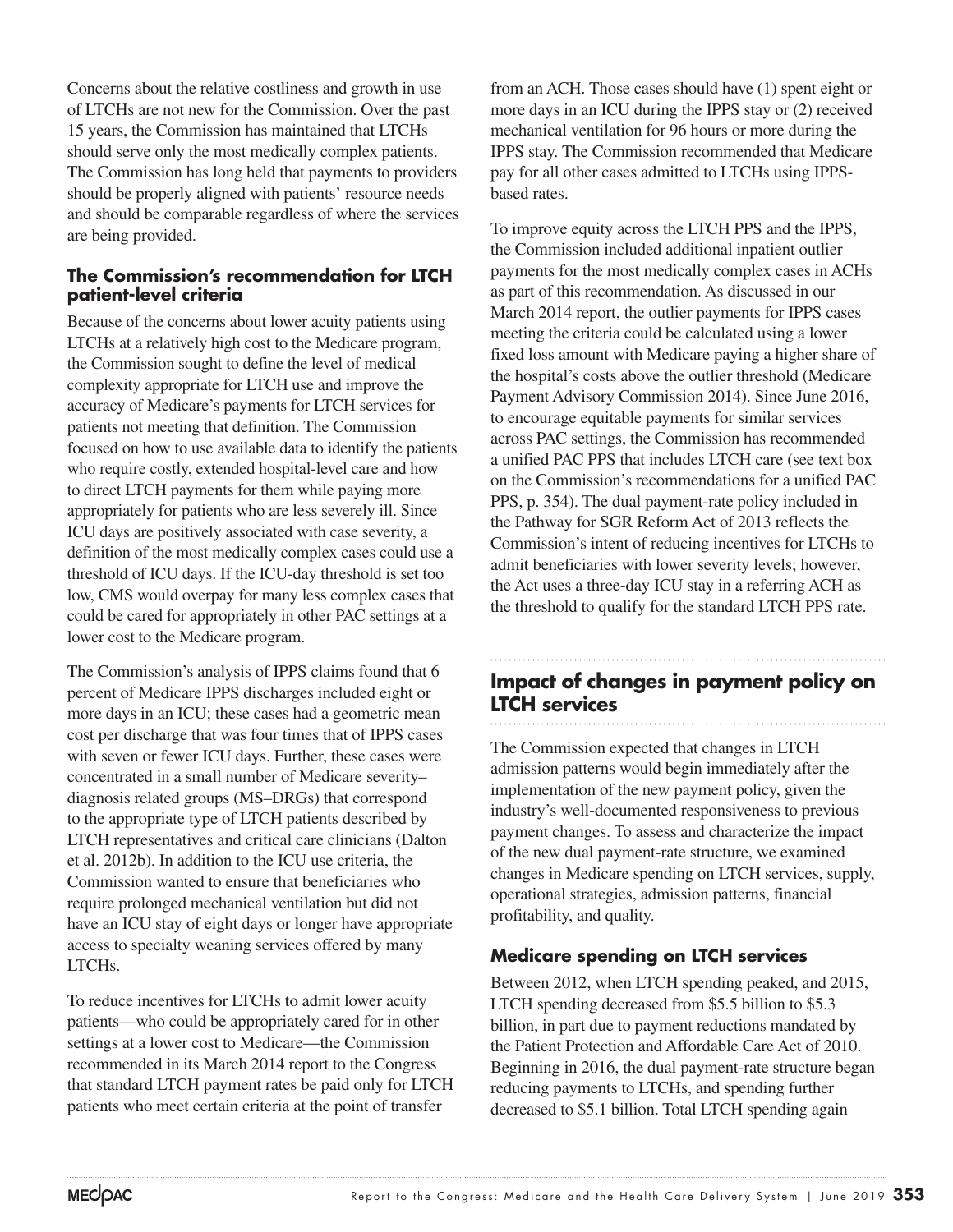Concerns about the relative costliness and growth in use of LTCHs are not new for the Commission. Over the past 15 years, the Commission has maintained that LTCHs should serve only the most medically complex patients. The Commission has long held that payments to providers should be properly aligned with patients' resource needs and should be comparable regardless of where the services are being provided.

### The Commission's recommendation for LTCH patient-level criteria

Because of the concerns about lower acuity patients using LTCHs at a relatively high cost to the Medicare program, the Commission sought to define the level of medical complexity appropriate for LTCH use and improve the accuracy of Medicare's payments for LTCH services for patients not meeting that definition. The Commission focused on how to use available data to identify the patients who require costly, extended hospital-level care and how to direct LTCH payments for them while paying more appropriately for patients who are less severely ill. Since ICU days are positively associated with case severity, a definition of the most medically complex cases could use a threshold of ICU days. If the ICU-day threshold is set too low, CMS would overpay for many less complex cases that could be cared for appropriately in other PAC settings at a lower cost to the Medicare program.

The Commission's analysis of IPPS claims found that 6 percent of Medicare IPPS discharges included eight or more days in an ICU; these cases had a geometric mean cost per discharge that was four times that of IPPS cases with seven or fewer ICU days. Further, these cases were concentrated in a small number of Medicare severity–diagnosis related groups (MS–DRGs) that correspond to the appropriate type of LTCH patients described by LTCH representatives and critical care clinicians (Dalton et al. 2012b). In addition to the ICU use criteria, the Commission wanted to ensure that beneficiaries who require prolonged mechanical ventilation but did not have an ICU stay of eight days or longer have appropriate access to specialty weaning services offered by many LTCHs.

To reduce incentives for LTCHs to admit lower acuity patients—who could be appropriately cared for in other settings at a lower cost to Medicare—the Commission recommended in its March 2014 report to the Congress that standard LTCH payment rates be paid only for LTCH patients who meet certain criteria at the point of transfer from an ACH. Those cases should have (1) spent eight or more days in an ICU during the IPPS stay or (2) received mechanical ventilation for 96 hours or more during the IPPS stay. The Commission recommended that Medicare pay for all other cases admitted to LTCHs using IPPS-based rates.

To improve equity across the LTCH PPS and the IPPS, the Commission included additional inpatient outlier payments for the most medically complex cases in ACHs as part of this recommendation. As discussed in our March 2014 report, the outlier payments for IPPS cases meeting the criteria could be calculated using a lower fixed loss amount with Medicare paying a higher share of the hospital's costs above the outlier threshold (Medicare Payment Advisory Commission 2014). Since June 2016, to encourage equitable payments for similar services across PAC settings, the Commission has recommended a unified PAC PPS that includes LTCH care (see text box on the Commission's recommendations for a unified PAC PPS, p. 354). The dual payment-rate policy included in the Pathway for SGR Reform Act of 2013 reflects the Commission's intent of reducing incentives for LTCHs to admit beneficiaries with lower severity levels; however, the Act uses a three-day ICU stay in a referring ACH as the threshold to qualify for the standard LTCH PPS rate.

## Impact of changes in payment policy on LTCH services

The Commission expected that changes in LTCH admission patterns would begin immediately after the implementation of the new payment policy, given the industry's well-documented responsiveness to previous payment changes. To assess and characterize the impact of the new dual payment-rate structure, we examined changes in Medicare spending on LTCH services, supply, operational strategies, admission patterns, financial profitability, and quality.

### Medicare spending on LTCH services

Between 2012, when LTCH spending peaked, and 2015, LTCH spending decreased from $5.5 billion to $5.3 billion, in part due to payment reductions mandated by the Patient Protection and Affordable Care Act of 2010. Beginning in 2016, the dual payment-rate structure began reducing payments to LTCHs, and spending further decreased to $5.1 billion. Total LTCH spending again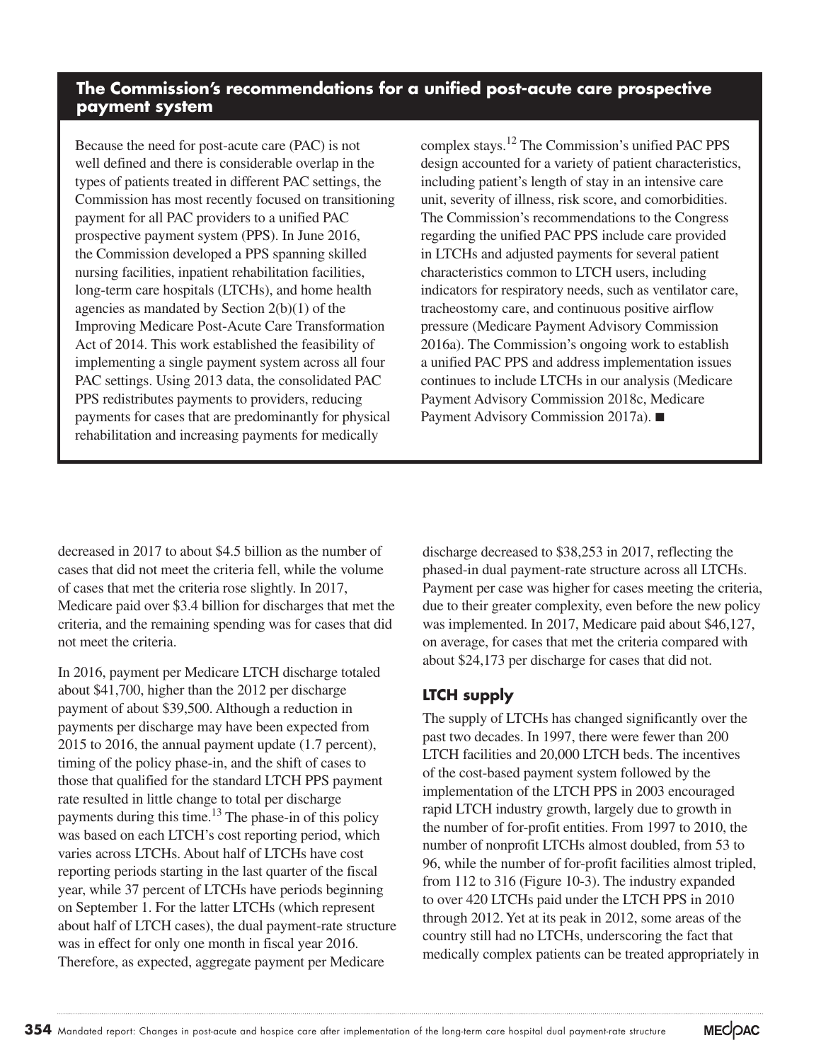## The Commission's recommendations for a unified post-acute care prospective payment system

Because the need for post-acute care (PAC) is not well defined and there is considerable overlap in the types of patients treated in different PAC settings, the Commission has most recently focused on transitioning payment for all PAC providers to a unified PAC prospective payment system (PPS). In June 2016, the Commission developed a PPS spanning skilled nursing facilities, inpatient rehabilitation facilities, long-term care hospitals (LTCHs), and home health agencies as mandated by Section 2(b)(1) of the Improving Medicare Post-Acute Care Transformation Act of 2014. This work established the feasibility of implementing a single payment system across all four PAC settings. Using 2013 data, the consolidated PAC PPS redistributes payments to providers, reducing payments for cases that are predominantly for physical rehabilitation and increasing payments for medically complex stays.[12] The Commission's unified PAC PPS design accounted for a variety of patient characteristics, including patient's length of stay in an intensive care unit, severity of illness, risk score, and comorbidities. The Commission's recommendations to the Congress regarding the unified PAC PPS include care provided in LTCHs and adjusted payments for several patient characteristics common to LTCH users, including indicators for respiratory needs, such as ventilator care, tracheostomy care, and continuous positive airflow pressure (Medicare Payment Advisory Commission 2016a). The Commission's ongoing work to establish a unified PAC PPS and address implementation issues continues to include LTCHs in our analysis (Medicare Payment Advisory Commission 2018c, Medicare Payment Advisory Commission 2017a). ■

decreased in 2017 to about $4.5 billion as the number of cases that did not meet the criteria fell, while the volume of cases that met the criteria rose slightly. In 2017, Medicare paid over $3.4 billion for discharges that met the criteria, and the remaining spending was for cases that did not meet the criteria.

In 2016, payment per Medicare LTCH discharge totaled about $41,700, higher than the 2012 per discharge payment of about $39,500. Although a reduction in payments per discharge may have been expected from 2015 to 2016, the annual payment update (1.7 percent), timing of the policy phase-in, and the shift of cases to those that qualified for the standard LTCH PPS payment rate resulted in little change to total per discharge payments during this time.[13] The phase-in of this policy was based on each LTCH's cost reporting period, which varies across LTCHs. About half of LTCHs have cost reporting periods starting in the last quarter of the fiscal year, while 37 percent of LTCHs have periods beginning on September 1. For the latter LTCHs (which represent about half of LTCH cases), the dual payment-rate structure was in effect for only one month in fiscal year 2016. Therefore, as expected, aggregate payment per Medicare discharge decreased to $38,253 in 2017, reflecting the phased-in dual payment-rate structure across all LTCHs. Payment per case was higher for cases meeting the criteria, due to their greater complexity, even before the new policy was implemented. In 2017, Medicare paid about $46,127, on average, for cases that met the criteria compared with about $24,173 per discharge for cases that did not.

### LTCH supply

The supply of LTCHs has changed significantly over the past two decades. In 1997, there were fewer than 200 LTCH facilities and 20,000 LTCH beds. The incentives of the cost-based payment system followed by the implementation of the LTCH PPS in 2003 encouraged rapid LTCH industry growth, largely due to growth in the number of for-profit entities. From 1997 to 2010, the number of nonprofit LTCHs almost doubled, from 53 to 96, while the number of for-profit facilities almost tripled, from 112 to 316 (Figure 10-3). The industry expanded to over 420 LTCHs paid under the LTCH PPS in 2010 through 2012. Yet at its peak in 2012, some areas of the country still had no LTCHs, underscoring the fact that medically complex patients can be treated appropriately in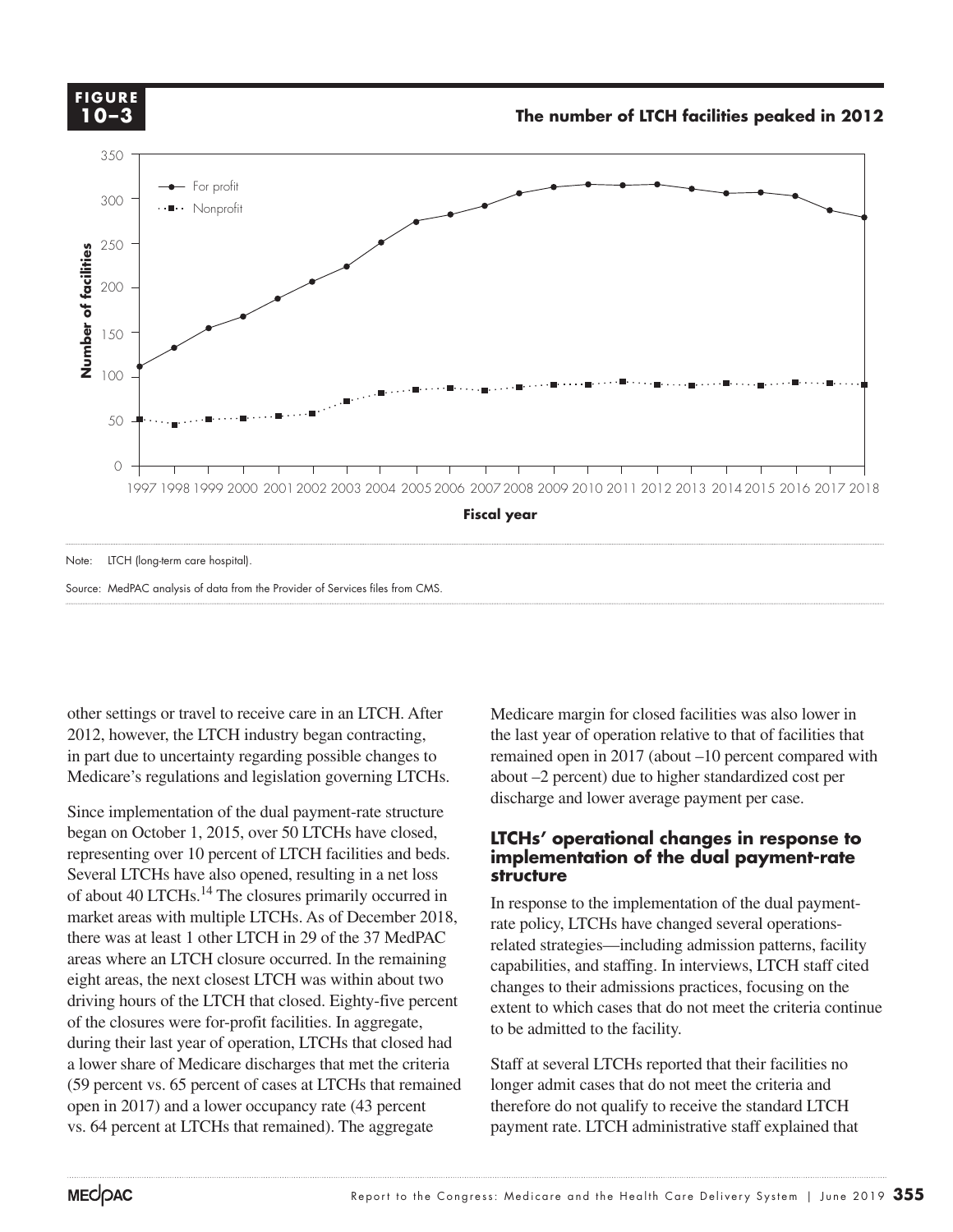**FIGURE 10–3**

**The number of LTCH facilities peaked in 2012**

Note: LTCH (long-term care hospital).

Source: MedPAC analysis of data from the Provider of Services files from CMS.

other settings or travel to receive care in an LTCH. After 2012, however, the LTCH industry began contracting, in part due to uncertainty regarding possible changes to Medicare's regulations and legislation governing LTCHs.

Since implementation of the dual payment-rate structure began on October 1, 2015, over 50 LTCHs have closed, representing over 10 percent of LTCH facilities and beds. Several LTCHs have also opened, resulting in a net loss of about 40 LTCHs.[14] The closures primarily occurred in market areas with multiple LTCHs. As of December 2018, there was at least 1 other LTCH in 29 of the 37 MedPAC areas where an LTCH closure occurred. In the remaining eight areas, the next closest LTCH was within about two driving hours of the LTCH that closed. Eighty-five percent of the closures were for-profit facilities. In aggregate, during their last year of operation, LTCHs that closed had a lower share of Medicare discharges that met the criteria (59 percent vs. 65 percent of cases at LTCHs that remained open in 2017) and a lower occupancy rate (43 percent vs. 64 percent at LTCHs that remained). The aggregate Medicare margin for closed facilities was also lower in the last year of operation relative to that of facilities that remained open in 2017 (about –10 percent compared with about –2 percent) due to higher standardized cost per discharge and lower average payment per case.

### LTCHs' operational changes in response to implementation of the dual payment-rate structure

In response to the implementation of the dual payment-rate policy, LTCHs have changed several operations-related strategies—including admission patterns, facility capabilities, and staffing. In interviews, LTCH staff cited changes to their admissions practices, focusing on the extent to which cases that do not meet the criteria continue to be admitted to the facility.

Staff at several LTCHs reported that their facilities no longer admit cases that do not meet the criteria and therefore do not qualify to receive the standard LTCH payment rate. LTCH administrative staff explained that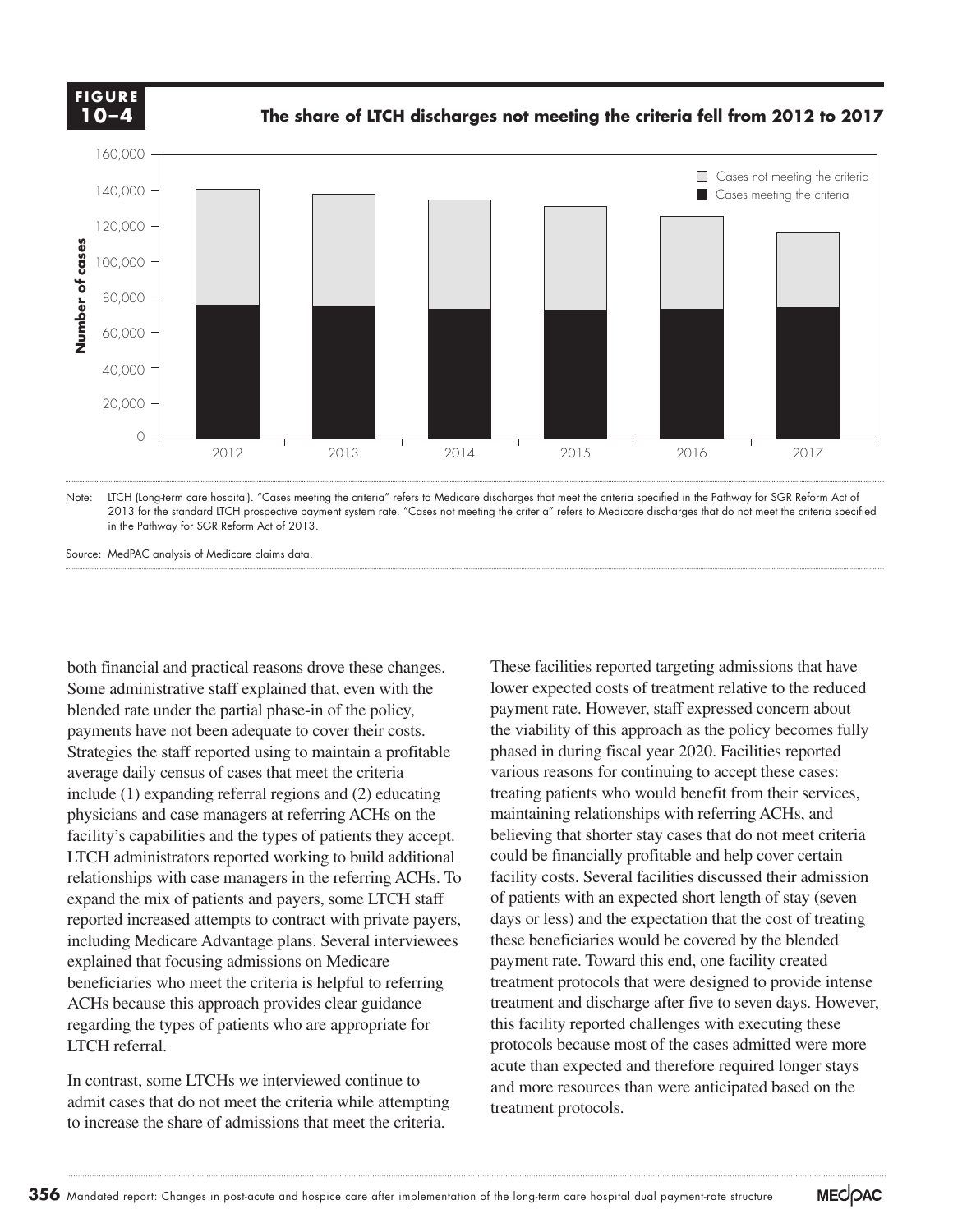**FIGURE 10–4**

**The share of LTCH discharges not meeting the criteria fell from 2012 to 2017**

Note: LTCH (Long-term care hospital). "Cases meeting the criteria" refers to Medicare discharges that meet the criteria specified in the Pathway for SGR Reform Act of 2013 for the standard LTCH prospective payment system rate. "Cases not meeting the criteria" refers to Medicare discharges that do not meet the criteria specified in the Pathway for SGR Reform Act of 2013.

Source: MedPAC analysis of Medicare claims data.

both financial and practical reasons drove these changes. Some administrative staff explained that, even with the blended rate under the partial phase-in of the policy, payments have not been adequate to cover their costs. Strategies the staff reported using to maintain a profitable average daily census of cases that meet the criteria include (1) expanding referral regions and (2) educating physicians and case managers at referring ACHs on the facility's capabilities and the types of patients they accept. LTCH administrators reported working to build additional relationships with case managers in the referring ACHs. To expand the mix of patients and payers, some LTCH staff reported increased attempts to contract with private payers, including Medicare Advantage plans. Several interviewees explained that focusing admissions on Medicare beneficiaries who meet the criteria is helpful to referring ACHs because this approach provides clear guidance regarding the types of patients who are appropriate for LTCH referral.

In contrast, some LTCHs we interviewed continue to admit cases that do not meet the criteria while attempting to increase the share of admissions that meet the criteria. These facilities reported targeting admissions that have lower expected costs of treatment relative to the reduced payment rate. However, staff expressed concern about the viability of this approach as the policy becomes fully phased in during fiscal year 2020. Facilities reported various reasons for continuing to accept these cases: treating patients who would benefit from their services, maintaining relationships with referring ACHs, and believing that shorter stay cases that do not meet criteria could be financially profitable and help cover certain facility costs. Several facilities discussed their admission of patients with an expected short length of stay (seven days or less) and the expectation that the cost of treating these beneficiaries would be covered by the blended payment rate. Toward this end, one facility created treatment protocols that were designed to provide intense treatment and discharge after five to seven days. However, this facility reported challenges with executing these protocols because most of the cases admitted were more acute than expected and therefore required longer stays and more resources than were anticipated based on the treatment protocols.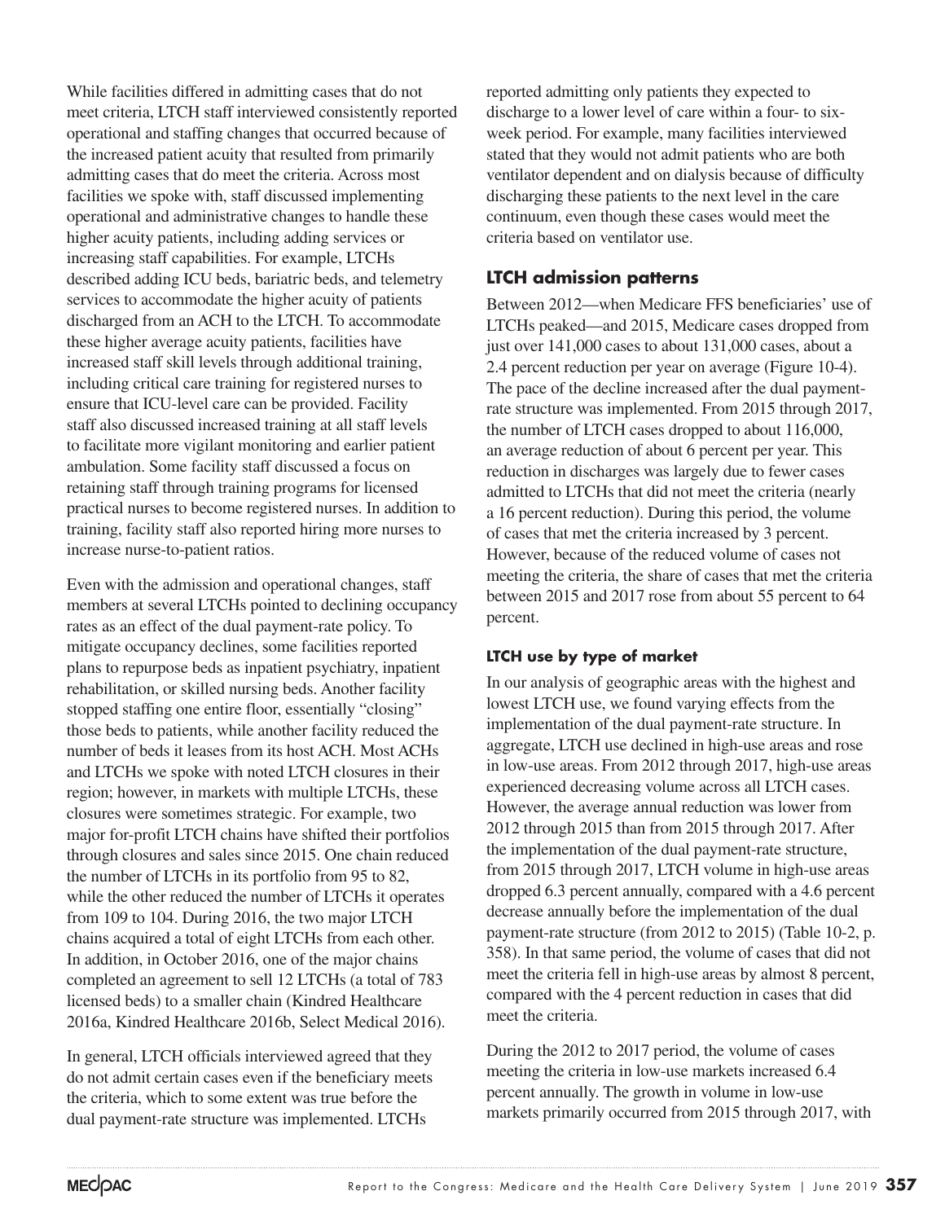While facilities differed in admitting cases that do not meet criteria, LTCH staff interviewed consistently reported operational and staffing changes that occurred because of the increased patient acuity that resulted from primarily admitting cases that do meet the criteria. Across most facilities we spoke with, staff discussed implementing operational and administrative changes to handle these higher acuity patients, including adding services or increasing staff capabilities. For example, LTCHs described adding ICU beds, bariatric beds, and telemetry services to accommodate the higher acuity of patients discharged from an ACH to the LTCH. To accommodate these higher average acuity patients, facilities have increased staff skill levels through additional training, including critical care training for registered nurses to ensure that ICU-level care can be provided. Facility staff also discussed increased training at all staff levels to facilitate more vigilant monitoring and earlier patient ambulation. Some facility staff discussed a focus on retaining staff through training programs for licensed practical nurses to become registered nurses. In addition to training, facility staff also reported hiring more nurses to increase nurse-to-patient ratios.

Even with the admission and operational changes, staff members at several LTCHs pointed to declining occupancy rates as an effect of the dual payment-rate policy. To mitigate occupancy declines, some facilities reported plans to repurpose beds as inpatient psychiatry, inpatient rehabilitation, or skilled nursing beds. Another facility stopped staffing one entire floor, essentially "closing" those beds to patients, while another facility reduced the number of beds it leases from its host ACH. Most ACHs and LTCHs we spoke with noted LTCH closures in their region; however, in markets with multiple LTCHs, these closures were sometimes strategic. For example, two major for-profit LTCH chains have shifted their portfolios through closures and sales since 2015. One chain reduced the number of LTCHs in its portfolio from 95 to 82, while the other reduced the number of LTCHs it operates from 109 to 104. During 2016, the two major LTCH chains acquired a total of eight LTCHs from each other. In addition, in October 2016, one of the major chains completed an agreement to sell 12 LTCHs (a total of 783 licensed beds) to a smaller chain (Kindred Healthcare 2016a, Kindred Healthcare 2016b, Select Medical 2016).

In general, LTCH officials interviewed agreed that they do not admit certain cases even if the beneficiary meets the criteria, which to some extent was true before the dual payment-rate structure was implemented. LTCHs reported admitting only patients they expected to discharge to a lower level of care within a four- to six-week period. For example, many facilities interviewed stated that they would not admit patients who are both ventilator dependent and on dialysis because of difficulty discharging these patients to the next level in the care continuum, even though these cases would meet the criteria based on ventilator use.

## LTCH admission patterns

Between 2012—when Medicare FFS beneficiaries' use of LTCHs peaked—and 2015, Medicare cases dropped from just over 141,000 cases to about 131,000 cases, about a 2.4 percent reduction per year on average (Figure 10-4). The pace of the decline increased after the dual payment-rate structure was implemented. From 2015 through 2017, the number of LTCH cases dropped to about 116,000, an average reduction of about 6 percent per year. This reduction in discharges was largely due to fewer cases admitted to LTCHs that did not meet the criteria (nearly a 16 percent reduction). During this period, the volume of cases that met the criteria increased by 3 percent. However, because of the reduced volume of cases not meeting the criteria, the share of cases that met the criteria between 2015 and 2017 rose from about 55 percent to 64 percent.

### LTCH use by type of market

In our analysis of geographic areas with the highest and lowest LTCH use, we found varying effects from the implementation of the dual payment-rate structure. In aggregate, LTCH use declined in high-use areas and rose in low-use areas. From 2012 through 2017, high-use areas experienced decreasing volume across all LTCH cases. However, the average annual reduction was lower from 2012 through 2015 than from 2015 through 2017. After the implementation of the dual payment-rate structure, from 2015 through 2017, LTCH volume in high-use areas dropped 6.3 percent annually, compared with a 4.6 percent decrease annually before the implementation of the dual payment-rate structure (from 2012 to 2015) (Table 10-2, p. 358). In that same period, the volume of cases that did not meet the criteria fell in high-use areas by almost 8 percent, compared with the 4 percent reduction in cases that did meet the criteria.

During the 2012 to 2017 period, the volume of cases meeting the criteria in low-use markets increased 6.4 percent annually. The growth in volume in low-use markets primarily occurred from 2015 through 2017, with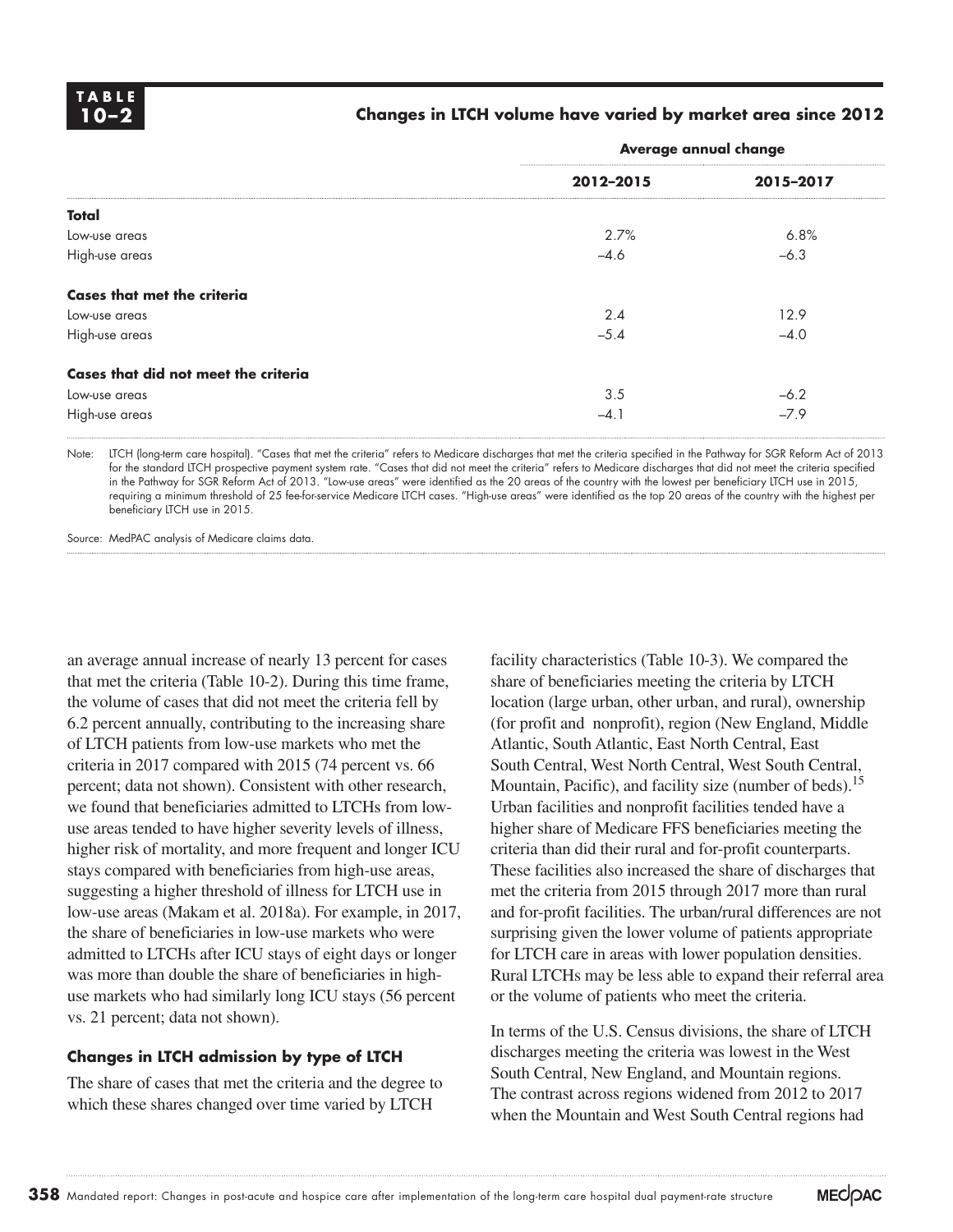**TABLE 10–2**

**Changes in LTCH volume have varied by market area since 2012**

| | Average annual change | |
|---|---|---|
| | **2012–2015** | **2015–2017** |
| **Total** | | |
| Low-use areas | 2.7% | 6.8% |
| High-use areas | –4.6 | –6.3 |
| **Cases that met the criteria** | | |
| Low-use areas | 2.4 | 12.9 |
| High-use areas | –5.4 | –4.0 |
| **Cases that did not meet the criteria** | | |
| Low-use areas | 3.5 | –6.2 |
| High-use areas | –4.1 | –7.9 |

Note: LTCH (long-term care hospital). "Cases that met the criteria" refers to Medicare discharges that met the criteria specified in the Pathway for SGR Reform Act of 2013 for the standard LTCH prospective payment system rate. "Cases that did not meet the criteria" refers to Medicare discharges that did not meet the criteria specified in the Pathway for SGR Reform Act of 2013. "Low-use areas" were identified as the 20 areas of the country with the lowest per beneficiary LTCH use in 2015, requiring a minimum threshold of 25 fee-for-service Medicare LTCH cases. "High-use areas" were identified as the top 20 areas of the country with the highest per beneficiary LTCH use in 2015.

Source: MedPAC analysis of Medicare claims data.

an average annual increase of nearly 13 percent for cases that met the criteria (Table 10-2). During this time frame, the volume of cases that did not meet the criteria fell by 6.2 percent annually, contributing to the increasing share of LTCH patients from low-use markets who met the criteria in 2017 compared with 2015 (74 percent vs. 66 percent; data not shown). Consistent with other research, we found that beneficiaries admitted to LTCHs from low-use areas tended to have higher severity levels of illness, higher risk of mortality, and more frequent and longer ICU stays compared with beneficiaries from high-use areas, suggesting a higher threshold of illness for LTCH use in low-use areas (Makam et al. 2018a). For example, in 2017, the share of beneficiaries in low-use markets who were admitted to LTCHs after ICU stays of eight days or longer was more than double the share of beneficiaries in high-use markets who had similarly long ICU stays (56 percent vs. 21 percent; data not shown).

#### Changes in LTCH admission by type of LTCH

The share of cases that met the criteria and the degree to which these shares changed over time varied by LTCH facility characteristics (Table 10-3). We compared the share of beneficiaries meeting the criteria by LTCH location (large urban, other urban, and rural), ownership (for profit and nonprofit), region (New England, Middle Atlantic, South Atlantic, East North Central, East South Central, West North Central, West South Central, Mountain, Pacific), and facility size (number of beds).[15] Urban facilities and nonprofit facilities tended have a higher share of Medicare FFS beneficiaries meeting the criteria than did their rural and for-profit counterparts. These facilities also increased the share of discharges that met the criteria from 2015 through 2017 more than rural and for-profit facilities. The urban/rural differences are not surprising given the lower volume of patients appropriate for LTCH care in areas with lower population densities. Rural LTCHs may be less able to expand their referral area or the volume of patients who meet the criteria.

In terms of the U.S. Census divisions, the share of LTCH discharges meeting the criteria was lowest in the West South Central, New England, and Mountain regions. The contrast across regions widened from 2012 to 2017 when the Mountain and West South Central regions had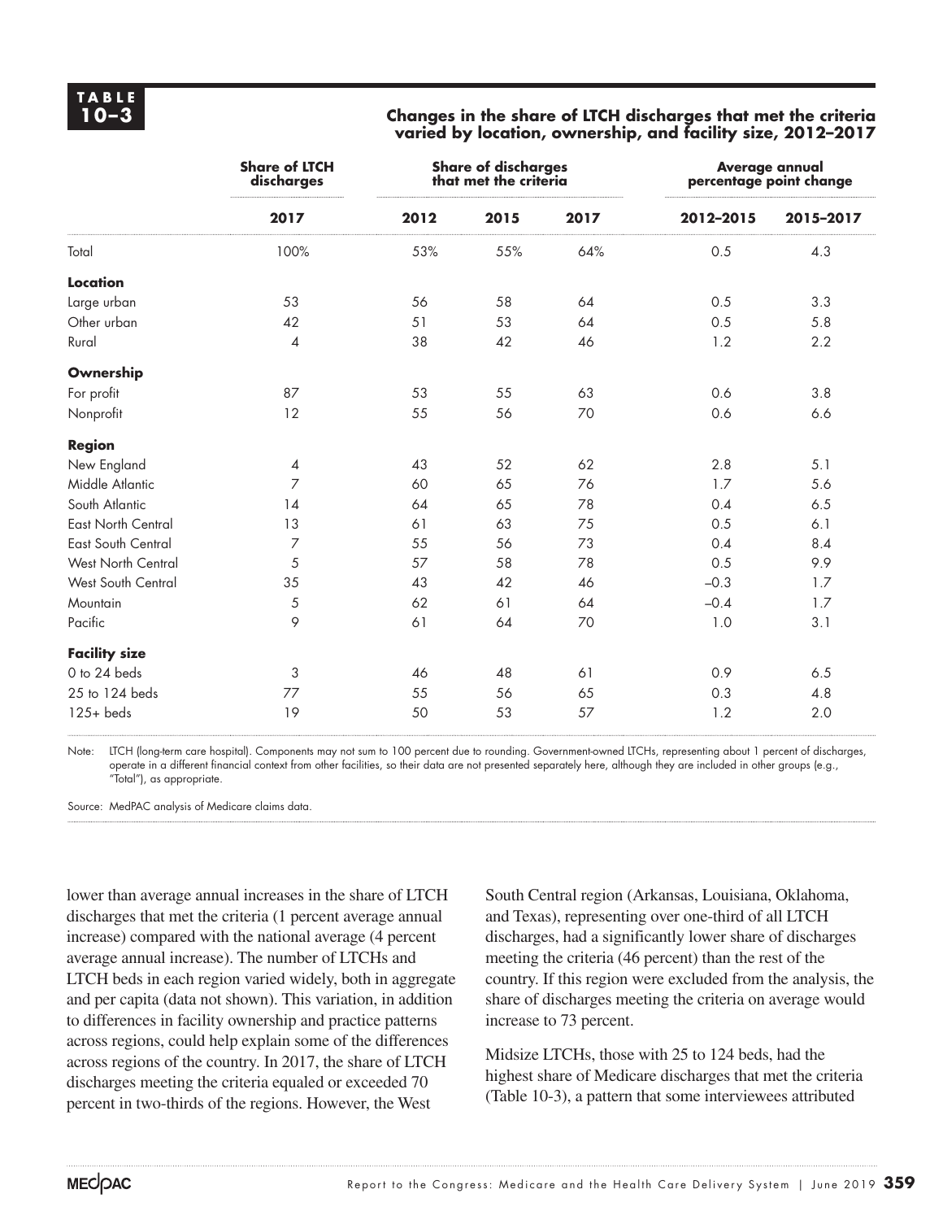**TABLE 10–3**

**Changes in the share of LTCH discharges that met the criteria varied by location, ownership, and facility size, 2012–2017**

| | Share of LTCH discharges | Share of discharges that met the criteria | | | Average annual percentage point change | |
|---|---|---|---|---|---|---|
| | **2017** | **2012** | **2015** | **2017** | **2012–2015** | **2015–2017** |
| Total | 100% | 53% | 55% | 64% | 0.5 | 4.3 |
| **Location** | | | | | | |
| Large urban | 53 | 56 | 58 | 64 | 0.5 | 3.3 |
| Other urban | 42 | 51 | 53 | 64 | 0.5 | 5.8 |
| Rural | 4 | 38 | 42 | 46 | 1.2 | 2.2 |
| **Ownership** | | | | | | |
| For profit | 87 | 53 | 55 | 63 | 0.6 | 3.8 |
| Nonprofit | 12 | 55 | 56 | 70 | 0.6 | 6.6 |
| **Region** | | | | | | |
| New England | 4 | 43 | 52 | 62 | 2.8 | 5.1 |
| Middle Atlantic | 7 | 60 | 65 | 76 | 1.7 | 5.6 |
| South Atlantic | 14 | 64 | 65 | 78 | 0.4 | 6.5 |
| East North Central | 13 | 61 | 63 | 75 | 0.5 | 6.1 |
| East South Central | 7 | 55 | 56 | 73 | 0.4 | 8.4 |
| West North Central | 5 | 57 | 58 | 78 | 0.5 | 9.9 |
| West South Central | 35 | 43 | 42 | 46 | –0.3 | 1.7 |
| Mountain | 5 | 62 | 61 | 64 | –0.4 | 1.7 |
| Pacific | 9 | 61 | 64 | 70 | 1.0 | 3.1 |
| **Facility size** | | | | | | |
| 0 to 24 beds | 3 | 46 | 48 | 61 | 0.9 | 6.5 |
| 25 to 124 beds | 77 | 55 | 56 | 65 | 0.3 | 4.8 |
| 125+ beds | 19 | 50 | 53 | 57 | 1.2 | 2.0 |

Note: LTCH (long-term care hospital). Components may not sum to 100 percent due to rounding. Government-owned LTCHs, representing about 1 percent of discharges, operate in a different financial context from other facilities, so their data are not presented separately here, although they are included in other groups (e.g., "Total"), as appropriate.

Source: MedPAC analysis of Medicare claims data.

lower than average annual increases in the share of LTCH discharges that met the criteria (1 percent average annual increase) compared with the national average (4 percent average annual increase). The number of LTCHs and LTCH beds in each region varied widely, both in aggregate and per capita (data not shown). This variation, in addition to differences in facility ownership and practice patterns across regions, could help explain some of the differences across regions of the country. In 2017, the share of LTCH discharges meeting the criteria equaled or exceeded 70 percent in two-thirds of the regions. However, the West South Central region (Arkansas, Louisiana, Oklahoma, and Texas), representing over one-third of all LTCH discharges, had a significantly lower share of discharges meeting the criteria (46 percent) than the rest of the country. If this region were excluded from the analysis, the share of discharges meeting the criteria on average would increase to 73 percent.

Midsize LTCHs, those with 25 to 124 beds, had the highest share of Medicare discharges that met the criteria (Table 10-3), a pattern that some interviewees attributed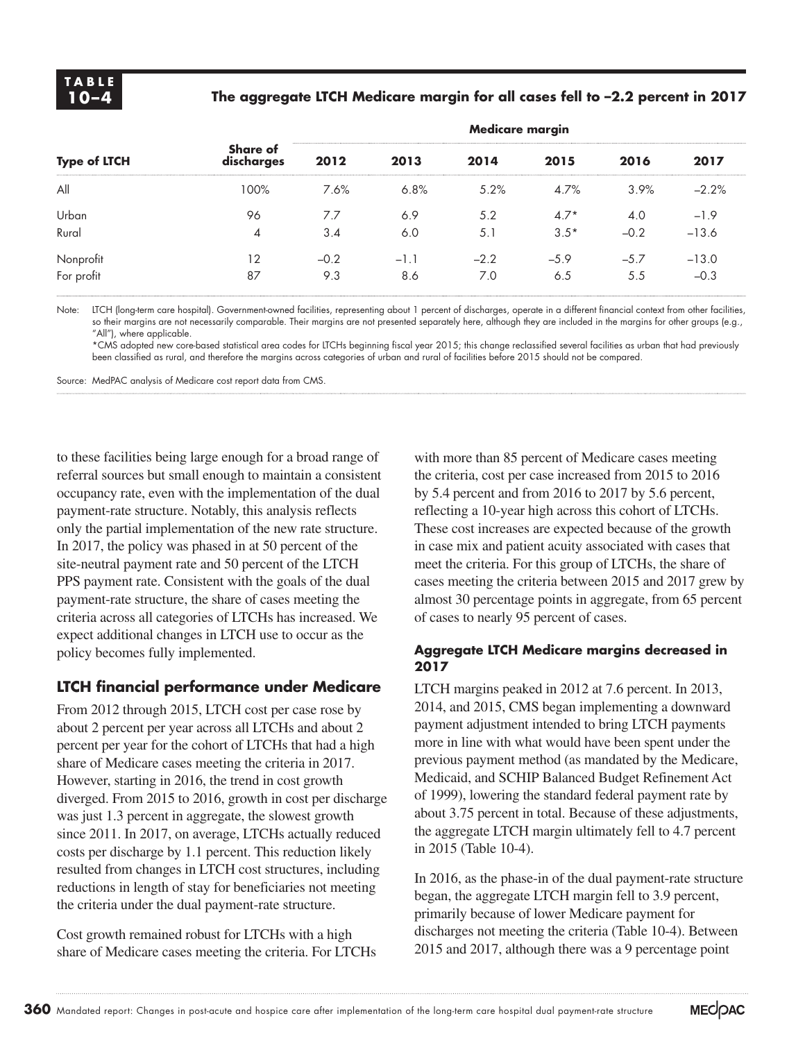**TABLE 10–4**

**The aggregate LTCH Medicare margin for all cases fell to –2.2 percent in 2017**

| Type of LTCH | Share of discharges | Medicare margin | | | | | |
|---|---|---|---|---|---|---|---|
| | | 2012 | 2013 | 2014 | 2015 | 2016 | 2017 |
| All | 100% | 7.6% | 6.8% | 5.2% | 4.7% | 3.9% | –2.2% |
| Urban | 96 | 7.7 | 6.9 | 5.2 | 4.7* | 4.0 | –1.9 |
| Rural | 4 | 3.4 | 6.0 | 5.1 | 3.5* | –0.2 | –13.6 |
| Nonprofit | 12 | –0.2 | –1.1 | –2.2 | –5.9 | –5.7 | –13.0 |
| For profit | 87 | 9.3 | 8.6 | 7.0 | 6.5 | 5.5 | –0.3 |

Note: LTCH (long-term care hospital). Government-owned facilities, representing about 1 percent of discharges, operate in a different financial context from other facilities, so their margins are not necessarily comparable. Their margins are not presented separately here, although they are included in the margins for other groups (e.g., "All"), where applicable.
*CMS adopted new core-based statistical area codes for LTCHs beginning fiscal year 2015; this change reclassified several facilities as urban that had previously been classified as rural, and therefore the margins across categories of urban and rural of facilities before 2015 should not be compared.

Source: MedPAC analysis of Medicare cost report data from CMS.

to these facilities being large enough for a broad range of referral sources but small enough to maintain a consistent occupancy rate, even with the implementation of the dual payment-rate structure. Notably, this analysis reflects only the partial implementation of the new rate structure. In 2017, the policy was phased in at 50 percent of the site-neutral payment rate and 50 percent of the LTCH PPS payment rate. Consistent with the goals of the dual payment-rate structure, the share of cases meeting the criteria across all categories of LTCHs has increased. We expect additional changes in LTCH use to occur as the policy becomes fully implemented.

## LTCH financial performance under Medicare

From 2012 through 2015, LTCH cost per case rose by about 2 percent per year across all LTCHs and about 2 percent per year for the cohort of LTCHs that had a high share of Medicare cases meeting the criteria in 2017. However, starting in 2016, the trend in cost growth diverged. From 2015 to 2016, growth in cost per discharge was just 1.3 percent in aggregate, the slowest growth since 2011. In 2017, on average, LTCHs actually reduced costs per discharge by 1.1 percent. This reduction likely resulted from changes in LTCH cost structures, including reductions in length of stay for beneficiaries not meeting the criteria under the dual payment-rate structure.

Cost growth remained robust for LTCHs with a high share of Medicare cases meeting the criteria. For LTCHs with more than 85 percent of Medicare cases meeting the criteria, cost per case increased from 2015 to 2016 by 5.4 percent and from 2016 to 2017 by 5.6 percent, reflecting a 10-year high across this cohort of LTCHs. These cost increases are expected because of the growth in case mix and patient acuity associated with cases that meet the criteria. For this group of LTCHs, the share of cases meeting the criteria between 2015 and 2017 grew by almost 30 percentage points in aggregate, from 65 percent of cases to nearly 95 percent of cases.

### Aggregate LTCH Medicare margins decreased in 2017

LTCH margins peaked in 2012 at 7.6 percent. In 2013, 2014, and 2015, CMS began implementing a downward payment adjustment intended to bring LTCH payments more in line with what would have been spent under the previous payment method (as mandated by the Medicare, Medicaid, and SCHIP Balanced Budget Refinement Act of 1999), lowering the standard federal payment rate by about 3.75 percent in total. Because of these adjustments, the aggregate LTCH margin ultimately fell to 4.7 percent in 2015 (Table 10-4).

In 2016, as the phase-in of the dual payment-rate structure began, the aggregate LTCH margin fell to 3.9 percent, primarily because of lower Medicare payment for discharges not meeting the criteria (Table 10-4). Between 2015 and 2017, although there was a 9 percentage point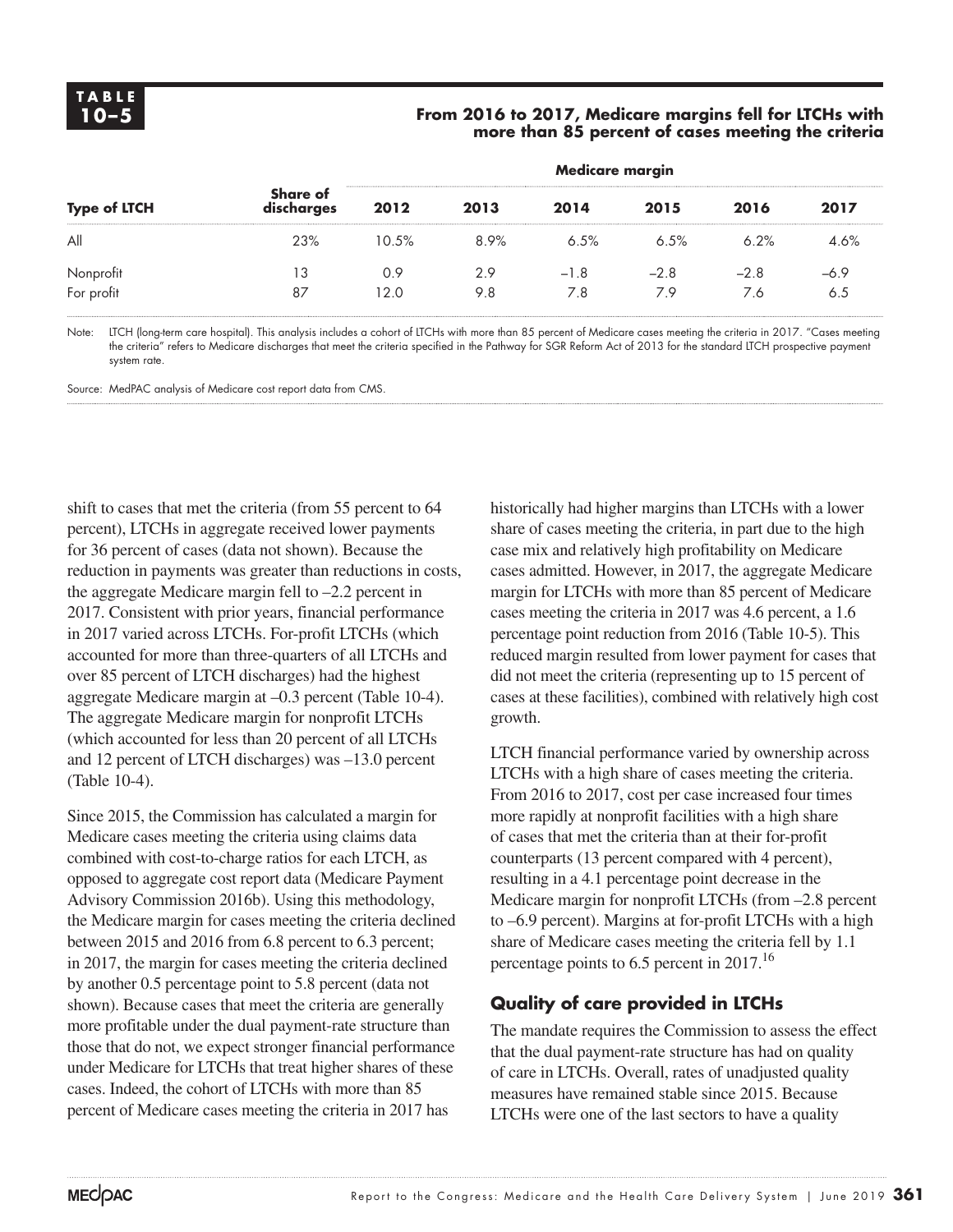**TABLE 10–5**

**From 2016 to 2017, Medicare margins fell for LTCHs with more than 85 percent of cases meeting the criteria**

| Type of LTCH | Share of discharges | Medicare margin | | | | | |
|---|---|---|---|---|---|---|---|
| | | 2012 | 2013 | 2014 | 2015 | 2016 | 2017 |
| All | 23% | 10.5% | 8.9% | 6.5% | 6.5% | 6.2% | 4.6% |
| Nonprofit | 13 | 0.9 | 2.9 | –1.8 | –2.8 | –2.8 | –6.9 |
| For profit | 87 | 12.0 | 9.8 | 7.8 | 7.9 | 7.6 | 6.5 |

Note: LTCH (long-term care hospital). This analysis includes a cohort of LTCHs with more than 85 percent of Medicare cases meeting the criteria in 2017. "Cases meeting the criteria" refers to Medicare discharges that meet the criteria specified in the Pathway for SGR Reform Act of 2013 for the standard LTCH prospective payment system rate.

Source: MedPAC analysis of Medicare cost report data from CMS.

shift to cases that met the criteria (from 55 percent to 64 percent), LTCHs in aggregate received lower payments for 36 percent of cases (data not shown). Because the reduction in payments was greater than reductions in costs, the aggregate Medicare margin fell to –2.2 percent in 2017. Consistent with prior years, financial performance in 2017 varied across LTCHs. For-profit LTCHs (which accounted for more than three-quarters of all LTCHs and over 85 percent of LTCH discharges) had the highest aggregate Medicare margin at –0.3 percent (Table 10-4). The aggregate Medicare margin for nonprofit LTCHs (which accounted for less than 20 percent of all LTCHs and 12 percent of LTCH discharges) was –13.0 percent (Table 10-4).

Since 2015, the Commission has calculated a margin for Medicare cases meeting the criteria using claims data combined with cost-to-charge ratios for each LTCH, as opposed to aggregate cost report data (Medicare Payment Advisory Commission 2016b). Using this methodology, the Medicare margin for cases meeting the criteria declined between 2015 and 2016 from 6.8 percent to 6.3 percent; in 2017, the margin for cases meeting the criteria declined by another 0.5 percentage point to 5.8 percent (data not shown). Because cases that meet the criteria are generally more profitable under the dual payment-rate structure than those that do not, we expect stronger financial performance under Medicare for LTCHs that treat higher shares of these cases. Indeed, the cohort of LTCHs with more than 85 percent of Medicare cases meeting the criteria in 2017 has historically had higher margins than LTCHs with a lower share of cases meeting the criteria, in part due to the high case mix and relatively high profitability on Medicare cases admitted. However, in 2017, the aggregate Medicare margin for LTCHs with more than 85 percent of Medicare cases meeting the criteria in 2017 was 4.6 percent, a 1.6 percentage point reduction from 2016 (Table 10-5). This reduced margin resulted from lower payment for cases that did not meet the criteria (representing up to 15 percent of cases at these facilities), combined with relatively high cost growth.

LTCH financial performance varied by ownership across LTCHs with a high share of cases meeting the criteria. From 2016 to 2017, cost per case increased four times more rapidly at nonprofit facilities with a high share of cases that met the criteria than at their for-profit counterparts (13 percent compared with 4 percent), resulting in a 4.1 percentage point decrease in the Medicare margin for nonprofit LTCHs (from –2.8 percent to –6.9 percent). Margins at for-profit LTCHs with a high share of Medicare cases meeting the criteria fell by 1.1 percentage points to 6.5 percent in 2017.[16]

## Quality of care provided in LTCHs

The mandate requires the Commission to assess the effect that the dual payment-rate structure has had on quality of care in LTCHs. Overall, rates of unadjusted quality measures have remained stable since 2015. Because LTCHs were one of the last sectors to have a quality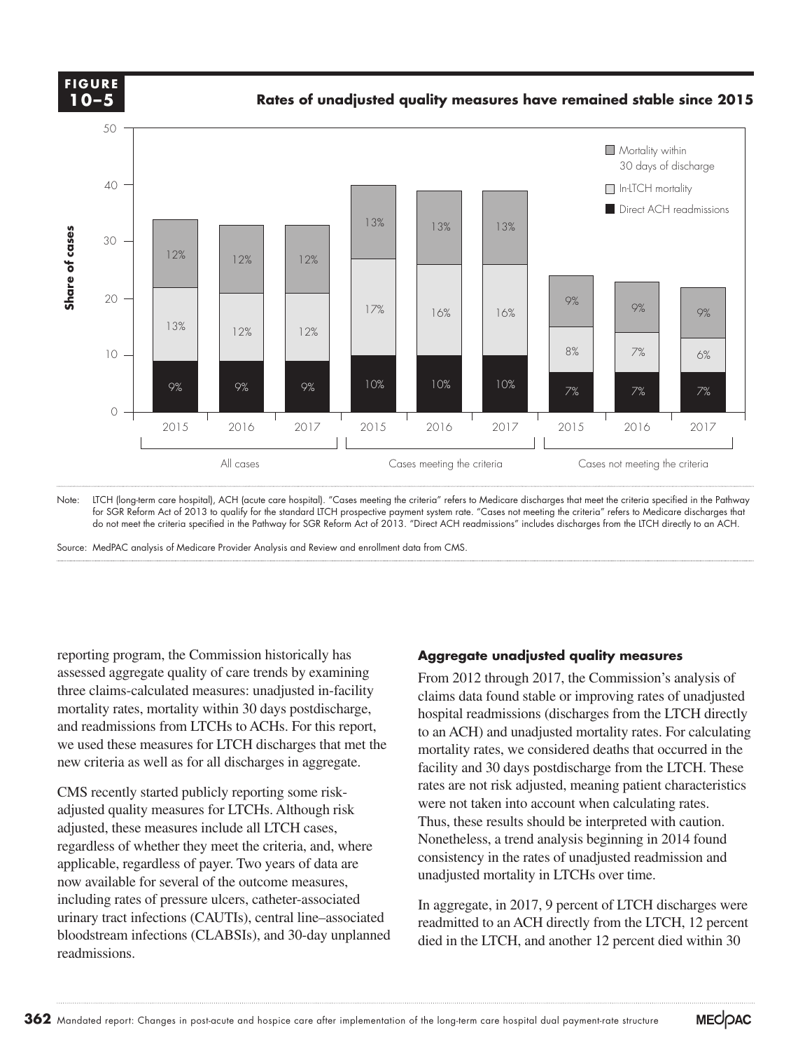**FIGURE 10–5**

**Rates of unadjusted quality measures have remained stable since 2015**

| | All cases | | | Cases meeting the criteria | | | Cases not meeting the criteria | | |
|---|---|---|---|---|---|---|---|---|---|
| | 2015 | 2016 | 2017 | 2015 | 2016 | 2017 | 2015 | 2016 | 2017 |
| Mortality within 30 days of discharge | 12% | 12% | 12% | 13% | 13% | 13% | 9% | 9% | 9% |
| In-LTCH mortality | 13% | 12% | 12% | 17% | 16% | 16% | 8% | 7% | 6% |
| Direct ACH readmissions | 9% | 9% | 9% | 10% | 10% | 10% | 7% | 7% | 7% |

Note: LTCH (long-term care hospital), ACH (acute care hospital). "Cases meeting the criteria" refers to Medicare discharges that meet the criteria specified in the Pathway for SGR Reform Act of 2013 to qualify for the standard LTCH prospective payment system rate. "Cases not meeting the criteria" refers to Medicare discharges that do not meet the criteria specified in the Pathway for SGR Reform Act of 2013. "Direct ACH readmissions" includes discharges from the LTCH directly to an ACH.

Source: MedPAC analysis of Medicare Provider Analysis and Review and enrollment data from CMS.

reporting program, the Commission historically has assessed aggregate quality of care trends by examining three claims-calculated measures: unadjusted in-facility mortality rates, mortality within 30 days postdischarge, and readmissions from LTCHs to ACHs. For this report, we used these measures for LTCH discharges that met the new criteria as well as for all discharges in aggregate.

CMS recently started publicly reporting some risk-adjusted quality measures for LTCHs. Although risk adjusted, these measures include all LTCH cases, regardless of whether they meet the criteria, and, where applicable, regardless of payer. Two years of data are now available for several of the outcome measures, including rates of pressure ulcers, catheter-associated urinary tract infections (CAUTIs), central line–associated bloodstream infections (CLABSIs), and 30-day unplanned readmissions.

### Aggregate unadjusted quality measures

From 2012 through 2017, the Commission's analysis of claims data found stable or improving rates of unadjusted hospital readmissions (discharges from the LTCH directly to an ACH) and unadjusted mortality rates. For calculating mortality rates, we considered deaths that occurred in the facility and 30 days postdischarge from the LTCH. These rates are not risk adjusted, meaning patient characteristics were not taken into account when calculating rates. Thus, these results should be interpreted with caution. Nonetheless, a trend analysis beginning in 2014 found consistency in the rates of unadjusted readmission and unadjusted mortality in LTCHs over time.

In aggregate, in 2017, 9 percent of LTCH discharges were readmitted to an ACH directly from the LTCH, 12 percent died in the LTCH, and another 12 percent died within 30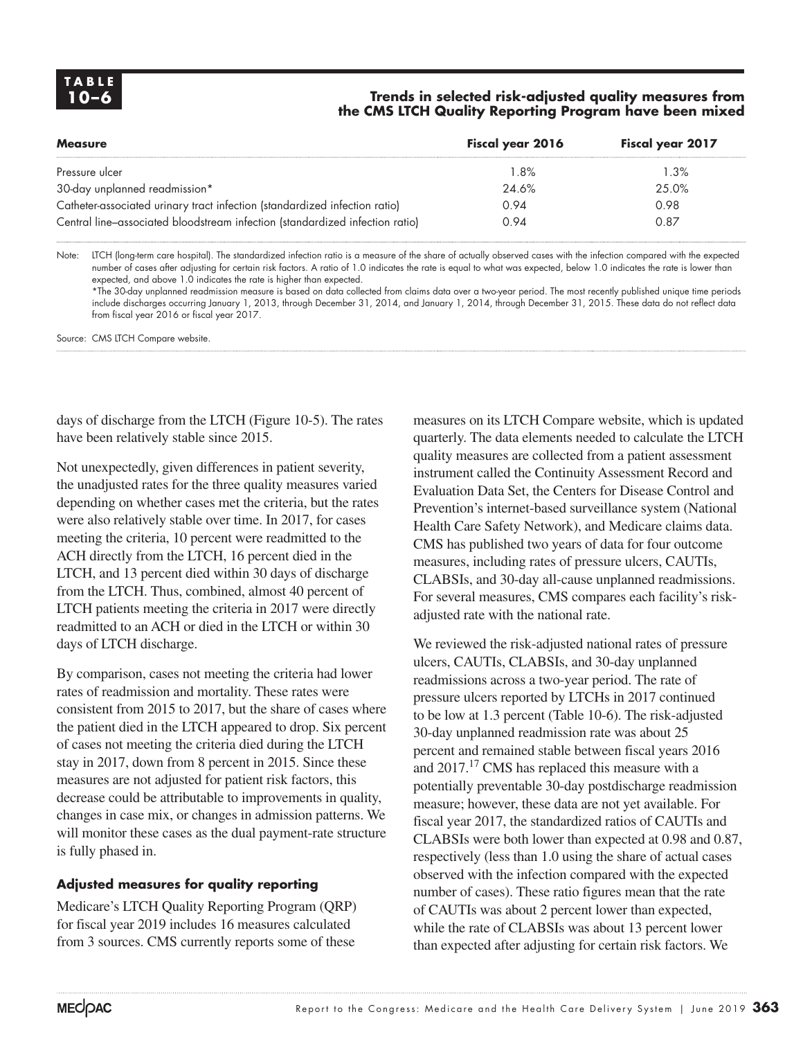**TABLE 10–6**

**Trends in selected risk-adjusted quality measures from the CMS LTCH Quality Reporting Program have been mixed**

| Measure | Fiscal year 2016 | Fiscal year 2017 |
|---|---|---|
| Pressure ulcer | 1.8% | 1.3% |
| 30-day unplanned readmission* | 24.6% | 25.0% |
| Catheter-associated urinary tract infection (standardized infection ratio) | 0.94 | 0.98 |
| Central line–associated bloodstream infection (standardized infection ratio) | 0.94 | 0.87 |

Note: LTCH (long-term care hospital). The standardized infection ratio is a measure of the share of actually observed cases with the infection compared with the expected number of cases after adjusting for certain risk factors. A ratio of 1.0 indicates the rate is equal to what was expected, below 1.0 indicates the rate is lower than expected, and above 1.0 indicates the rate is higher than expected.
*The 30-day unplanned readmission measure is based on data collected from claims data over a two-year period. The most recently published unique time periods include discharges occurring January 1, 2013, through December 31, 2014, and January 1, 2014, through December 31, 2015. These data do not reflect data from fiscal year 2016 or fiscal year 2017.

Source: CMS LTCH Compare website.

days of discharge from the LTCH (Figure 10-5). The rates have been relatively stable since 2015.

Not unexpectedly, given differences in patient severity, the unadjusted rates for the three quality measures varied depending on whether cases met the criteria, but the rates were also relatively stable over time. In 2017, for cases meeting the criteria, 10 percent were readmitted to the ACH directly from the LTCH, 16 percent died in the LTCH, and 13 percent died within 30 days of discharge from the LTCH. Thus, combined, almost 40 percent of LTCH patients meeting the criteria in 2017 were directly readmitted to an ACH or died in the LTCH or within 30 days of LTCH discharge.

By comparison, cases not meeting the criteria had lower rates of readmission and mortality. These rates were consistent from 2015 to 2017, but the share of cases where the patient died in the LTCH appeared to drop. Six percent of cases not meeting the criteria died during the LTCH stay in 2017, down from 8 percent in 2015. Since these measures are not adjusted for patient risk factors, this decrease could be attributable to improvements in quality, changes in case mix, or changes in admission patterns. We will monitor these cases as the dual payment-rate structure is fully phased in.

### Adjusted measures for quality reporting

Medicare's LTCH Quality Reporting Program (QRP) for fiscal year 2019 includes 16 measures calculated from 3 sources. CMS currently reports some of these measures on its LTCH Compare website, which is updated quarterly. The data elements needed to calculate the LTCH quality measures are collected from a patient assessment instrument called the Continuity Assessment Record and Evaluation Data Set, the Centers for Disease Control and Prevention's internet-based surveillance system (National Health Care Safety Network), and Medicare claims data. CMS has published two years of data for four outcome measures, including rates of pressure ulcers, CAUTIs, CLABSIs, and 30-day all-cause unplanned readmissions. For several measures, CMS compares each facility's risk-adjusted rate with the national rate.

We reviewed the risk-adjusted national rates of pressure ulcers, CAUTIs, CLABSIs, and 30-day unplanned readmissions across a two-year period. The rate of pressure ulcers reported by LTCHs in 2017 continued to be low at 1.3 percent (Table 10-6). The risk-adjusted 30-day unplanned readmission rate was about 25 percent and remained stable between fiscal years 2016 and 2017.[17] CMS has replaced this measure with a potentially preventable 30-day postdischarge readmission measure; however, these data are not yet available. For fiscal year 2017, the standardized ratios of CAUTIs and CLABSIs were both lower than expected at 0.98 and 0.87, respectively (less than 1.0 using the share of actual cases observed with the infection compared with the expected number of cases). These ratio figures mean that the rate of CAUTIs was about 2 percent lower than expected, while the rate of CLABSIs was about 13 percent lower than expected after adjusting for certain risk factors. We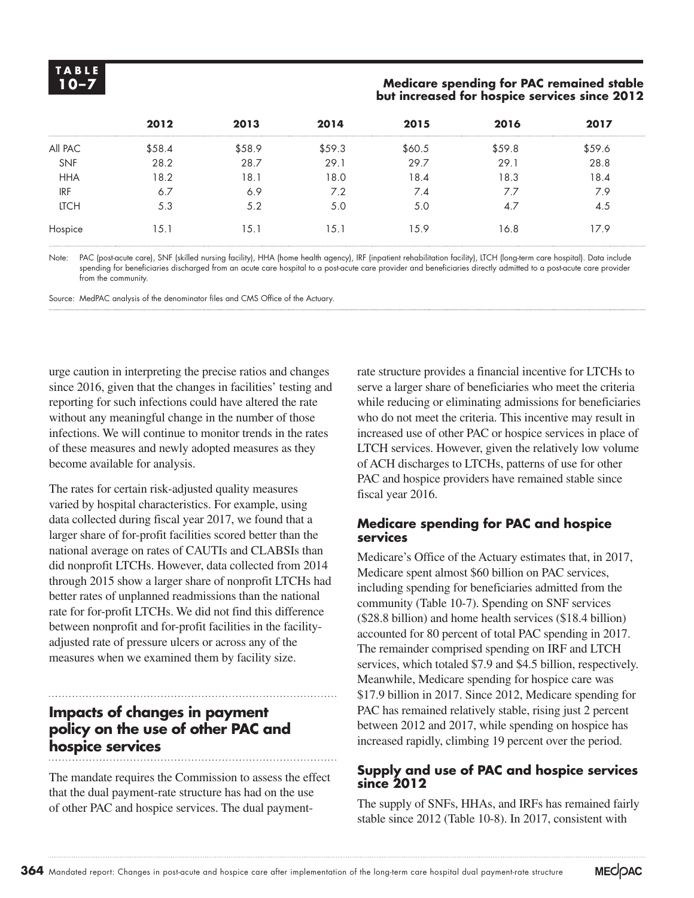**TABLE 10–7**

**Medicare spending for PAC remained stable but increased for hospice services since 2012**

| | 2012 | 2013 | 2014 | 2015 | 2016 | 2017 |
|---|---|---|---|---|---|---|
| All PAC | $58.4 | $58.9 | $59.3 | $60.5 | $59.8 | $59.6 |
| SNF | 28.2 | 28.7 | 29.1 | 29.7 | 29.1 | 28.8 |
| HHA | 18.2 | 18.1 | 18.0 | 18.4 | 18.3 | 18.4 |
| IRF | 6.7 | 6.9 | 7.2 | 7.4 | 7.7 | 7.9 |
| LTCH | 5.3 | 5.2 | 5.0 | 5.0 | 4.7 | 4.5 |
| Hospice | 15.1 | 15.1 | 15.1 | 15.9 | 16.8 | 17.9 |

Note: PAC (post-acute care), SNF (skilled nursing facility), HHA (home health agency), IRF (inpatient rehabilitation facility), LTCH (long-term care hospital). Data include spending for beneficiaries discharged from an acute care hospital to a post-acute care provider and beneficiaries directly admitted to a post-acute care provider from the community.

Source: MedPAC analysis of the denominator files and CMS Office of the Actuary.

urge caution in interpreting the precise ratios and changes since 2016, given that the changes in facilities' testing and reporting for such infections could have altered the rate without any meaningful change in the number of those infections. We will continue to monitor trends in the rates of these measures and newly adopted measures as they become available for analysis.

The rates for certain risk-adjusted quality measures varied by hospital characteristics. For example, using data collected during fiscal year 2017, we found that a larger share of for-profit facilities scored better than the national average on rates of CAUTIs and CLABSIs than did nonprofit LTCHs. However, data collected from 2014 through 2015 show a larger share of nonprofit LTCHs had better rates of unplanned readmissions than the national rate for for-profit LTCHs. We did not find this difference between nonprofit and for-profit facilities in the facility-adjusted rate of pressure ulcers or across any of the measures when we examined them by facility size.

## Impacts of changes in payment policy on the use of other PAC and hospice services

The mandate requires the Commission to assess the effect that the dual payment-rate structure has had on the use of other PAC and hospice services. The dual payment-rate structure provides a financial incentive for LTCHs to serve a larger share of beneficiaries who meet the criteria while reducing or eliminating admissions for beneficiaries who do not meet the criteria. This incentive may result in increased use of other PAC or hospice services in place of LTCH services. However, given the relatively low volume of ACH discharges to LTCHs, patterns of use for other PAC and hospice providers have remained stable since fiscal year 2016.

### Medicare spending for PAC and hospice services

Medicare's Office of the Actuary estimates that, in 2017, Medicare spent almost $60 billion on PAC services, including spending for beneficiaries admitted from the community (Table 10-7). Spending on SNF services ($28.8 billion) and home health services ($18.4 billion) accounted for 80 percent of total PAC spending in 2017. The remainder comprised spending on IRF and LTCH services, which totaled $7.9 and $4.5 billion, respectively. Meanwhile, Medicare spending for hospice care was $17.9 billion in 2017. Since 2012, Medicare spending for PAC has remained relatively stable, rising just 2 percent between 2012 and 2017, while spending on hospice has increased rapidly, climbing 19 percent over the period.

### Supply and use of PAC and hospice services since 2012

The supply of SNFs, HHAs, and IRFs has remained fairly stable since 2012 (Table 10-8). In 2017, consistent with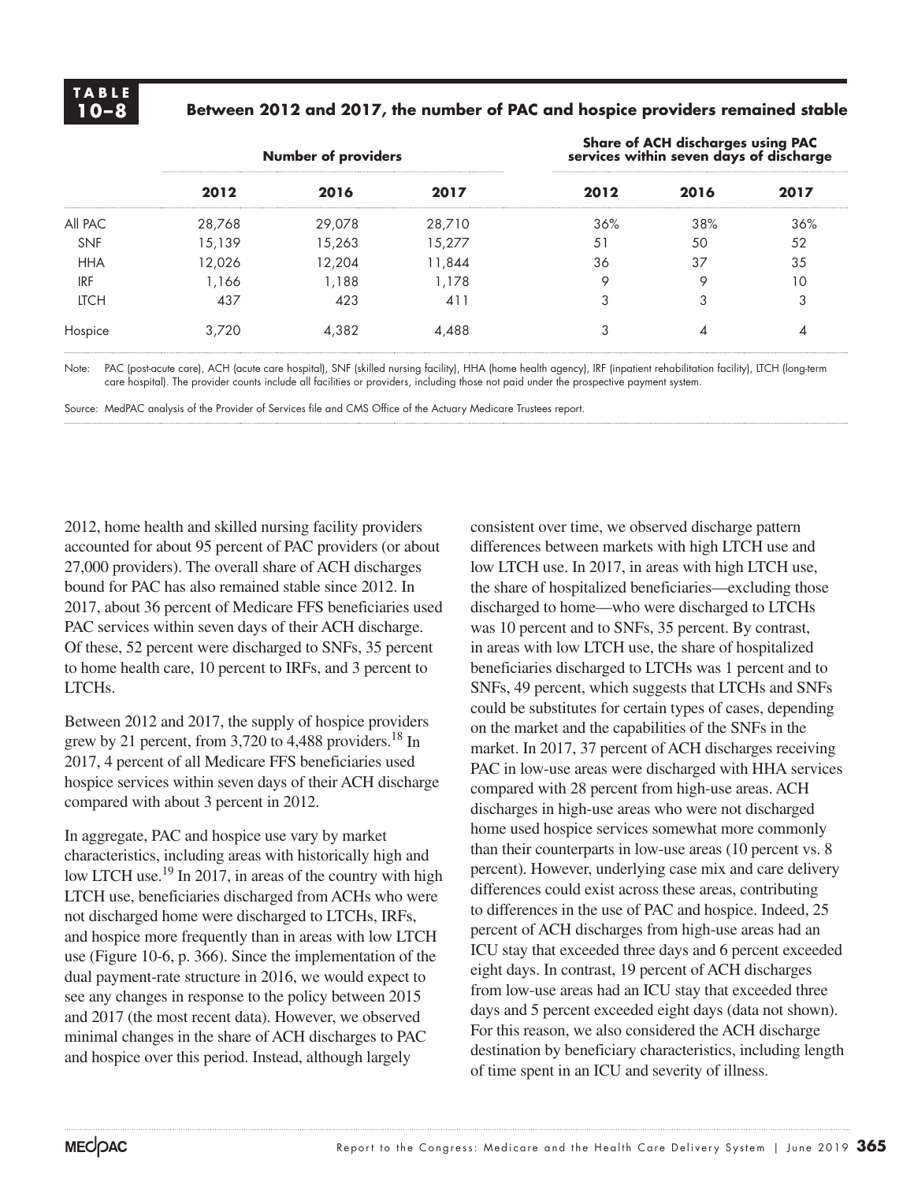**TABLE 10–8**

**Between 2012 and 2017, the number of PAC and hospice providers remained stable**

| | Number of providers | | | Share of ACH discharges using PAC services within seven days of discharge | | |
|---|---|---|---|---|---|---|
| | 2012 | 2016 | 2017 | 2012 | 2016 | 2017 |
| All PAC | 28,768 | 29,078 | 28,710 | 36% | 38% | 36% |
| SNF | 15,139 | 15,263 | 15,277 | 51 | 50 | 52 |
| HHA | 12,026 | 12,204 | 11,844 | 36 | 37 | 35 |
| IRF | 1,166 | 1,188 | 1,178 | 9 | 9 | 10 |
| LTCH | 437 | 423 | 411 | 3 | 3 | 3 |
| Hospice | 3,720 | 4,382 | 4,488 | 3 | 4 | 4 |

Note: PAC (post-acute care), ACH (acute care hospital), SNF (skilled nursing facility), HHA (home health agency), IRF (inpatient rehabilitation facility), LTCH (long-term care hospital). The provider counts include all facilities or providers, including those not paid under the prospective payment system.

Source: MedPAC analysis of the Provider of Services file and CMS Office of the Actuary Medicare Trustees report.

2012, home health and skilled nursing facility providers accounted for about 95 percent of PAC providers (or about 27,000 providers). The overall share of ACH discharges bound for PAC has also remained stable since 2012. In 2017, about 36 percent of Medicare FFS beneficiaries used PAC services within seven days of their ACH discharge. Of these, 52 percent were discharged to SNFs, 35 percent to home health care, 10 percent to IRFs, and 3 percent to LTCHs.

Between 2012 and 2017, the supply of hospice providers grew by 21 percent, from 3,720 to 4,488 providers.[18] In 2017, 4 percent of all Medicare FFS beneficiaries used hospice services within seven days of their ACH discharge compared with about 3 percent in 2012.

In aggregate, PAC and hospice use vary by market characteristics, including areas with historically high and low LTCH use.[19] In 2017, in areas of the country with high LTCH use, beneficiaries discharged from ACHs who were not discharged home were discharged to LTCHs, IRFs, and hospice more frequently than in areas with low LTCH use (Figure 10-6, p. 366). Since the implementation of the dual payment-rate structure in 2016, we would expect to see any changes in response to the policy between 2015 and 2017 (the most recent data). However, we observed minimal changes in the share of ACH discharges to PAC and hospice over this period. Instead, although largely consistent over time, we observed discharge pattern differences between markets with high LTCH use and low LTCH use. In 2017, in areas with high LTCH use, the share of hospitalized beneficiaries—excluding those discharged to home—who were discharged to LTCHs was 10 percent and to SNFs, 35 percent. By contrast, in areas with low LTCH use, the share of hospitalized beneficiaries discharged to LTCHs was 1 percent and to SNFs, 49 percent, which suggests that LTCHs and SNFs could be substitutes for certain types of cases, depending on the market and the capabilities of the SNFs in the market. In 2017, 37 percent of ACH discharges receiving PAC in low-use areas were discharged with HHA services compared with 28 percent from high-use areas. ACH discharges in high-use areas who were not discharged home used hospice services somewhat more commonly than their counterparts in low-use areas (10 percent vs. 8 percent). However, underlying case mix and care delivery differences could exist across these areas, contributing to differences in the use of PAC and hospice. Indeed, 25 percent of ACH discharges from high-use areas had an ICU stay that exceeded three days and 6 percent exceeded eight days. In contrast, 19 percent of ACH discharges from low-use areas had an ICU stay that exceeded three days and 5 percent exceeded eight days (data not shown). For this reason, we also considered the ACH discharge destination by beneficiary characteristics, including length of time spent in an ICU and severity of illness.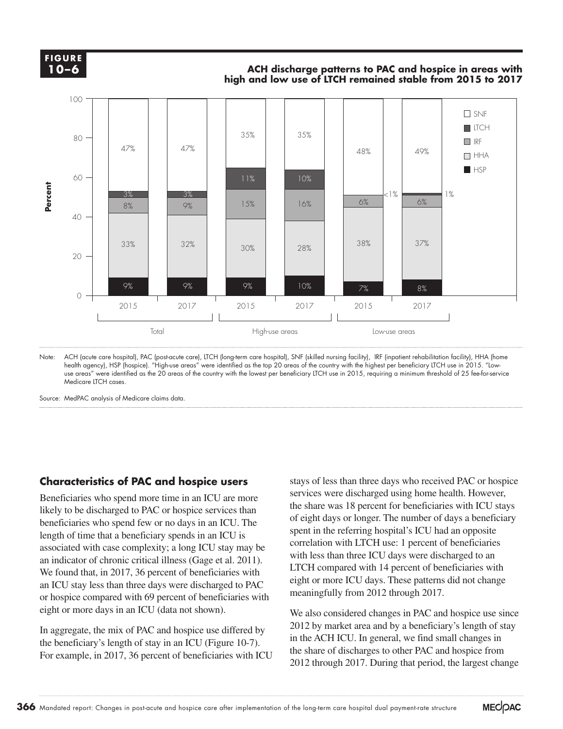**FIGURE 10–6**

**ACH discharge patterns to PAC and hospice in areas with high and low use of LTCH remained stable from 2015 to 2017**

| | Total 2015 | Total 2017 | High-use areas 2015 | High-use areas 2017 | Low-use areas 2015 | Low-use areas 2017 |
|---|---|---|---|---|---|---|
| SNF | 47% | 47% | 35% | 35% | 48% | 49% |
| LTCH | 3% | 3% | 11% | 10% | <1% | 1% |
| IRF | 8% | 9% | 15% | 16% | 6% | 6% |
| HHA | 33% | 32% | 30% | 28% | 38% | 37% |
| HSP | 9% | 9% | 9% | 10% | 7% | 8% |

Note: ACH (acute care hospital), PAC (post-acute care), LTCH (long-term care hospital), SNF (skilled nursing facility), IRF (inpatient rehabilitation facility), HHA (home health agency), HSP (hospice). "High-use areas" were identified as the top 20 areas of the country with the highest per beneficiary LTCH use in 2015. "Low-use areas" were identified as the 20 areas of the country with the lowest per beneficiary LTCH use in 2015, requiring a minimum threshold of 25 fee-for-service Medicare LTCH cases.

Source: MedPAC analysis of Medicare claims data.

## Characteristics of PAC and hospice users

Beneficiaries who spend more time in an ICU are more likely to be discharged to PAC or hospice services than beneficiaries who spend few or no days in an ICU. The length of time that a beneficiary spends in an ICU is associated with case complexity; a long ICU stay may be an indicator of chronic critical illness (Gage et al. 2011). We found that, in 2017, 36 percent of beneficiaries with an ICU stay less than three days were discharged to PAC or hospice compared with 69 percent of beneficiaries with eight or more days in an ICU (data not shown).

In aggregate, the mix of PAC and hospice use differed by the beneficiary's length of stay in an ICU (Figure 10-7). For example, in 2017, 36 percent of beneficiaries with ICU stays of less than three days who received PAC or hospice services were discharged using home health. However, the share was 18 percent for beneficiaries with ICU stays of eight days or longer. The number of days a beneficiary spent in the referring hospital's ICU had an opposite correlation with LTCH use: 1 percent of beneficiaries with less than three ICU days were discharged to an LTCH compared with 14 percent of beneficiaries with eight or more ICU days. These patterns did not change meaningfully from 2012 through 2017.

We also considered changes in PAC and hospice use since 2012 by market area and by a beneficiary's length of stay in the ACH ICU. In general, we find small changes in the share of discharges to other PAC and hospice from 2012 through 2017. During that period, the largest change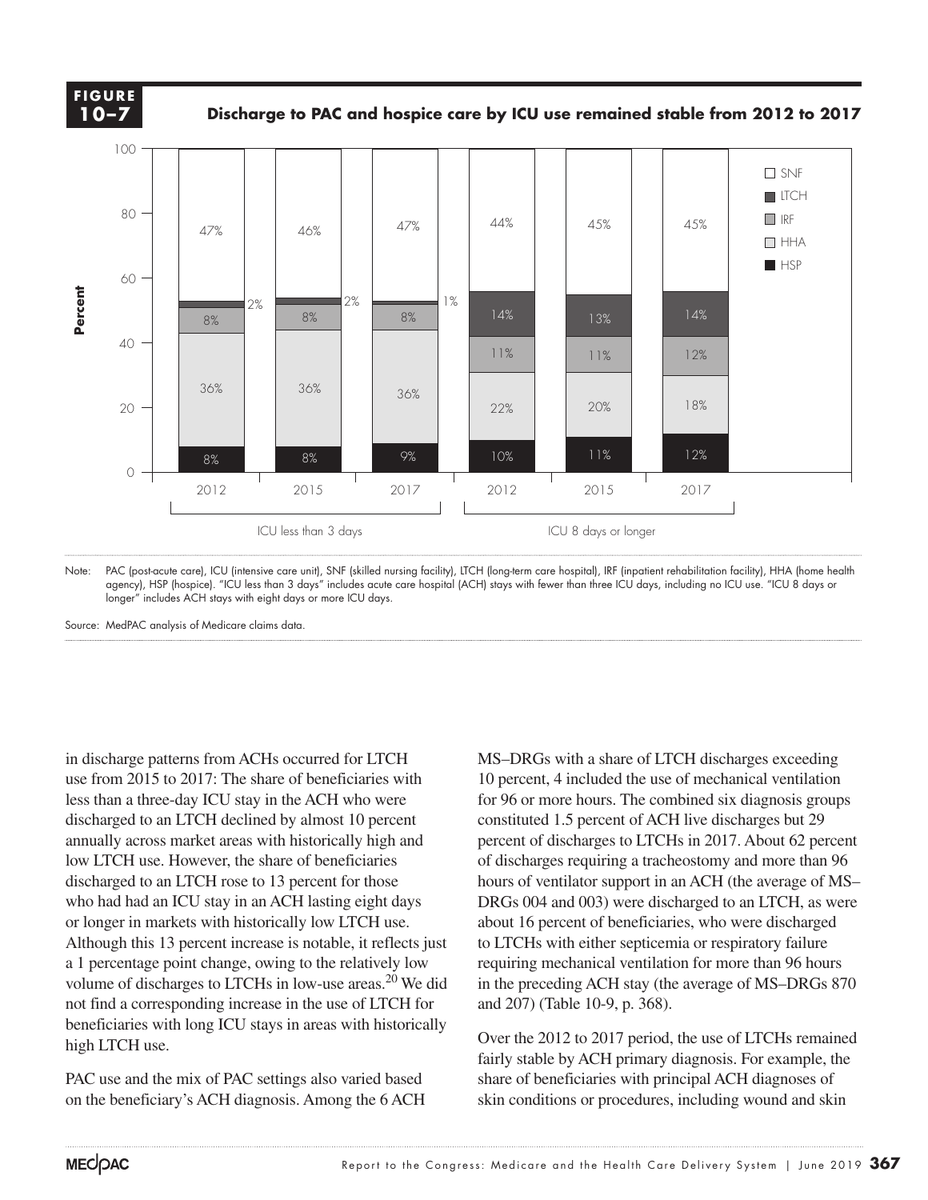**FIGURE 10–7**

**Discharge to PAC and hospice care by ICU use remained stable from 2012 to 2017**

| | ICU less than 3 days | | | ICU 8 days or longer | | |
|---|---|---|---|---|---|---|
| | 2012 | 2015 | 2017 | 2012 | 2015 | 2017 |
| SNF | 47% | 46% | 47% | 44% | 45% | 45% |
| LTCH | 2% | 2% | 1% | 14% | 13% | 14% |
| IRF | 8% | 8% | 8% | 11% | 11% | 12% |
| HHA | 36% | 36% | 36% | 22% | 20% | 18% |
| HSP | 8% | 8% | 9% | 10% | 11% | 12% |

Note: PAC (post-acute care), ICU (intensive care unit), SNF (skilled nursing facility), LTCH (long-term care hospital), IRF (inpatient rehabilitation facility), HHA (home health agency), HSP (hospice). "ICU less than 3 days" includes acute care hospital (ACH) stays with fewer than three ICU days, including no ICU use. "ICU 8 days or longer" includes ACH stays with eight days or more ICU days.

Source: MedPAC analysis of Medicare claims data.

in discharge patterns from ACHs occurred for LTCH use from 2015 to 2017: The share of beneficiaries with less than a three-day ICU stay in the ACH who were discharged to an LTCH declined by almost 10 percent annually across market areas with historically high and low LTCH use. However, the share of beneficiaries discharged to an LTCH rose to 13 percent for those who had had an ICU stay in an ACH lasting eight days or longer in markets with historically low LTCH use. Although this 13 percent increase is notable, it reflects just a 1 percentage point change, owing to the relatively low volume of discharges to LTCHs in low-use areas.[20] We did not find a corresponding increase in the use of LTCH for beneficiaries with long ICU stays in areas with historically high LTCH use.

PAC use and the mix of PAC settings also varied based on the beneficiary's ACH diagnosis. Among the 6 ACH MS–DRGs with a share of LTCH discharges exceeding 10 percent, 4 included the use of mechanical ventilation for 96 or more hours. The combined six diagnosis groups constituted 1.5 percent of ACH live discharges but 29 percent of discharges to LTCHs in 2017. About 62 percent of discharges requiring a tracheostomy and more than 96 hours of ventilator support in an ACH (the average of MS–DRGs 004 and 003) were discharged to an LTCH, as were about 16 percent of beneficiaries, who were discharged to LTCHs with either septicemia or respiratory failure requiring mechanical ventilation for more than 96 hours in the preceding ACH stay (the average of MS–DRGs 870 and 207) (Table 10-9, p. 368).

Over the 2012 to 2017 period, the use of LTCHs remained fairly stable by ACH primary diagnosis. For example, the share of beneficiaries with principal ACH diagnoses of skin conditions or procedures, including wound and skin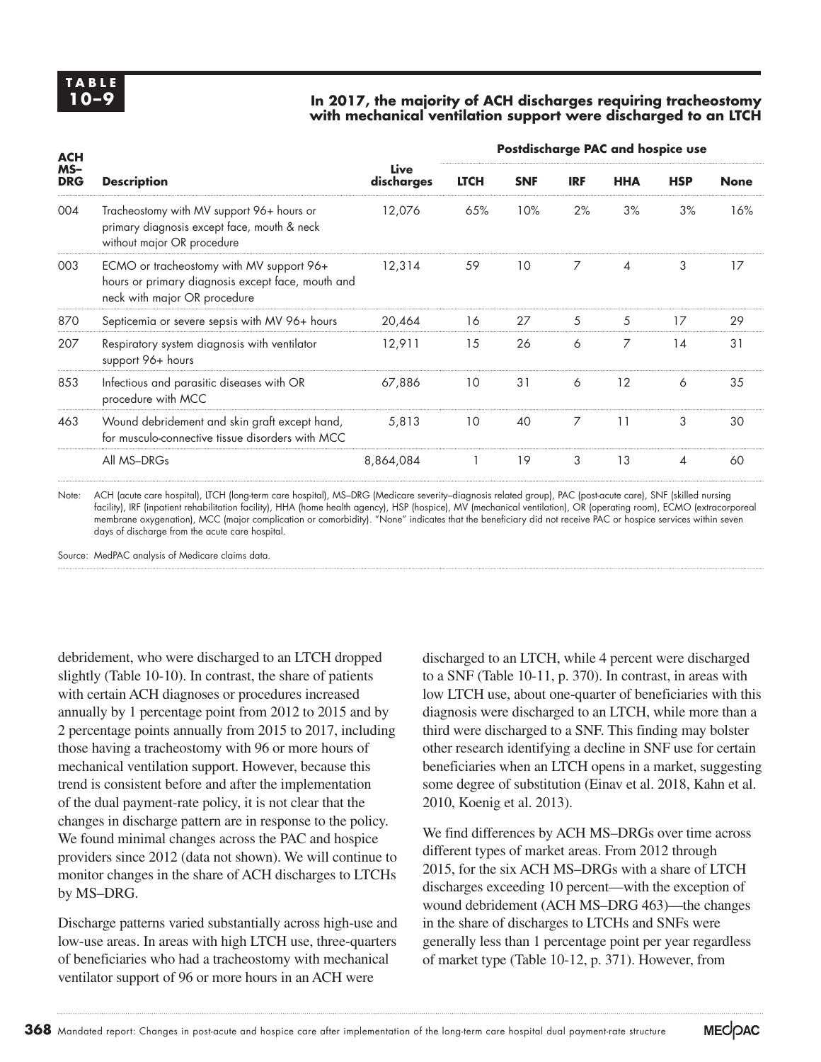**TABLE 10–9**

**In 2017, the majority of ACH discharges requiring tracheostomy with mechanical ventilation support were discharged to an LTCH**

| ACH MS–DRG | Description | Live discharges | Postdischarge PAC and hospice use | | | | | |
|---|---|---|---|---|---|---|---|---|
| | | | LTCH | SNF | IRF | HHA | HSP | None |
| 004 | Tracheostomy with MV support 96+ hours or primary diagnosis except face, mouth & neck without major OR procedure | 12,076 | 65% | 10% | 2% | 3% | 3% | 16% |
| 003 | ECMO or tracheostomy with MV support 96+ hours or primary diagnosis except face, mouth and neck with major OR procedure | 12,314 | 59 | 10 | 7 | 4 | 3 | 17 |
| 870 | Septicemia or severe sepsis with MV 96+ hours | 20,464 | 16 | 27 | 5 | 5 | 17 | 29 |
| 207 | Respiratory system diagnosis with ventilator support 96+ hours | 12,911 | 15 | 26 | 6 | 7 | 14 | 31 |
| 853 | Infectious and parasitic diseases with OR procedure with MCC | 67,886 | 10 | 31 | 6 | 12 | 6 | 35 |
| 463 | Wound debridement and skin graft except hand, for musculo-connective tissue disorders with MCC | 5,813 | 10 | 40 | 7 | 11 | 3 | 30 |
| | All MS–DRGs | 8,864,084 | 1 | 19 | 3 | 13 | 4 | 60 |

Note: ACH (acute care hospital), LTCH (long-term care hospital), MS–DRG (Medicare severity–diagnosis related group), PAC (post-acute care), SNF (skilled nursing facility), IRF (inpatient rehabilitation facility), HHA (home health agency), HSP (hospice), MV (mechanical ventilation), OR (operating room), ECMO (extracorporeal membrane oxygenation), MCC (major complication or comorbidity). "None" indicates that the beneficiary did not receive PAC or hospice services within seven days of discharge from the acute care hospital.

Source: MedPAC analysis of Medicare claims data.

debridement, who were discharged to an LTCH dropped slightly (Table 10-10). In contrast, the share of patients with certain ACH diagnoses or procedures increased annually by 1 percentage point from 2012 to 2015 and by 2 percentage points annually from 2015 to 2017, including those having a tracheostomy with 96 or more hours of mechanical ventilation support. However, because this trend is consistent before and after the implementation of the dual payment-rate policy, it is not clear that the changes in discharge pattern are in response to the policy. We found minimal changes across the PAC and hospice providers since 2012 (data not shown). We will continue to monitor changes in the share of ACH discharges to LTCHs by MS–DRG.

Discharge patterns varied substantially across high-use and low-use areas. In areas with high LTCH use, three-quarters of beneficiaries who had a tracheostomy with mechanical ventilator support of 96 or more hours in an ACH were discharged to an LTCH, while 4 percent were discharged to a SNF (Table 10-11, p. 370). In contrast, in areas with low LTCH use, about one-quarter of beneficiaries with this diagnosis were discharged to an LTCH, while more than a third were discharged to a SNF. This finding may bolster other research identifying a decline in SNF use for certain beneficiaries when an LTCH opens in a market, suggesting some degree of substitution (Einav et al. 2018, Kahn et al. 2010, Koenig et al. 2013).

We find differences by ACH MS–DRGs over time across different types of market areas. From 2012 through 2015, for the six ACH MS–DRGs with a share of LTCH discharges exceeding 10 percent—with the exception of wound debridement (ACH MS–DRG 463)—the changes in the share of discharges to LTCHs and SNFs were generally less than 1 percentage point per year regardless of market type (Table 10-12, p. 371). However, from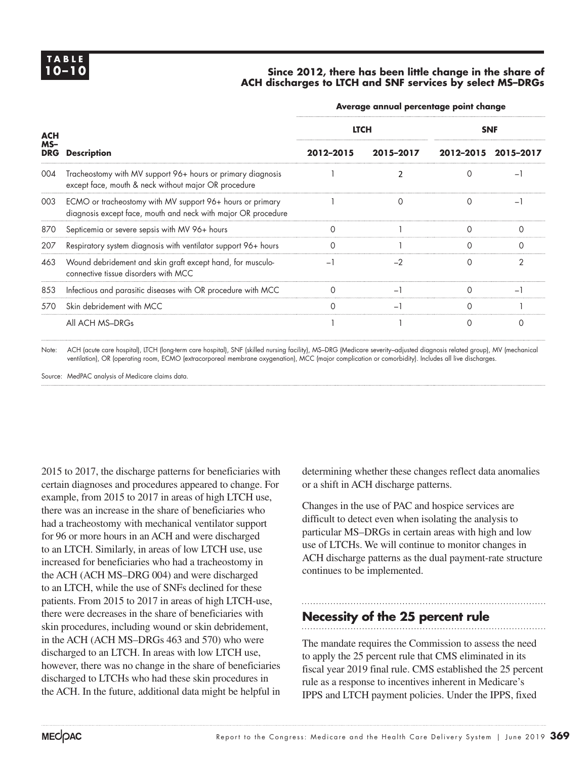**TABLE 10–10**

**Since 2012, there has been little change in the share of ACH discharges to LTCH and SNF services by select MS–DRGs**

| ACH MS–DRG | Description | Average annual percentage point change | | | |
|---|---|---|---|---|---|
| | | LTCH | | SNF | |
| | | 2012–2015 | 2015–2017 | 2012–2015 | 2015–2017 |
| 004 | Tracheostomy with MV support 96+ hours or primary diagnosis except face, mouth & neck without major OR procedure | 1 | 2 | 0 | –1 |
| 003 | ECMO or tracheostomy with MV support 96+ hours or primary diagnosis except face, mouth and neck with major OR procedure | 1 | 0 | 0 | –1 |
| 870 | Septicemia or severe sepsis with MV 96+ hours | 0 | 1 | 0 | 0 |
| 207 | Respiratory system diagnosis with ventilator support 96+ hours | 0 | 1 | 0 | 0 |
| 463 | Wound debridement and skin graft except hand, for musculo-connective tissue disorders with MCC | –1 | –2 | 0 | 2 |
| 853 | Infectious and parasitic diseases with OR procedure with MCC | 0 | –1 | 0 | –1 |
| 570 | Skin debridement with MCC | 0 | –1 | 0 | 1 |
| | All ACH MS–DRGs | 1 | 1 | 0 | 0 |

Note: ACH (acute care hospital), LTCH (long-term care hospital), SNF (skilled nursing facility), MS–DRG (Medicare severity–adjusted diagnosis related group), MV (mechanical ventilation), OR (operating room), ECMO (extracorporeal membrane oxygenation), MCC (major complication or comorbidity). Includes all live discharges.

Source: MedPAC analysis of Medicare claims data.

2015 to 2017, the discharge patterns for beneficiaries with certain diagnoses and procedures appeared to change. For example, from 2015 to 2017 in areas of high LTCH use, there was an increase in the share of beneficiaries who had a tracheostomy with mechanical ventilator support for 96 or more hours in an ACH and were discharged to an LTCH. Similarly, in areas of low LTCH use, use increased for beneficiaries who had a tracheostomy in the ACH (ACH MS–DRG 004) and were discharged to an LTCH, while the use of SNFs declined for these patients. From 2015 to 2017 in areas of high LTCH-use, there were decreases in the share of beneficiaries with skin procedures, including wound or skin debridement, in the ACH (ACH MS–DRGs 463 and 570) who were discharged to an LTCH. In areas with low LTCH use, however, there was no change in the share of beneficiaries discharged to LTCHs who had these skin procedures in the ACH. In the future, additional data might be helpful in determining whether these changes reflect data anomalies or a shift in ACH discharge patterns.

Changes in the use of PAC and hospice services are difficult to detect even when isolating the analysis to particular MS–DRGs in certain areas with high and low use of LTCHs. We will continue to monitor changes in ACH discharge patterns as the dual payment-rate structure continues to be implemented.

## Necessity of the 25 percent rule

The mandate requires the Commission to assess the need to apply the 25 percent rule that CMS eliminated in its fiscal year 2019 final rule. CMS established the 25 percent rule as a response to incentives inherent in Medicare's IPPS and LTCH payment policies. Under the IPPS, fixed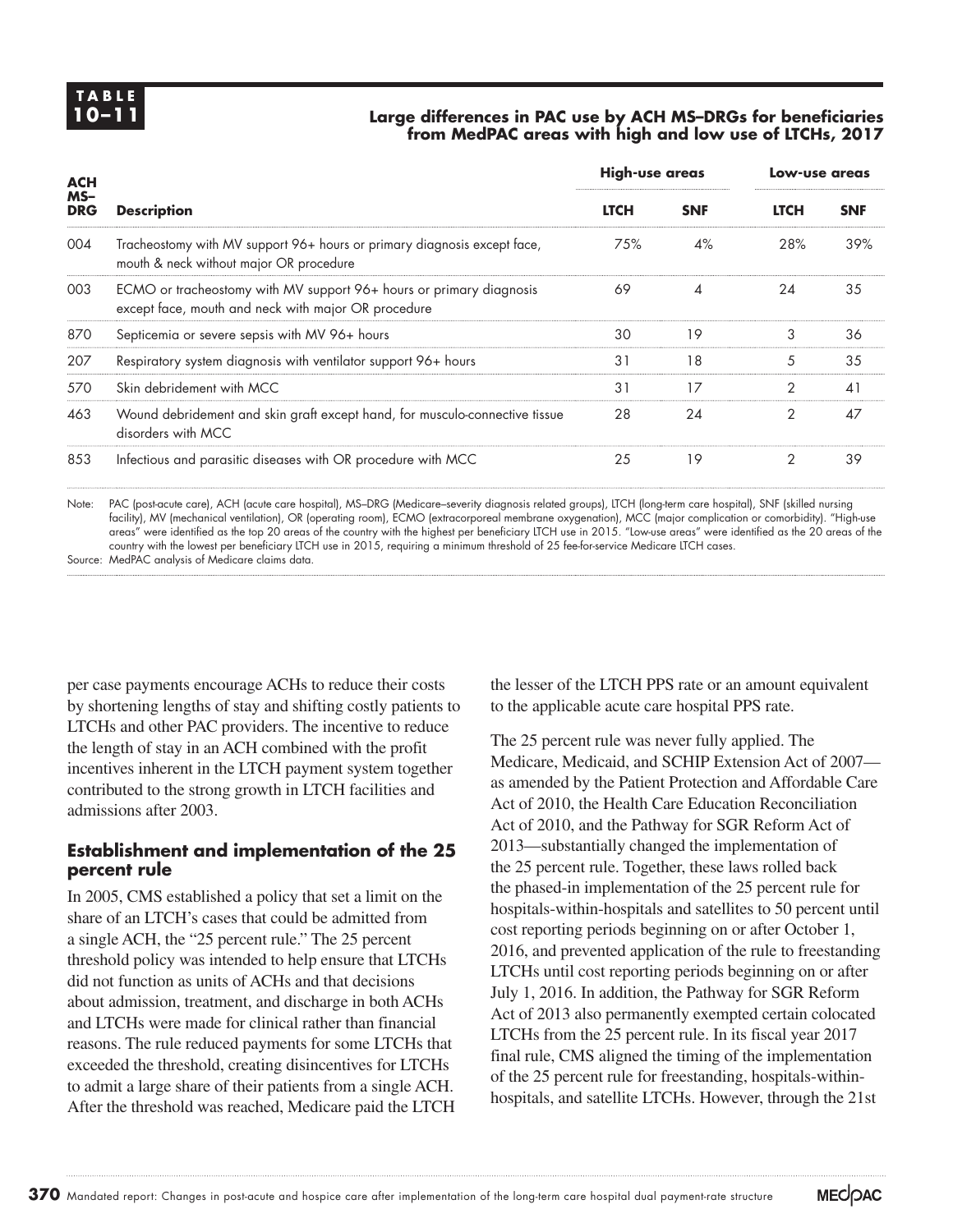**TABLE 10–11**

**Large differences in PAC use by ACH MS–DRGs for beneficiaries from MedPAC areas with high and low use of LTCHs, 2017**

| ACH MS–DRG | Description | High-use areas | | Low-use areas | |
|---|---|---|---|---|---|
| | | LTCH | SNF | LTCH | SNF |
| 004 | Tracheostomy with MV support 96+ hours or primary diagnosis except face, mouth & neck without major OR procedure | 75% | 4% | 28% | 39% |
| 003 | ECMO or tracheostomy with MV support 96+ hours or primary diagnosis except face, mouth and neck with major OR procedure | 69 | 4 | 24 | 35 |
| 870 | Septicemia or severe sepsis with MV 96+ hours | 30 | 19 | 3 | 36 |
| 207 | Respiratory system diagnosis with ventilator support 96+ hours | 31 | 18 | 5 | 35 |
| 570 | Skin debridement with MCC | 31 | 17 | 2 | 41 |
| 463 | Wound debridement and skin graft except hand, for musculo-connective tissue disorders with MCC | 28 | 24 | 2 | 47 |
| 853 | Infectious and parasitic diseases with OR procedure with MCC | 25 | 19 | 2 | 39 |

Note: PAC (post-acute care), ACH (acute care hospital), MS–DRG (Medicare–severity diagnosis related groups), LTCH (long-term care hospital), SNF (skilled nursing facility), MV (mechanical ventilation), OR (operating room), ECMO (extracorporeal membrane oxygenation), MCC (major complication or comorbidity). "High-use areas" were identified as the top 20 areas of the country with the highest per beneficiary LTCH use in 2015. "Low-use areas" were identified as the 20 areas of the country with the lowest per beneficiary LTCH use in 2015, requiring a minimum threshold of 25 fee-for-service Medicare LTCH cases.
Source: MedPAC analysis of Medicare claims data.

per case payments encourage ACHs to reduce their costs by shortening lengths of stay and shifting costly patients to LTCHs and other PAC providers. The incentive to reduce the length of stay in an ACH combined with the profit incentives inherent in the LTCH payment system together contributed to the strong growth in LTCH facilities and admissions after 2003.

## Establishment and implementation of the 25 percent rule

In 2005, CMS established a policy that set a limit on the share of an LTCH's cases that could be admitted from a single ACH, the "25 percent rule." The 25 percent threshold policy was intended to help ensure that LTCHs did not function as units of ACHs and that decisions about admission, treatment, and discharge in both ACHs and LTCHs were made for clinical rather than financial reasons. The rule reduced payments for some LTCHs that exceeded the threshold, creating disincentives for LTCHs to admit a large share of their patients from a single ACH. After the threshold was reached, Medicare paid the LTCH the lesser of the LTCH PPS rate or an amount equivalent to the applicable acute care hospital PPS rate.

The 25 percent rule was never fully applied. The Medicare, Medicaid, and SCHIP Extension Act of 2007—as amended by the Patient Protection and Affordable Care Act of 2010, the Health Care Education Reconciliation Act of 2010, and the Pathway for SGR Reform Act of 2013—substantially changed the implementation of the 25 percent rule. Together, these laws rolled back the phased-in implementation of the 25 percent rule for hospitals-within-hospitals and satellites to 50 percent until cost reporting periods beginning on or after October 1, 2016, and prevented application of the rule to freestanding LTCHs until cost reporting periods beginning on or after July 1, 2016. In addition, the Pathway for SGR Reform Act of 2013 also permanently exempted certain colocated LTCHs from the 25 percent rule. In its fiscal year 2017 final rule, CMS aligned the timing of the implementation of the 25 percent rule for freestanding, hospitals-within-hospitals, and satellite LTCHs. However, through the 21st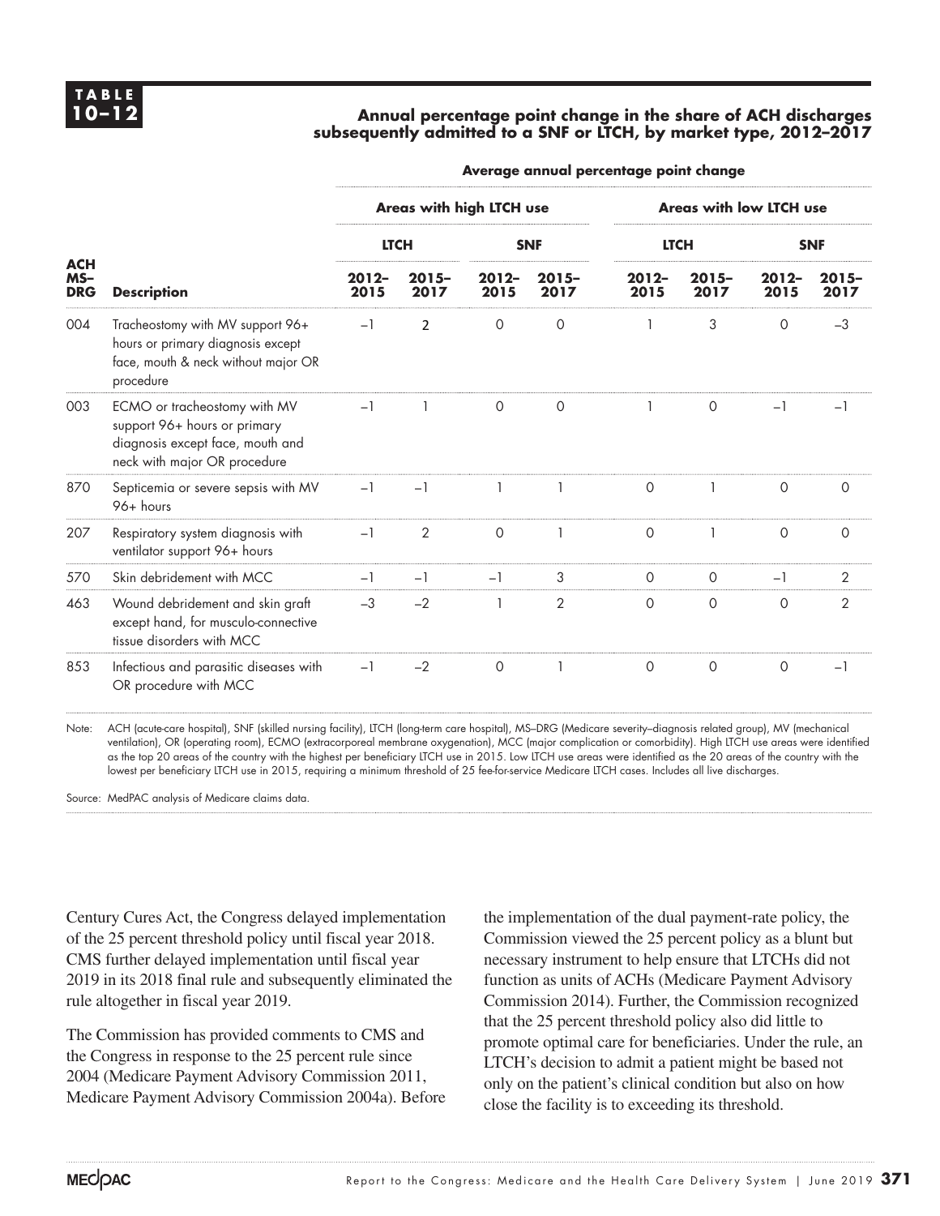**TABLE 10–12**

**Annual percentage point change in the share of ACH discharges subsequently admitted to a SNF or LTCH, by market type, 2012–2017**

| | | Average annual percentage point change | | | | | | | |
|---|---|---|---|---|---|---|---|---|---|
| | | Areas with high LTCH use | | | | Areas with low LTCH use | | | |
| | | LTCH | | SNF | | LTCH | | SNF | |
| ACH MS–DRG | Description | 2012–2015 | 2015–2017 | 2012–2015 | 2015–2017 | 2012–2015 | 2015–2017 | 2012–2015 | 2015–2017 |
| 004 | Tracheostomy with MV support 96+ hours or primary diagnosis except face, mouth & neck without major OR procedure | −1 | 2 | 0 | 0 | 1 | 3 | 0 | −3 |
| 003 | ECMO or tracheostomy with MV support 96+ hours or primary diagnosis except face, mouth and neck with major OR procedure | −1 | 1 | 0 | 0 | 1 | 0 | −1 | −1 |
| 870 | Septicemia or severe sepsis with MV 96+ hours | −1 | −1 | 1 | 1 | 0 | 1 | 0 | 0 |
| 207 | Respiratory system diagnosis with ventilator support 96+ hours | −1 | 2 | 0 | 1 | 0 | 1 | 0 | 0 |
| 570 | Skin debridement with MCC | −1 | −1 | −1 | 3 | 0 | 0 | −1 | 2 |
| 463 | Wound debridement and skin graft except hand, for musculo-connective tissue disorders with MCC | −3 | −2 | 1 | 2 | 0 | 0 | 0 | 2 |
| 853 | Infectious and parasitic diseases with OR procedure with MCC | −1 | −2 | 0 | 1 | 0 | 0 | 0 | −1 |

Note: ACH (acute-care hospital), SNF (skilled nursing facility), LTCH (long-term care hospital), MS–DRG (Medicare severity–diagnosis related group), MV (mechanical ventilation), OR (operating room), ECMO (extracorporeal membrane oxygenation), MCC (major complication or comorbidity). High LTCH use areas were identified as the top 20 areas of the country with the highest per beneficiary LTCH use in 2015. Low LTCH use areas were identified as the 20 areas of the country with the lowest per beneficiary LTCH use in 2015, requiring a minimum threshold of 25 fee-for-service Medicare LTCH cases. Includes all live discharges.

Source: MedPAC analysis of Medicare claims data.

Century Cures Act, the Congress delayed implementation of the 25 percent threshold policy until fiscal year 2018. CMS further delayed implementation until fiscal year 2019 in its 2018 final rule and subsequently eliminated the rule altogether in fiscal year 2019.

The Commission has provided comments to CMS and the Congress in response to the 25 percent rule since 2004 (Medicare Payment Advisory Commission 2011, Medicare Payment Advisory Commission 2004a). Before the implementation of the dual payment-rate policy, the Commission viewed the 25 percent policy as a blunt but necessary instrument to help ensure that LTCHs did not function as units of ACHs (Medicare Payment Advisory Commission 2014). Further, the Commission recognized that the 25 percent threshold policy also did little to promote optimal care for beneficiaries. Under the rule, an LTCH's decision to admit a patient might be based not only on the patient's clinical condition but also on how close the facility is to exceeding its threshold.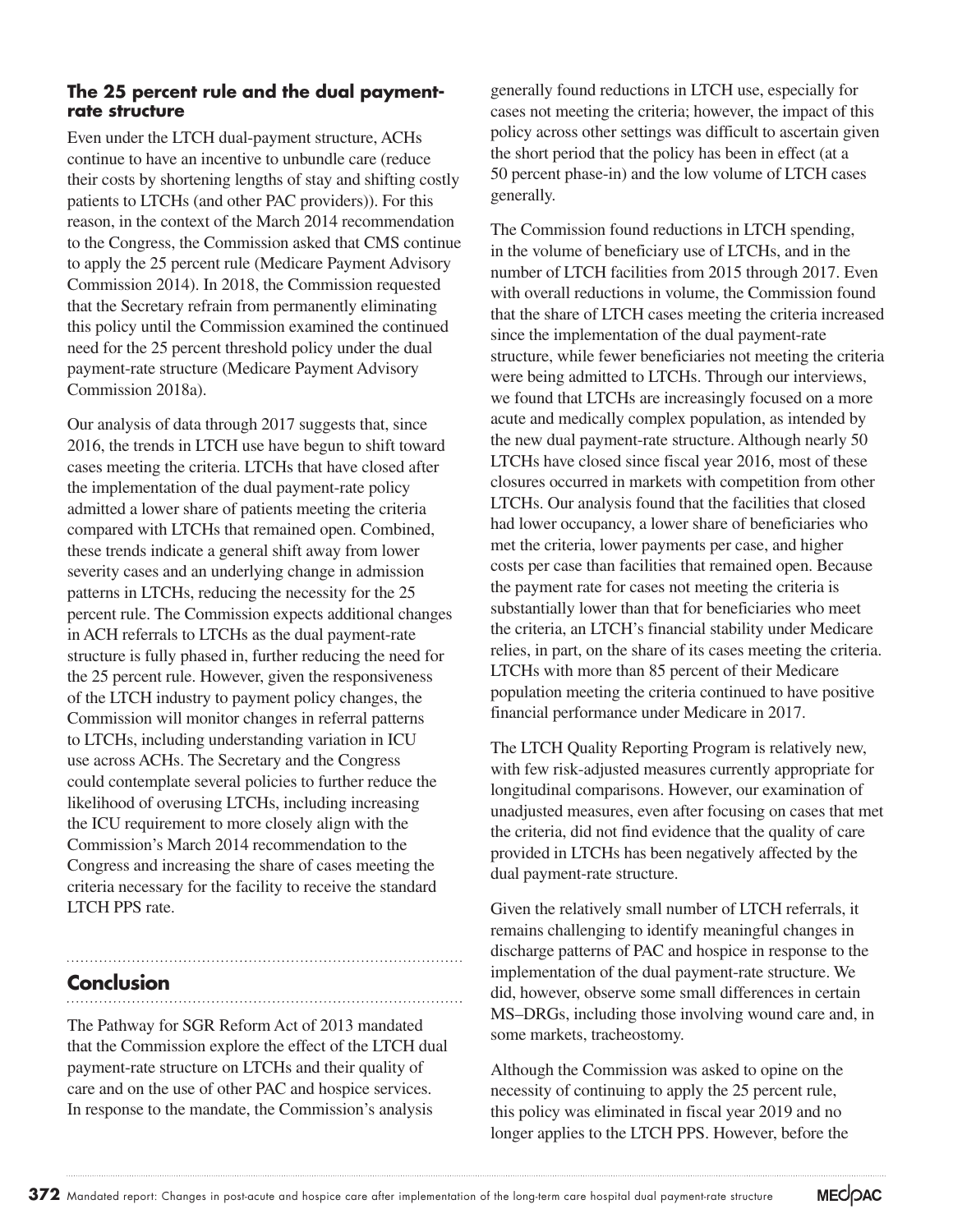### The 25 percent rule and the dual payment-rate structure

Even under the LTCH dual-payment structure, ACHs continue to have an incentive to unbundle care (reduce their costs by shortening lengths of stay and shifting costly patients to LTCHs (and other PAC providers)). For this reason, in the context of the March 2014 recommendation to the Congress, the Commission asked that CMS continue to apply the 25 percent rule (Medicare Payment Advisory Commission 2014). In 2018, the Commission requested that the Secretary refrain from permanently eliminating this policy until the Commission examined the continued need for the 25 percent threshold policy under the dual payment-rate structure (Medicare Payment Advisory Commission 2018a).

Our analysis of data through 2017 suggests that, since 2016, the trends in LTCH use have begun to shift toward cases meeting the criteria. LTCHs that have closed after the implementation of the dual payment-rate policy admitted a lower share of patients meeting the criteria compared with LTCHs that remained open. Combined, these trends indicate a general shift away from lower severity cases and an underlying change in admission patterns in LTCHs, reducing the necessity for the 25 percent rule. The Commission expects additional changes in ACH referrals to LTCHs as the dual payment-rate structure is fully phased in, further reducing the need for the 25 percent rule. However, given the responsiveness of the LTCH industry to payment policy changes, the Commission will monitor changes in referral patterns to LTCHs, including understanding variation in ICU use across ACHs. The Secretary and the Congress could contemplate several policies to further reduce the likelihood of overusing LTCHs, including increasing the ICU requirement to more closely align with the Commission's March 2014 recommendation to the Congress and increasing the share of cases meeting the criteria necessary for the facility to receive the standard LTCH PPS rate.

## Conclusion

The Pathway for SGR Reform Act of 2013 mandated that the Commission explore the effect of the LTCH dual payment-rate structure on LTCHs and their quality of care and on the use of other PAC and hospice services. In response to the mandate, the Commission's analysis generally found reductions in LTCH use, especially for cases not meeting the criteria; however, the impact of this policy across other settings was difficult to ascertain given the short period that the policy has been in effect (at a 50 percent phase-in) and the low volume of LTCH cases generally.

The Commission found reductions in LTCH spending, in the volume of beneficiary use of LTCHs, and in the number of LTCH facilities from 2015 through 2017. Even with overall reductions in volume, the Commission found that the share of LTCH cases meeting the criteria increased since the implementation of the dual payment-rate structure, while fewer beneficiaries not meeting the criteria were being admitted to LTCHs. Through our interviews, we found that LTCHs are increasingly focused on a more acute and medically complex population, as intended by the new dual payment-rate structure. Although nearly 50 LTCHs have closed since fiscal year 2016, most of these closures occurred in markets with competition from other LTCHs. Our analysis found that the facilities that closed had lower occupancy, a lower share of beneficiaries who met the criteria, lower payments per case, and higher costs per case than facilities that remained open. Because the payment rate for cases not meeting the criteria is substantially lower than that for beneficiaries who meet the criteria, an LTCH's financial stability under Medicare relies, in part, on the share of its cases meeting the criteria. LTCHs with more than 85 percent of their Medicare population meeting the criteria continued to have positive financial performance under Medicare in 2017.

The LTCH Quality Reporting Program is relatively new, with few risk-adjusted measures currently appropriate for longitudinal comparisons. However, our examination of unadjusted measures, even after focusing on cases that met the criteria, did not find evidence that the quality of care provided in LTCHs has been negatively affected by the dual payment-rate structure.

Given the relatively small number of LTCH referrals, it remains challenging to identify meaningful changes in discharge patterns of PAC and hospice in response to the implementation of the dual payment-rate structure. We did, however, observe some small differences in certain MS–DRGs, including those involving wound care and, in some markets, tracheostomy.

Although the Commission was asked to opine on the necessity of continuing to apply the 25 percent rule, this policy was eliminated in fiscal year 2019 and no longer applies to the LTCH PPS. However, before the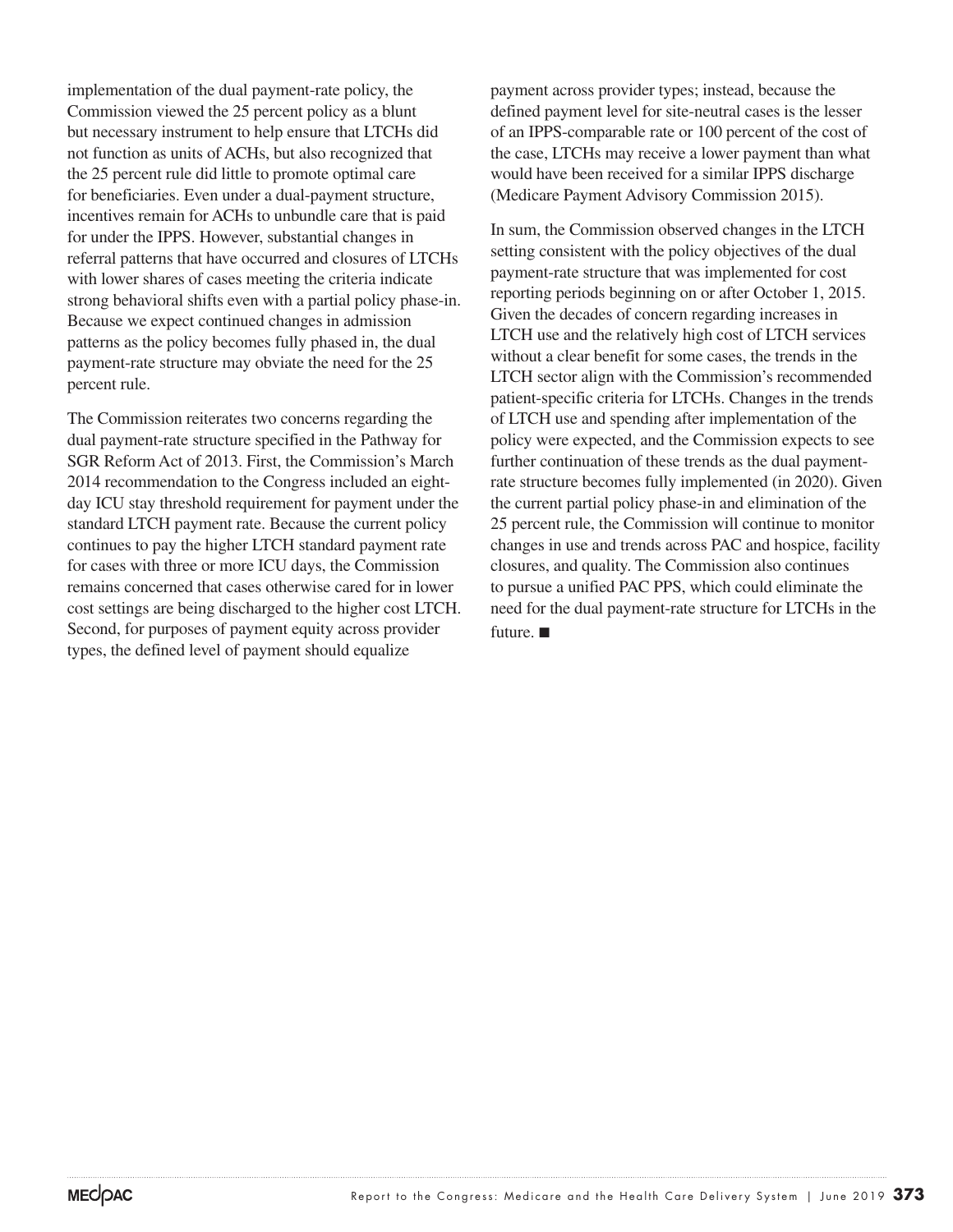implementation of the dual payment-rate policy, the Commission viewed the 25 percent policy as a blunt but necessary instrument to help ensure that LTCHs did not function as units of ACHs, but also recognized that the 25 percent rule did little to promote optimal care for beneficiaries. Even under a dual-payment structure, incentives remain for ACHs to unbundle care that is paid for under the IPPS. However, substantial changes in referral patterns that have occurred and closures of LTCHs with lower shares of cases meeting the criteria indicate strong behavioral shifts even with a partial policy phase-in. Because we expect continued changes in admission patterns as the policy becomes fully phased in, the dual payment-rate structure may obviate the need for the 25 percent rule.

The Commission reiterates two concerns regarding the dual payment-rate structure specified in the Pathway for SGR Reform Act of 2013. First, the Commission's March 2014 recommendation to the Congress included an eight-day ICU stay threshold requirement for payment under the standard LTCH payment rate. Because the current policy continues to pay the higher LTCH standard payment rate for cases with three or more ICU days, the Commission remains concerned that cases otherwise cared for in lower cost settings are being discharged to the higher cost LTCH. Second, for purposes of payment equity across provider types, the defined level of payment should equalize payment across provider types; instead, because the defined payment level for site-neutral cases is the lesser of an IPPS-comparable rate or 100 percent of the cost of the case, LTCHs may receive a lower payment than what would have been received for a similar IPPS discharge (Medicare Payment Advisory Commission 2015).

In sum, the Commission observed changes in the LTCH setting consistent with the policy objectives of the dual payment-rate structure that was implemented for cost reporting periods beginning on or after October 1, 2015. Given the decades of concern regarding increases in LTCH use and the relatively high cost of LTCH services without a clear benefit for some cases, the trends in the LTCH sector align with the Commission's recommended patient-specific criteria for LTCHs. Changes in the trends of LTCH use and spending after implementation of the policy were expected, and the Commission expects to see further continuation of these trends as the dual payment-rate structure becomes fully implemented (in 2020). Given the current partial policy phase-in and elimination of the 25 percent rule, the Commission will continue to monitor changes in use and trends across PAC and hospice, facility closures, and quality. The Commission also continues to pursue a unified PAC PPS, which could eliminate the need for the dual payment-rate structure for LTCHs in the future. ■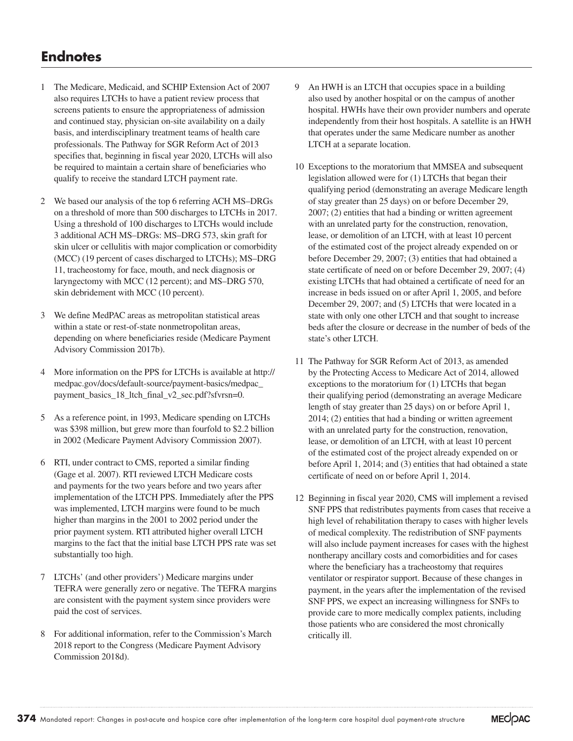## Endnotes

1 The Medicare, Medicaid, and SCHIP Extension Act of 2007 also requires LTCHs to have a patient review process that screens patients to ensure the appropriateness of admission and continued stay, physician on-site availability on a daily basis, and interdisciplinary treatment teams of health care professionals. The Pathway for SGR Reform Act of 2013 specifies that, beginning in fiscal year 2020, LTCHs will also be required to maintain a certain share of beneficiaries who qualify to receive the standard LTCH payment rate.

2 We based our analysis of the top 6 referring ACH MS–DRGs on a threshold of more than 500 discharges to LTCHs in 2017. Using a threshold of 100 discharges to LTCHs would include 3 additional ACH MS–DRGs: MS–DRG 573, skin graft for skin ulcer or cellulitis with major complication or comorbidity (MCC) (19 percent of cases discharged to LTCHs); MS–DRG 11, tracheostomy for face, mouth, and neck diagnosis or laryngectomy with MCC (12 percent); and MS–DRG 570, skin debridement with MCC (10 percent).

3 We define MedPAC areas as metropolitan statistical areas within a state or rest-of-state nonmetropolitan areas, depending on where beneficiaries reside (Medicare Payment Advisory Commission 2017b).

4 More information on the PPS for LTCHs is available at http://medpac.gov/docs/default-source/payment-basics/medpac_payment_basics_18_ltch_final_v2_sec.pdf?sfvrsn=0.

5 As a reference point, in 1993, Medicare spending on LTCHs was $398 million, but grew more than fourfold to $2.2 billion in 2002 (Medicare Payment Advisory Commission 2007).

6 RTI, under contract to CMS, reported a similar finding (Gage et al. 2007). RTI reviewed LTCH Medicare costs and payments for the two years before and two years after implementation of the LTCH PPS. Immediately after the PPS was implemented, LTCH margins were found to be much higher than margins in the 2001 to 2002 period under the prior payment system. RTI attributed higher overall LTCH margins to the fact that the initial base LTCH PPS rate was set substantially too high.

7 LTCHs' (and other providers') Medicare margins under TEFRA were generally zero or negative. The TEFRA margins are consistent with the payment system since providers were paid the cost of services.

8 For additional information, refer to the Commission's March 2018 report to the Congress (Medicare Payment Advisory Commission 2018d).

9 An HWH is an LTCH that occupies space in a building also used by another hospital or on the campus of another hospital. HWHs have their own provider numbers and operate independently from their host hospitals. A satellite is an HWH that operates under the same Medicare number as another LTCH at a separate location.

10 Exceptions to the moratorium that MMSEA and subsequent legislation allowed were for (1) LTCHs that began their qualifying period (demonstrating an average Medicare length of stay greater than 25 days) on or before December 29, 2007; (2) entities that had a binding or written agreement with an unrelated party for the construction, renovation, lease, or demolition of an LTCH, with at least 10 percent of the estimated cost of the project already expended on or before December 29, 2007; (3) entities that had obtained a state certificate of need on or before December 29, 2007; (4) existing LTCHs that had obtained a certificate of need for an increase in beds issued on or after April 1, 2005, and before December 29, 2007; and (5) LTCHs that were located in a state with only one other LTCH and that sought to increase beds after the closure or decrease in the number of beds of the state's other LTCH.

11 The Pathway for SGR Reform Act of 2013, as amended by the Protecting Access to Medicare Act of 2014, allowed exceptions to the moratorium for (1) LTCHs that began their qualifying period (demonstrating an average Medicare length of stay greater than 25 days) on or before April 1, 2014; (2) entities that had a binding or written agreement with an unrelated party for the construction, renovation, lease, or demolition of an LTCH, with at least 10 percent of the estimated cost of the project already expended on or before April 1, 2014; and (3) entities that had obtained a state certificate of need on or before April 1, 2014.

12 Beginning in fiscal year 2020, CMS will implement a revised SNF PPS that redistributes payments from cases that receive a high level of rehabilitation therapy to cases with higher levels of medical complexity. The redistribution of SNF payments will also include payment increases for cases with the highest nontherapy ancillary costs and comorbidities and for cases where the beneficiary has a tracheostomy that requires ventilator or respirator support. Because of these changes in payment, in the years after the implementation of the revised SNF PPS, we expect an increasing willingness for SNFs to provide care to more medically complex patients, including those patients who are considered the most chronically critically ill.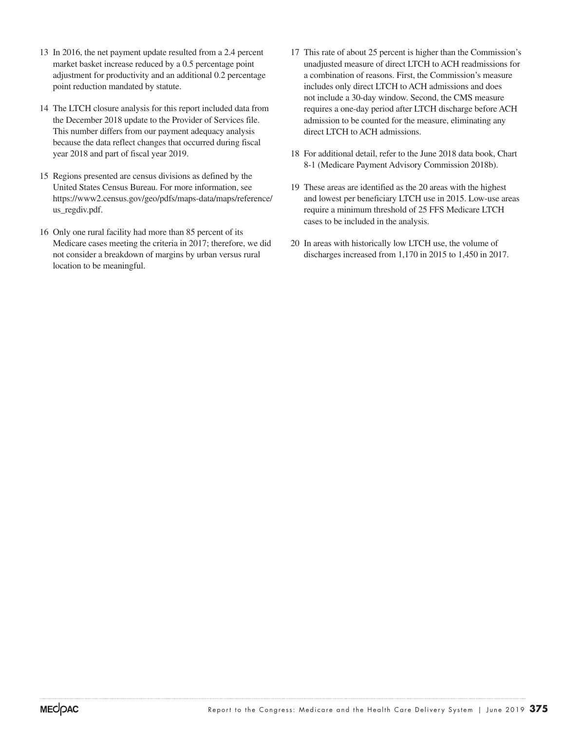13 In 2016, the net payment update resulted from a 2.4 percent market basket increase reduced by a 0.5 percentage point adjustment for productivity and an additional 0.2 percentage point reduction mandated by statute.

14 The LTCH closure analysis for this report included data from the December 2018 update to the Provider of Services file. This number differs from our payment adequacy analysis because the data reflect changes that occurred during fiscal year 2018 and part of fiscal year 2019.

15 Regions presented are census divisions as defined by the United States Census Bureau. For more information, see https://www2.census.gov/geo/pdfs/maps-data/maps/reference/us_regdiv.pdf.

16 Only one rural facility had more than 85 percent of its Medicare cases meeting the criteria in 2017; therefore, we did not consider a breakdown of margins by urban versus rural location to be meaningful.

17 This rate of about 25 percent is higher than the Commission's unadjusted measure of direct LTCH to ACH readmissions for a combination of reasons. First, the Commission's measure includes only direct LTCH to ACH admissions and does not include a 30-day window. Second, the CMS measure requires a one-day period after LTCH discharge before ACH admission to be counted for the measure, eliminating any direct LTCH to ACH admissions.

18 For additional detail, refer to the June 2018 data book, Chart 8-1 (Medicare Payment Advisory Commission 2018b).

19 These areas are identified as the 20 areas with the highest and lowest per beneficiary LTCH use in 2015. Low-use areas require a minimum threshold of 25 FFS Medicare LTCH cases to be included in the analysis.

20 In areas with historically low LTCH use, the volume of discharges increased from 1,170 in 2015 to 1,450 in 2017.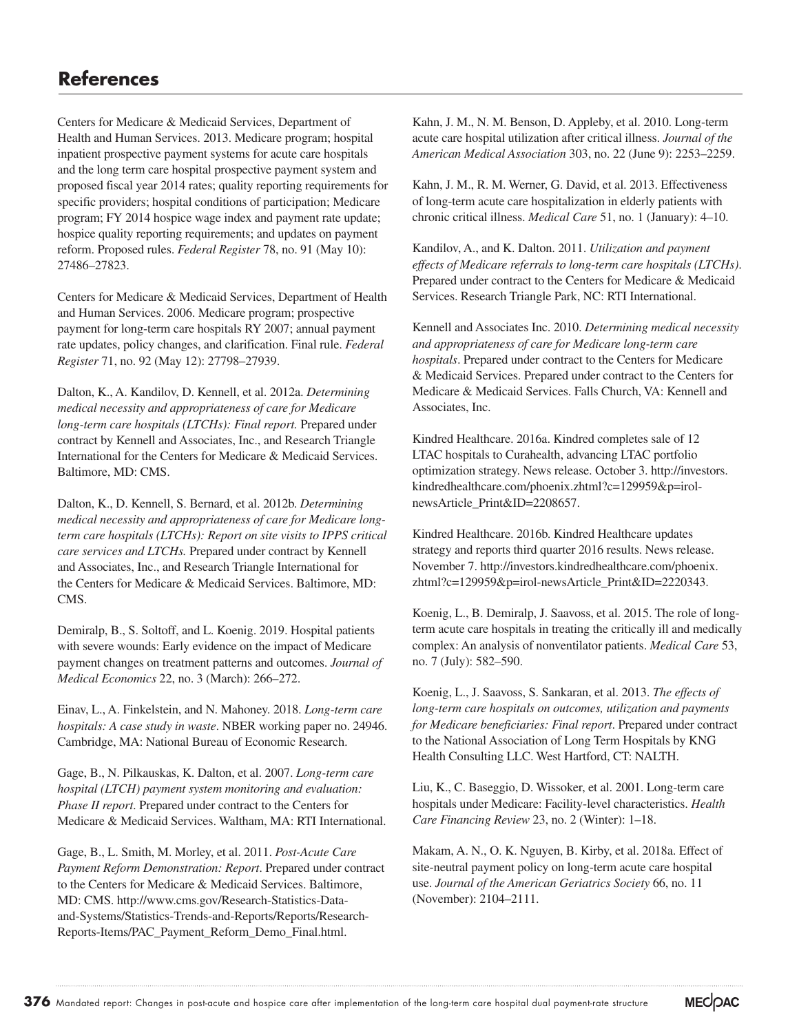## References

Centers for Medicare & Medicaid Services, Department of Health and Human Services. 2013. Medicare program; hospital inpatient prospective payment systems for acute care hospitals and the long term care hospital prospective payment system and proposed fiscal year 2014 rates; quality reporting requirements for specific providers; hospital conditions of participation; Medicare program; FY 2014 hospice wage index and payment rate update; hospice quality reporting requirements; and updates on payment reform. Proposed rules. *Federal Register* 78, no. 91 (May 10): 27486–27823.

Centers for Medicare & Medicaid Services, Department of Health and Human Services. 2006. Medicare program; prospective payment for long-term care hospitals RY 2007; annual payment rate updates, policy changes, and clarification. Final rule. *Federal Register* 71, no. 92 (May 12): 27798–27939.

Dalton, K., A. Kandilov, D. Kennell, et al. 2012a. *Determining medical necessity and appropriateness of care for Medicare long-term care hospitals (LTCHs): Final report.* Prepared under contract by Kennell and Associates, Inc., and Research Triangle International for the Centers for Medicare & Medicaid Services. Baltimore, MD: CMS.

Dalton, K., D. Kennell, S. Bernard, et al. 2012b. *Determining medical necessity and appropriateness of care for Medicare long-term care hospitals (LTCHs): Report on site visits to IPPS critical care services and LTCHs.* Prepared under contract by Kennell and Associates, Inc., and Research Triangle International for the Centers for Medicare & Medicaid Services. Baltimore, MD: CMS.

Demiralp, B., S. Soltoff, and L. Koenig. 2019. Hospital patients with severe wounds: Early evidence on the impact of Medicare payment changes on treatment patterns and outcomes. *Journal of Medical Economics* 22, no. 3 (March): 266–272.

Einav, L., A. Finkelstein, and N. Mahoney. 2018. *Long-term care hospitals: A case study in waste*. NBER working paper no. 24946. Cambridge, MA: National Bureau of Economic Research.

Gage, B., N. Pilkauskas, K. Dalton, et al. 2007. *Long-term care hospital (LTCH) payment system monitoring and evaluation: Phase II report*. Prepared under contract to the Centers for Medicare & Medicaid Services. Waltham, MA: RTI International.

Gage, B., L. Smith, M. Morley, et al. 2011. *Post-Acute Care Payment Reform Demonstration: Report*. Prepared under contract to the Centers for Medicare & Medicaid Services. Baltimore, MD: CMS. http://www.cms.gov/Research-Statistics-Data-and-Systems/Statistics-Trends-and-Reports/Reports/Research-Reports-Items/PAC_Payment_Reform_Demo_Final.html.

Kahn, J. M., N. M. Benson, D. Appleby, et al. 2010. Long-term acute care hospital utilization after critical illness. *Journal of the American Medical Association* 303, no. 22 (June 9): 2253–2259.

Kahn, J. M., R. M. Werner, G. David, et al. 2013. Effectiveness of long-term acute care hospitalization in elderly patients with chronic critical illness. *Medical Care* 51, no. 1 (January): 4–10.

Kandilov, A., and K. Dalton. 2011. *Utilization and payment effects of Medicare referrals to long-term care hospitals (LTCHs)*. Prepared under contract to the Centers for Medicare & Medicaid Services. Research Triangle Park, NC: RTI International.

Kennell and Associates Inc. 2010. *Determining medical necessity and appropriateness of care for Medicare long-term care hospitals*. Prepared under contract to the Centers for Medicare & Medicaid Services. Prepared under contract to the Centers for Medicare & Medicaid Services. Falls Church, VA: Kennell and Associates, Inc.

Kindred Healthcare. 2016a. Kindred completes sale of 12 LTAC hospitals to Curahealth, advancing LTAC portfolio optimization strategy. News release. October 3. http://investors.kindredhealthcare.com/phoenix.zhtml?c=129959&p=irol-newsArticle_Print&ID=2208657.

Kindred Healthcare. 2016b. Kindred Healthcare updates strategy and reports third quarter 2016 results. News release. November 7. http://investors.kindredhealthcare.com/phoenix.zhtml?c=129959&p=irol-newsArticle_Print&ID=2220343.

Koenig, L., B. Demiralp, J. Saavoss, et al. 2015. The role of long-term acute care hospitals in treating the critically ill and medically complex: An analysis of nonventilator patients. *Medical Care* 53, no. 7 (July): 582–590.

Koenig, L., J. Saavoss, S. Sankaran, et al. 2013. *The effects of long-term care hospitals on outcomes, utilization and payments for Medicare beneficiaries: Final report*. Prepared under contract to the National Association of Long Term Hospitals by KNG Health Consulting LLC. West Hartford, CT: NALTH.

Liu, K., C. Baseggio, D. Wissoker, et al. 2001. Long-term care hospitals under Medicare: Facility-level characteristics. *Health Care Financing Review* 23, no. 2 (Winter): 1–18.

Makam, A. N., O. K. Nguyen, B. Kirby, et al. 2018a. Effect of site-neutral payment policy on long-term acute care hospital use. *Journal of the American Geriatrics Society* 66, no. 11 (November): 2104–2111.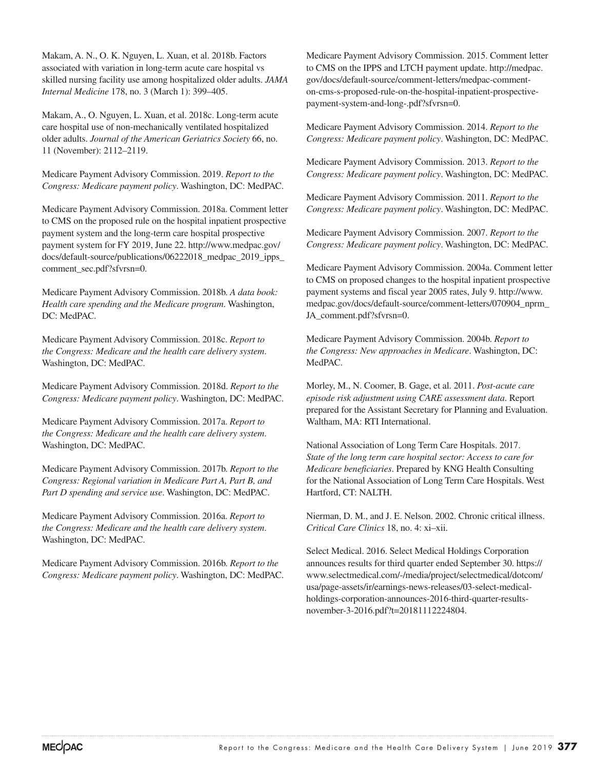Makam, A. N., O. K. Nguyen, L. Xuan, et al. 2018b. Factors associated with variation in long-term acute care hospital vs skilled nursing facility use among hospitalized older adults. *JAMA Internal Medicine* 178, no. 3 (March 1): 399–405.

Makam, A., O. Nguyen, L. Xuan, et al. 2018c. Long-term acute care hospital use of non-mechanically ventilated hospitalized older adults. *Journal of the American Geriatrics Society* 66, no. 11 (November): 2112–2119.

Medicare Payment Advisory Commission. 2019. *Report to the Congress: Medicare payment policy*. Washington, DC: MedPAC.

Medicare Payment Advisory Commission. 2018a. Comment letter to CMS on the proposed rule on the hospital inpatient prospective payment system and the long-term care hospital prospective payment system for FY 2019, June 22. http://www.medpac.gov/docs/default-source/publications/06222018_medpac_2019_ipps_comment_sec.pdf?sfvrsn=0.

Medicare Payment Advisory Commission. 2018b. *A data book: Health care spending and the Medicare program*. Washington, DC: MedPAC.

Medicare Payment Advisory Commission. 2018c. *Report to the Congress: Medicare and the health care delivery system*. Washington, DC: MedPAC.

Medicare Payment Advisory Commission. 2018d. *Report to the Congress: Medicare payment policy*. Washington, DC: MedPAC.

Medicare Payment Advisory Commission. 2017a. *Report to the Congress: Medicare and the health care delivery system*. Washington, DC: MedPAC.

Medicare Payment Advisory Commission. 2017b. *Report to the Congress: Regional variation in Medicare Part A, Part B, and Part D spending and service use*. Washington, DC: MedPAC.

Medicare Payment Advisory Commission. 2016a. *Report to the Congress: Medicare and the health care delivery system*. Washington, DC: MedPAC.

Medicare Payment Advisory Commission. 2016b. *Report to the Congress: Medicare payment policy*. Washington, DC: MedPAC.

Medicare Payment Advisory Commission. 2015. Comment letter to CMS on the IPPS and LTCH payment update. http://medpac.gov/docs/default-source/comment-letters/medpac-comment-on-cms-s-proposed-rule-on-the-hospital-inpatient-prospective-payment-system-and-long-.pdf?sfvrsn=0.

Medicare Payment Advisory Commission. 2014. *Report to the Congress: Medicare payment policy*. Washington, DC: MedPAC.

Medicare Payment Advisory Commission. 2013. *Report to the Congress: Medicare payment policy*. Washington, DC: MedPAC.

Medicare Payment Advisory Commission. 2011. *Report to the Congress: Medicare payment policy*. Washington, DC: MedPAC.

Medicare Payment Advisory Commission. 2007. *Report to the Congress: Medicare payment policy*. Washington, DC: MedPAC.

Medicare Payment Advisory Commission. 2004a. Comment letter to CMS on proposed changes to the hospital inpatient prospective payment systems and fiscal year 2005 rates, July 9. http://www.medpac.gov/docs/default-source/comment-letters/070904_nprm_JA_comment.pdf?sfvrsn=0.

Medicare Payment Advisory Commission. 2004b. *Report to the Congress: New approaches in Medicare*. Washington, DC: MedPAC.

Morley, M., N. Coomer, B. Gage, et al. 2011. *Post-acute care episode risk adjustment using CARE assessment data*. Report prepared for the Assistant Secretary for Planning and Evaluation. Waltham, MA: RTI International.

National Association of Long Term Care Hospitals. 2017. *State of the long term care hospital sector: Access to care for Medicare beneficiaries*. Prepared by KNG Health Consulting for the National Association of Long Term Care Hospitals. West Hartford, CT: NALTH.

Nierman, D. M., and J. E. Nelson. 2002. Chronic critical illness. *Critical Care Clinics* 18, no. 4: xi–xii.

Select Medical. 2016. Select Medical Holdings Corporation announces results for third quarter ended September 30. https://www.selectmedical.com/-/media/project/selectmedical/dotcom/usa/page-assets/ir/earnings-news-releases/03-select-medical-holdings-corporation-announces-2016-third-quarter-results-november-3-2016.pdf?t=20181112224804.